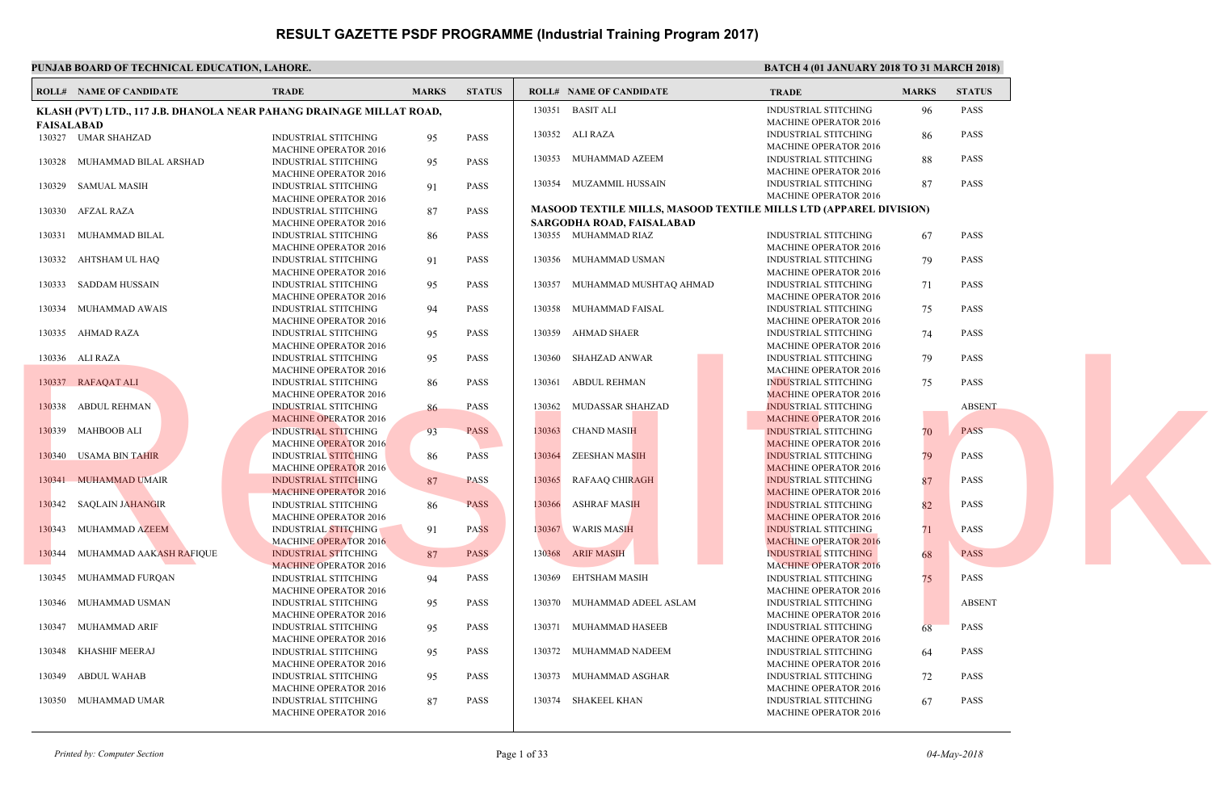# RESULT GAZETTE PSDF PROGRAMME (Industrial Training Program 2017)

**PUNJAB BOARD OF TECHNICAL EDUCATION, LAHORE.**

**BATCH 4 (01 JANUARY 2018 TO 31 MARCH 2018)**

**KLASH (PVT) LTD., 117 J.B. DHANOLA NEAR PAHANG DRAINAGE MILLAT ROAD, FAISALABAD**

| ROLL# | NAME OF CANDIDATE | TRADE | MARKS | STATUS |
|---|---|---|---|---|
| 130327 | UMAR SHAHZAD | INDUSTRIAL STITCHING MACHINE OPERATOR 2016 | 95 | PASS |
| 130328 | MUHAMMAD BILAL ARSHAD | INDUSTRIAL STITCHING MACHINE OPERATOR 2016 | 95 | PASS |
| 130329 | SAMUAL MASIH | INDUSTRIAL STITCHING MACHINE OPERATOR 2016 | 91 | PASS |
| 130330 | AFZAL RAZA | INDUSTRIAL STITCHING MACHINE OPERATOR 2016 | 87 | PASS |
| 130331 | MUHAMMAD BILAL | INDUSTRIAL STITCHING MACHINE OPERATOR 2016 | 86 | PASS |
| 130332 | AHTSHAM UL HAQ | INDUSTRIAL STITCHING MACHINE OPERATOR 2016 | 91 | PASS |
| 130333 | SADDAM HUSSAIN | INDUSTRIAL STITCHING MACHINE OPERATOR 2016 | 95 | PASS |
| 130334 | MUHAMMAD AWAIS | INDUSTRIAL STITCHING MACHINE OPERATOR 2016 | 94 | PASS |
| 130335 | AHMAD RAZA | INDUSTRIAL STITCHING MACHINE OPERATOR 2016 | 95 | PASS |
| 130336 | ALI RAZA | INDUSTRIAL STITCHING MACHINE OPERATOR 2016 | 95 | PASS |
| 130337 | RAFAQAT ALI | INDUSTRIAL STITCHING MACHINE OPERATOR 2016 | 86 | PASS |
| 130338 | ABDUL REHMAN | INDUSTRIAL STITCHING MACHINE OPERATOR 2016 | 86 | PASS |
| 130339 | MAHBOOB ALI | INDUSTRIAL STITCHING MACHINE OPERATOR 2016 | 93 | PASS |
| 130340 | USAMA BIN TAHIR | INDUSTRIAL STITCHING MACHINE OPERATOR 2016 | 86 | PASS |
| 130341 | MUHAMMAD UMAIR | INDUSTRIAL STITCHING MACHINE OPERATOR 2016 | 87 | PASS |
| 130342 | SAQLAIN JAHANGIR | INDUSTRIAL STITCHING MACHINE OPERATOR 2016 | 86 | PASS |
| 130343 | MUHAMMAD AZEEM | INDUSTRIAL STITCHING MACHINE OPERATOR 2016 | 91 | PASS |
| 130344 | MUHAMMAD AAKASH RAFIQUE | INDUSTRIAL STITCHING MACHINE OPERATOR 2016 | 87 | PASS |
| 130345 | MUHAMMAD FURQAN | INDUSTRIAL STITCHING MACHINE OPERATOR 2016 | 94 | PASS |
| 130346 | MUHAMMAD USMAN | INDUSTRIAL STITCHING MACHINE OPERATOR 2016 | 95 | PASS |
| 130347 | MUHAMMAD ARIF | INDUSTRIAL STITCHING MACHINE OPERATOR 2016 | 95 | PASS |
| 130348 | KHASHIF MEERAJ | INDUSTRIAL STITCHING MACHINE OPERATOR 2016 | 95 | PASS |
| 130349 | ABDUL WAHAB | INDUSTRIAL STITCHING MACHINE OPERATOR 2016 | 95 | PASS |
| 130350 | MUHAMMAD UMAR | INDUSTRIAL STITCHING MACHINE OPERATOR 2016 | 87 | PASS |
| 130351 | BASIT ALI | INDUSTRIAL STITCHING MACHINE OPERATOR 2016 | 96 | PASS |
| 130352 | ALI RAZA | INDUSTRIAL STITCHING MACHINE OPERATOR 2016 | 86 | PASS |
| 130353 | MUHAMMAD AZEEM | INDUSTRIAL STITCHING MACHINE OPERATOR 2016 | 88 | PASS |
| 130354 | MUZAMMIL HUSSAIN | INDUSTRIAL STITCHING MACHINE OPERATOR 2016 | 87 | PASS |

**MASOOD TEXTILE MILLS, MASOOD TEXTILE MILLS LTD (APPAREL DIVISION) SARGODHA ROAD, FAISALABAD**

| ROLL# | NAME OF CANDIDATE | TRADE | MARKS | STATUS |
|---|---|---|---|---|
| 130355 | MUHAMMAD RIAZ | INDUSTRIAL STITCHING MACHINE OPERATOR 2016 | 67 | PASS |
| 130356 | MUHAMMAD USMAN | INDUSTRIAL STITCHING MACHINE OPERATOR 2016 | 79 | PASS |
| 130357 | MUHAMMAD MUSHTAQ AHMAD | INDUSTRIAL STITCHING MACHINE OPERATOR 2016 | 71 | PASS |
| 130358 | MUHAMMAD FAISAL | INDUSTRIAL STITCHING MACHINE OPERATOR 2016 | 75 | PASS |
| 130359 | AHMAD SHAER | INDUSTRIAL STITCHING MACHINE OPERATOR 2016 | 74 | PASS |
| 130360 | SHAHZAD ANWAR | INDUSTRIAL STITCHING MACHINE OPERATOR 2016 | 79 | PASS |
| 130361 | ABDUL REHMAN | INDUSTRIAL STITCHING MACHINE OPERATOR 2016 | 75 | PASS |
| 130362 | MUDASSAR SHAHZAD | INDUSTRIAL STITCHING MACHINE OPERATOR 2016 | | ABSENT |
| 130363 | CHAND MASIH | INDUSTRIAL STITCHING MACHINE OPERATOR 2016 | 70 | PASS |
| 130364 | ZEESHAN MASIH | INDUSTRIAL STITCHING MACHINE OPERATOR 2016 | 79 | PASS |
| 130365 | RAFAAQ CHIRAGH | INDUSTRIAL STITCHING MACHINE OPERATOR 2016 | 87 | PASS |
| 130366 | ASHRAF MASIH | INDUSTRIAL STITCHING MACHINE OPERATOR 2016 | 82 | PASS |
| 130367 | WARIS MASIH | INDUSTRIAL STITCHING MACHINE OPERATOR 2016 | 71 | PASS |
| 130368 | ARIF MASIH | INDUSTRIAL STITCHING MACHINE OPERATOR 2016 | 68 | PASS |
| 130369 | EHTSHAM MASIH | INDUSTRIAL STITCHING MACHINE OPERATOR 2016 | 75 | PASS |
| 130370 | MUHAMMAD ADEEL ASLAM | INDUSTRIAL STITCHING MACHINE OPERATOR 2016 | | ABSENT |
| 130371 | MUHAMMAD HASEEB | INDUSTRIAL STITCHING MACHINE OPERATOR 2016 | 68 | PASS |
| 130372 | MUHAMMAD NADEEM | INDUSTRIAL STITCHING MACHINE OPERATOR 2016 | 64 | PASS |
| 130373 | MUHAMMAD ASGHAR | INDUSTRIAL STITCHING MACHINE OPERATOR 2016 | 72 | PASS |
| 130374 | SHAKEEL KHAN | INDUSTRIAL STITCHING MACHINE OPERATOR 2016 | 67 | PASS |

*Printed by: Computer Section*

*04-May-2018*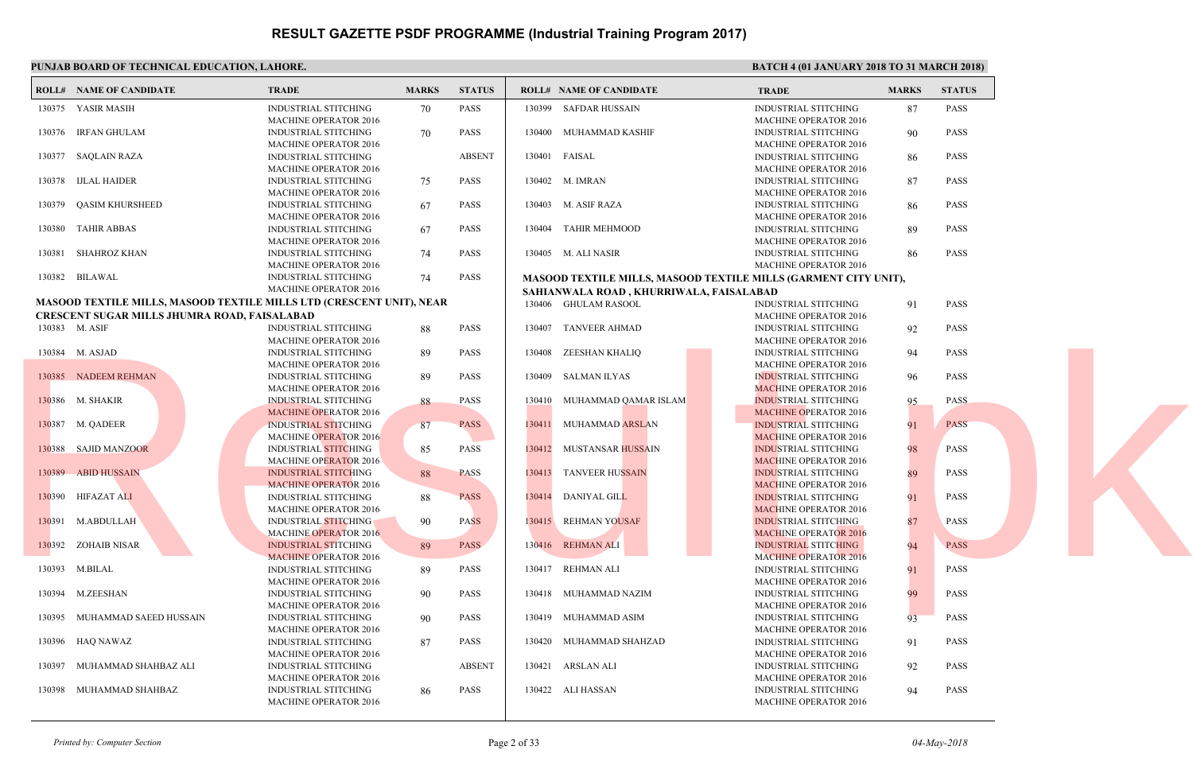# RESULT GAZETTE PSDF PROGRAMME (Industrial Training Program 2017)

**PUNJAB BOARD OF TECHNICAL EDUCATION, LAHORE.**

**BATCH 4 (01 JANUARY 2018 TO 31 MARCH 2018)**

| ROLL# | NAME OF CANDIDATE | TRADE | MARKS | STATUS |
|---|---|---|---|---|
| 130375 | YASIR MASIH | INDUSTRIAL STITCHING MACHINE OPERATOR 2016 | 70 | PASS |
| 130376 | IRFAN GHULAM | INDUSTRIAL STITCHING MACHINE OPERATOR 2016 | 70 | PASS |
| 130377 | SAQLAIN RAZA | INDUSTRIAL STITCHING MACHINE OPERATOR 2016 | | ABSENT |
| 130378 | IJLAL HAIDER | INDUSTRIAL STITCHING MACHINE OPERATOR 2016 | 75 | PASS |
| 130379 | QASIM KHURSHEED | INDUSTRIAL STITCHING MACHINE OPERATOR 2016 | 67 | PASS |
| 130380 | TAHIR ABBAS | INDUSTRIAL STITCHING MACHINE OPERATOR 2016 | 67 | PASS |
| 130381 | SHAHROZ KHAN | INDUSTRIAL STITCHING MACHINE OPERATOR 2016 | 74 | PASS |
| 130382 | BILAWAL | INDUSTRIAL STITCHING MACHINE OPERATOR 2016 | 74 | PASS |

**MASOOD TEXTILE MILLS, MASOOD TEXTILE MILLS LTD (CRESCENT UNIT), NEAR CRESCENT SUGAR MILLS JHUMRA ROAD, FAISALABAD**

| ROLL# | NAME OF CANDIDATE | TRADE | MARKS | STATUS |
|---|---|---|---|---|
| 130383 | M. ASIF | INDUSTRIAL STITCHING MACHINE OPERATOR 2016 | 88 | PASS |
| 130384 | M. ASJAD | INDUSTRIAL STITCHING MACHINE OPERATOR 2016 | 89 | PASS |
| 130385 | NADEEM REHMAN | INDUSTRIAL STITCHING MACHINE OPERATOR 2016 | 89 | PASS |
| 130386 | M. SHAKIR | INDUSTRIAL STITCHING MACHINE OPERATOR 2016 | 88 | PASS |
| 130387 | M. QADEER | INDUSTRIAL STITCHING MACHINE OPERATOR 2016 | 87 | PASS |
| 130388 | SAJID MANZOOR | INDUSTRIAL STITCHING MACHINE OPERATOR 2016 | 85 | PASS |
| 130389 | ABID HUSSAIN | INDUSTRIAL STITCHING MACHINE OPERATOR 2016 | 88 | PASS |
| 130390 | HIFAZAT ALI | INDUSTRIAL STITCHING MACHINE OPERATOR 2016 | 88 | PASS |
| 130391 | M.ABDULLAH | INDUSTRIAL STITCHING MACHINE OPERATOR 2016 | 90 | PASS |
| 130392 | ZOHAIB NISAR | INDUSTRIAL STITCHING MACHINE OPERATOR 2016 | 89 | PASS |
| 130393 | M.BILAL | INDUSTRIAL STITCHING MACHINE OPERATOR 2016 | 89 | PASS |
| 130394 | M.ZEESHAN | INDUSTRIAL STITCHING MACHINE OPERATOR 2016 | 90 | PASS |
| 130395 | MUHAMMAD SAEED HUSSAIN | INDUSTRIAL STITCHING MACHINE OPERATOR 2016 | 90 | PASS |
| 130396 | HAQ NAWAZ | INDUSTRIAL STITCHING MACHINE OPERATOR 2016 | 87 | PASS |
| 130397 | MUHAMMAD SHAHBAZ ALI | INDUSTRIAL STITCHING MACHINE OPERATOR 2016 | | ABSENT |
| 130398 | MUHAMMAD SHAHBAZ | INDUSTRIAL STITCHING MACHINE OPERATOR 2016 | 86 | PASS |
| 130399 | SAFDAR HUSSAIN | INDUSTRIAL STITCHING MACHINE OPERATOR 2016 | 87 | PASS |
| 130400 | MUHAMMAD KASHIF | INDUSTRIAL STITCHING MACHINE OPERATOR 2016 | 90 | PASS |
| 130401 | FAISAL | INDUSTRIAL STITCHING MACHINE OPERATOR 2016 | 86 | PASS |
| 130402 | M. IMRAN | INDUSTRIAL STITCHING MACHINE OPERATOR 2016 | 87 | PASS |
| 130403 | M. ASIF RAZA | INDUSTRIAL STITCHING MACHINE OPERATOR 2016 | 86 | PASS |
| 130404 | TAHIR MEHMOOD | INDUSTRIAL STITCHING MACHINE OPERATOR 2016 | 89 | PASS |
| 130405 | M. ALI NASIR | INDUSTRIAL STITCHING MACHINE OPERATOR 2016 | 86 | PASS |

**MASOOD TEXTILE MILLS, MASOOD TEXTILE MILLS (GARMENT CITY UNIT), SAHIANWALA ROAD , KHURRIWALA, FAISALABAD**

| ROLL# | NAME OF CANDIDATE | TRADE | MARKS | STATUS |
|---|---|---|---|---|
| 130406 | GHULAM RASOOL | INDUSTRIAL STITCHING MACHINE OPERATOR 2016 | 91 | PASS |
| 130407 | TANVEER AHMAD | INDUSTRIAL STITCHING MACHINE OPERATOR 2016 | 92 | PASS |
| 130408 | ZEESHAN KHALIQ | INDUSTRIAL STITCHING MACHINE OPERATOR 2016 | 94 | PASS |
| 130409 | SALMAN ILYAS | INDUSTRIAL STITCHING MACHINE OPERATOR 2016 | 96 | PASS |
| 130410 | MUHAMMAD QAMAR ISLAM | INDUSTRIAL STITCHING MACHINE OPERATOR 2016 | 95 | PASS |
| 130411 | MUHAMMAD ARSLAN | INDUSTRIAL STITCHING MACHINE OPERATOR 2016 | 91 | PASS |
| 130412 | MUSTANSAR HUSSAIN | INDUSTRIAL STITCHING MACHINE OPERATOR 2016 | 98 | PASS |
| 130413 | TANVEER HUSSAIN | INDUSTRIAL STITCHING MACHINE OPERATOR 2016 | 89 | PASS |
| 130414 | DANIYAL GILL | INDUSTRIAL STITCHING MACHINE OPERATOR 2016 | 91 | PASS |
| 130415 | REHMAN YOUSAF | INDUSTRIAL STITCHING MACHINE OPERATOR 2016 | 87 | PASS |
| 130416 | REHMAN ALI | INDUSTRIAL STITCHING MACHINE OPERATOR 2016 | 94 | PASS |
| 130417 | REHMAN ALI | INDUSTRIAL STITCHING MACHINE OPERATOR 2016 | 91 | PASS |
| 130418 | MUHAMMAD NAZIM | INDUSTRIAL STITCHING MACHINE OPERATOR 2016 | 99 | PASS |
| 130419 | MUHAMMAD ASIM | INDUSTRIAL STITCHING MACHINE OPERATOR 2016 | 93 | PASS |
| 130420 | MUHAMMAD SHAHZAD | INDUSTRIAL STITCHING MACHINE OPERATOR 2016 | 91 | PASS |
| 130421 | ARSLAN ALI | INDUSTRIAL STITCHING MACHINE OPERATOR 2016 | 92 | PASS |
| 130422 | ALI HASSAN | INDUSTRIAL STITCHING MACHINE OPERATOR 2016 | 94 | PASS |

*Printed by: Computer Section*

*04-May-2018*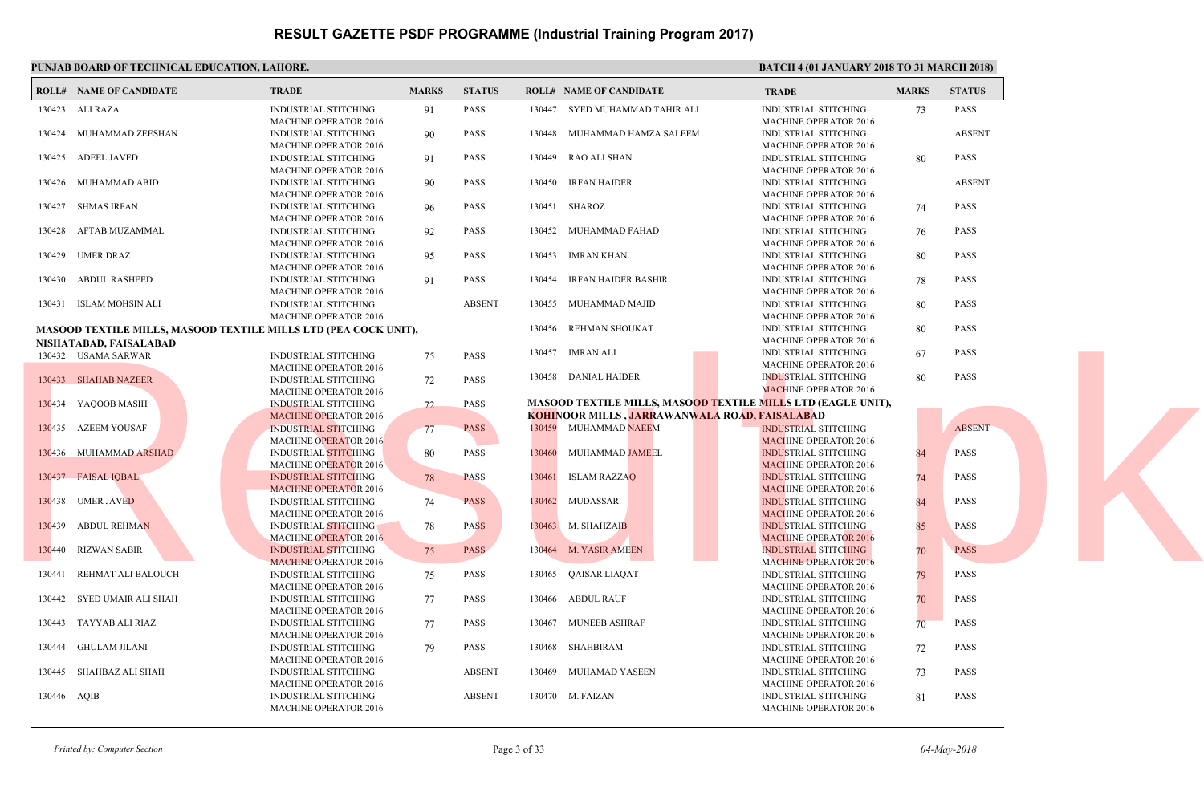# RESULT GAZETTE PSDF PROGRAMME (Industrial Training Program 2017)

**PUNJAB BOARD OF TECHNICAL EDUCATION, LAHORE.**

**BATCH 4 (01 JANUARY 2018 TO 31 MARCH 2018)**

| ROLL# | NAME OF CANDIDATE | TRADE | MARKS | STATUS |
|---|---|---|---|---|
| 130423 | ALI RAZA | INDUSTRIAL STITCHING MACHINE OPERATOR 2016 | 91 | PASS |
| 130424 | MUHAMMAD ZEESHAN | INDUSTRIAL STITCHING MACHINE OPERATOR 2016 | 90 | PASS |
| 130425 | ADEEL JAVED | INDUSTRIAL STITCHING MACHINE OPERATOR 2016 | 91 | PASS |
| 130426 | MUHAMMAD ABID | INDUSTRIAL STITCHING MACHINE OPERATOR 2016 | 90 | PASS |
| 130427 | SHMAS IRFAN | INDUSTRIAL STITCHING MACHINE OPERATOR 2016 | 96 | PASS |
| 130428 | AFTAB MUZAMMAL | INDUSTRIAL STITCHING MACHINE OPERATOR 2016 | 92 | PASS |
| 130429 | UMER DRAZ | INDUSTRIAL STITCHING MACHINE OPERATOR 2016 | 95 | PASS |
| 130430 | ABDUL RASHEED | INDUSTRIAL STITCHING MACHINE OPERATOR 2016 | 91 | PASS |
| 130431 | ISLAM MOHSIN ALI | INDUSTRIAL STITCHING MACHINE OPERATOR 2016 | | ABSENT |

**MASOOD TEXTILE MILLS, MASOOD TEXTILE MILLS LTD (PEA COCK UNIT), NISHATABAD, FAISALABAD**

| ROLL# | NAME OF CANDIDATE | TRADE | MARKS | STATUS |
|---|---|---|---|---|
| 130432 | USAMA SARWAR | INDUSTRIAL STITCHING MACHINE OPERATOR 2016 | 75 | PASS |
| 130433 | SHAHAB NAZEER | INDUSTRIAL STITCHING MACHINE OPERATOR 2016 | 72 | PASS |
| 130434 | YAQOOB MASIH | INDUSTRIAL STITCHING MACHINE OPERATOR 2016 | 72 | PASS |
| 130435 | AZEEM YOUSAF | INDUSTRIAL STITCHING MACHINE OPERATOR 2016 | 77 | PASS |
| 130436 | MUHAMMAD ARSHAD | INDUSTRIAL STITCHING MACHINE OPERATOR 2016 | 80 | PASS |
| 130437 | FAISAL IQBAL | INDUSTRIAL STITCHING MACHINE OPERATOR 2016 | 78 | PASS |
| 130438 | UMER JAVED | INDUSTRIAL STITCHING MACHINE OPERATOR 2016 | 74 | PASS |
| 130439 | ABDUL REHMAN | INDUSTRIAL STITCHING MACHINE OPERATOR 2016 | 78 | PASS |
| 130440 | RIZWAN SABIR | INDUSTRIAL STITCHING MACHINE OPERATOR 2016 | 75 | PASS |
| 130441 | REHMAT ALI BALOUCH | INDUSTRIAL STITCHING MACHINE OPERATOR 2016 | 75 | PASS |
| 130442 | SYED UMAIR ALI SHAH | INDUSTRIAL STITCHING MACHINE OPERATOR 2016 | 77 | PASS |
| 130443 | TAYYAB ALI RIAZ | INDUSTRIAL STITCHING MACHINE OPERATOR 2016 | 77 | PASS |
| 130444 | GHULAM JILANI | INDUSTRIAL STITCHING MACHINE OPERATOR 2016 | 79 | PASS |
| 130445 | SHAHBAZ ALI SHAH | INDUSTRIAL STITCHING MACHINE OPERATOR 2016 | | ABSENT |
| 130446 | AQIB | INDUSTRIAL STITCHING MACHINE OPERATOR 2016 | | ABSENT |
| 130447 | SYED MUHAMMAD TAHIR ALI | INDUSTRIAL STITCHING MACHINE OPERATOR 2016 | 73 | PASS |
| 130448 | MUHAMMAD HAMZA SALEEM | INDUSTRIAL STITCHING MACHINE OPERATOR 2016 | | ABSENT |
| 130449 | RAO ALI SHAN | INDUSTRIAL STITCHING MACHINE OPERATOR 2016 | 80 | PASS |
| 130450 | IRFAN HAIDER | INDUSTRIAL STITCHING MACHINE OPERATOR 2016 | | ABSENT |
| 130451 | SHAROZ | INDUSTRIAL STITCHING MACHINE OPERATOR 2016 | 74 | PASS |
| 130452 | MUHAMMAD FAHAD | INDUSTRIAL STITCHING MACHINE OPERATOR 2016 | 76 | PASS |
| 130453 | IMRAN KHAN | INDUSTRIAL STITCHING MACHINE OPERATOR 2016 | 80 | PASS |
| 130454 | IRFAN HAIDER BASHIR | INDUSTRIAL STITCHING MACHINE OPERATOR 2016 | 78 | PASS |
| 130455 | MUHAMMAD MAJID | INDUSTRIAL STITCHING MACHINE OPERATOR 2016 | 80 | PASS |
| 130456 | REHMAN SHOUKAT | INDUSTRIAL STITCHING MACHINE OPERATOR 2016 | 80 | PASS |
| 130457 | IMRAN ALI | INDUSTRIAL STITCHING MACHINE OPERATOR 2016 | 67 | PASS |
| 130458 | DANIAL HAIDER | INDUSTRIAL STITCHING MACHINE OPERATOR 2016 | 80 | PASS |

**MASOOD TEXTILE MILLS, MASOOD TEXTILE MILLS LTD (EAGLE UNIT), KOHINOOR MILLS , JARRAWANWALA ROAD, FAISALABAD**

| ROLL# | NAME OF CANDIDATE | TRADE | MARKS | STATUS |
|---|---|---|---|---|
| 130459 | MUHAMMAD NAEEM | INDUSTRIAL STITCHING MACHINE OPERATOR 2016 | | ABSENT |
| 130460 | MUHAMMAD JAMEEL | INDUSTRIAL STITCHING MACHINE OPERATOR 2016 | 84 | PASS |
| 130461 | ISLAM RAZZAQ | INDUSTRIAL STITCHING MACHINE OPERATOR 2016 | 74 | PASS |
| 130462 | MUDASSAR | INDUSTRIAL STITCHING MACHINE OPERATOR 2016 | 84 | PASS |
| 130463 | M. SHAHZAIB | INDUSTRIAL STITCHING MACHINE OPERATOR 2016 | 85 | PASS |
| 130464 | M. YASIR AMEEN | INDUSTRIAL STITCHING MACHINE OPERATOR 2016 | 70 | PASS |
| 130465 | QAISAR LIAQAT | INDUSTRIAL STITCHING MACHINE OPERATOR 2016 | 79 | PASS |
| 130466 | ABDUL RAUF | INDUSTRIAL STITCHING MACHINE OPERATOR 2016 | 70 | PASS |
| 130467 | MUNEEB ASHRAF | INDUSTRIAL STITCHING MACHINE OPERATOR 2016 | 70 | PASS |
| 130468 | SHAHBIRAM | INDUSTRIAL STITCHING MACHINE OPERATOR 2016 | 72 | PASS |
| 130469 | MUHAMAD YASEEN | INDUSTRIAL STITCHING MACHINE OPERATOR 2016 | 73 | PASS |
| 130470 | M. FAIZAN | INDUSTRIAL STITCHING MACHINE OPERATOR 2016 | 81 | PASS |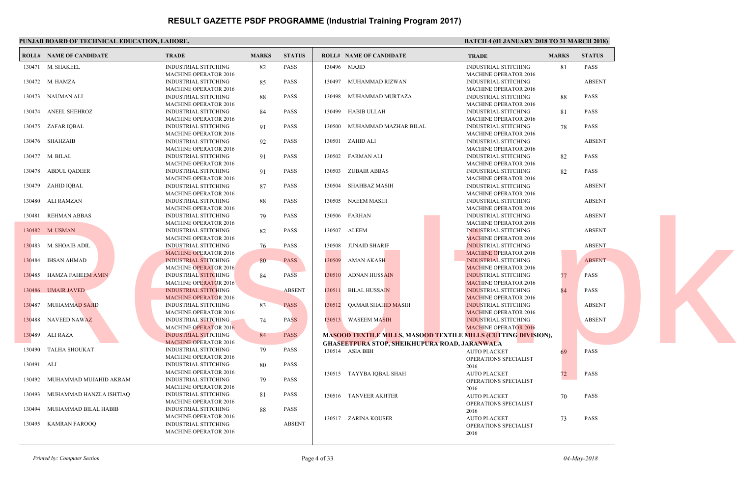# RESULT GAZETTE PSDF PROGRAMME (Industrial Training Program 2017)

**PUNJAB BOARD OF TECHNICAL EDUCATION, LAHORE.**

**BATCH 4 (01 JANUARY 2018 TO 31 MARCH 2018)**

| ROLL# | NAME OF CANDIDATE | TRADE | MARKS | STATUS |
|---|---|---|---|---|
| 130471 | M. SHAKEEL | INDUSTRIAL STITCHING MACHINE OPERATOR 2016 | 82 | PASS |
| 130472 | M. HAMZA | INDUSTRIAL STITCHING MACHINE OPERATOR 2016 | 85 | PASS |
| 130473 | NAUMAN ALI | INDUSTRIAL STITCHING MACHINE OPERATOR 2016 | 88 | PASS |
| 130474 | ANEEL SHEHROZ | INDUSTRIAL STITCHING MACHINE OPERATOR 2016 | 84 | PASS |
| 130475 | ZAFAR IQBAL | INDUSTRIAL STITCHING MACHINE OPERATOR 2016 | 91 | PASS |
| 130476 | SHAHZAIB | INDUSTRIAL STITCHING MACHINE OPERATOR 2016 | 92 | PASS |
| 130477 | M. BILAL | INDUSTRIAL STITCHING MACHINE OPERATOR 2016 | 91 | PASS |
| 130478 | ABDUL QADEER | INDUSTRIAL STITCHING MACHINE OPERATOR 2016 | 91 | PASS |
| 130479 | ZAHID IQBAL | INDUSTRIAL STITCHING MACHINE OPERATOR 2016 | 87 | PASS |
| 130480 | ALI RAMZAN | INDUSTRIAL STITCHING MACHINE OPERATOR 2016 | 88 | PASS |
| 130481 | REHMAN ABBAS | INDUSTRIAL STITCHING MACHINE OPERATOR 2016 | 79 | PASS |
| 130482 | M. USMAN | INDUSTRIAL STITCHING MACHINE OPERATOR 2016 | 82 | PASS |
| 130483 | M. SHOAIB ADIL | INDUSTRIAL STITCHING MACHINE OPERATOR 2016 | 76 | PASS |
| 130484 | IHSAN AHMAD | INDUSTRIAL STITCHING MACHINE OPERATOR 2016 | 80 | PASS |
| 130485 | HAMZA FAHEEM AMIN | INDUSTRIAL STITCHING MACHINE OPERATOR 2016 | 84 | PASS |
| 130486 | UMAIR JAVED | INDUSTRIAL STITCHING MACHINE OPERATOR 2016 | | ABSENT |
| 130487 | MUHAMMAD SAJID | INDUSTRIAL STITCHING MACHINE OPERATOR 2016 | 83 | PASS |
| 130488 | NAVEED NAWAZ | INDUSTRIAL STITCHING MACHINE OPERATOR 2016 | 74 | PASS |
| 130489 | ALI RAZA | INDUSTRIAL STITCHING MACHINE OPERATOR 2016 | 84 | PASS |
| 130490 | TALHA SHOUKAT | INDUSTRIAL STITCHING MACHINE OPERATOR 2016 | 79 | PASS |
| 130491 | ALI | INDUSTRIAL STITCHING MACHINE OPERATOR 2016 | 80 | PASS |
| 130492 | MUHAMMAD MUJAHID AKRAM | INDUSTRIAL STITCHING MACHINE OPERATOR 2016 | 79 | PASS |
| 130493 | MUHAMMAD HANZLA ISHTIAQ | INDUSTRIAL STITCHING MACHINE OPERATOR 2016 | 81 | PASS |
| 130494 | MUHAMMAD BILAL HABIB | INDUSTRIAL STITCHING MACHINE OPERATOR 2016 | 88 | PASS |
| 130495 | KAMRAN FAROOQ | INDUSTRIAL STITCHING MACHINE OPERATOR 2016 | | ABSENT |
| 130496 | MAJID | INDUSTRIAL STITCHING MACHINE OPERATOR 2016 | 81 | PASS |
| 130497 | MUHAMMAD RIZWAN | INDUSTRIAL STITCHING MACHINE OPERATOR 2016 | | ABSENT |
| 130498 | MUHAMMAD MURTAZA | INDUSTRIAL STITCHING MACHINE OPERATOR 2016 | 88 | PASS |
| 130499 | HABIB ULLAH | INDUSTRIAL STITCHING MACHINE OPERATOR 2016 | 81 | PASS |
| 130500 | MUHAMMAD MAZHAR BILAL | INDUSTRIAL STITCHING MACHINE OPERATOR 2016 | 78 | PASS |
| 130501 | ZAHID ALI | INDUSTRIAL STITCHING MACHINE OPERATOR 2016 | | ABSENT |
| 130502 | FARMAN ALI | INDUSTRIAL STITCHING MACHINE OPERATOR 2016 | 82 | PASS |
| 130503 | ZUBAIR ABBAS | INDUSTRIAL STITCHING MACHINE OPERATOR 2016 | 82 | PASS |
| 130504 | SHAHBAZ MASIH | INDUSTRIAL STITCHING MACHINE OPERATOR 2016 | | ABSENT |
| 130505 | NAEEM MASIH | INDUSTRIAL STITCHING MACHINE OPERATOR 2016 | | ABSENT |
| 130506 | FARHAN | INDUSTRIAL STITCHING MACHINE OPERATOR 2016 | | ABSENT |
| 130507 | ALEEM | INDUSTRIAL STITCHING MACHINE OPERATOR 2016 | | ABSENT |
| 130508 | JUNAID SHARIF | INDUSTRIAL STITCHING MACHINE OPERATOR 2016 | | ABSENT |
| 130509 | AMAN AKASH | INDUSTRIAL STITCHING MACHINE OPERATOR 2016 | | ABSENT |
| 130510 | ADNAN HUSSAIN | INDUSTRIAL STITCHING MACHINE OPERATOR 2016 | 77 | PASS |
| 130511 | BILAL HUSSAIN | INDUSTRIAL STITCHING MACHINE OPERATOR 2016 | 84 | PASS |
| 130512 | QAMAR SHAHID MASIH | INDUSTRIAL STITCHING MACHINE OPERATOR 2016 | | ABSENT |
| 130513 | WASEEM MASIH | INDUSTRIAL STITCHING MACHINE OPERATOR 2016 | | ABSENT |

**MASOOD TEXTILE MILLS, MASOOD TEXTILE MILLS (CUTTING DIVISION), GHASEETPURA STOP, SHEIKHUPURA ROAD, JARANWALA**

| ROLL# | NAME OF CANDIDATE | TRADE | MARKS | STATUS |
|---|---|---|---|---|
| 130514 | ASIA BIBI | AUTO PLACKET OPERATIONS SPECIALIST 2016 | 69 | PASS |
| 130515 | TAYYBA IQBAL SHAH | AUTO PLACKET OPERATIONS SPECIALIST 2016 | 72 | PASS |
| 130516 | TANVEER AKHTER | AUTO PLACKET OPERATIONS SPECIALIST 2016 | 70 | PASS |
| 130517 | ZARINA KOUSER | AUTO PLACKET OPERATIONS SPECIALIST 2016 | 73 | PASS |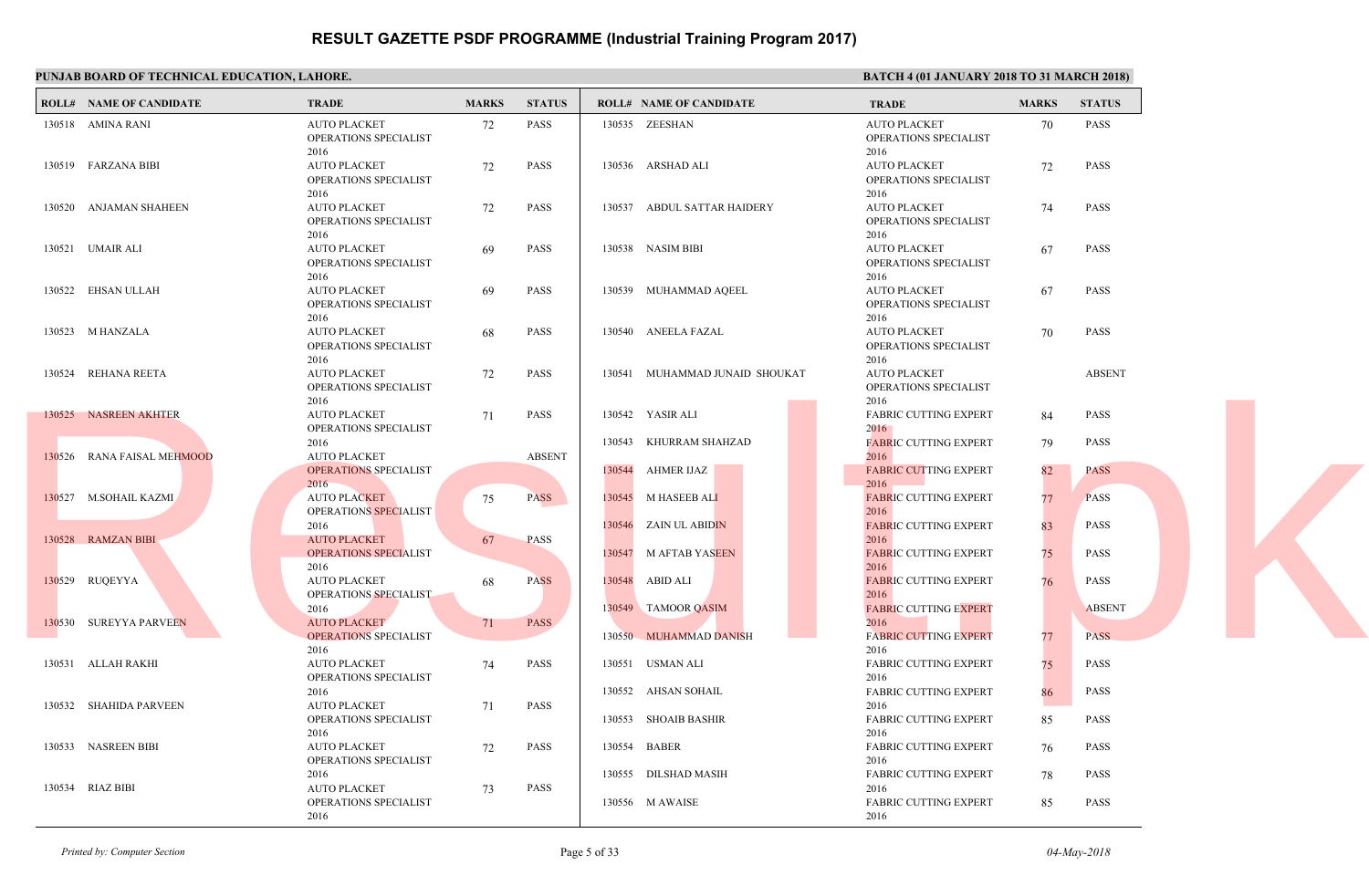# RESULT GAZETTE PSDF PROGRAMME (Industrial Training Program 2017)

**PUNJAB BOARD OF TECHNICAL EDUCATION, LAHORE.**

**BATCH 4 (01 JANUARY 2018 TO 31 MARCH 2018)**

| ROLL# | NAME OF CANDIDATE | TRADE | MARKS | STATUS |
|---|---|---|---|---|
| 130518 | AMINA RANI | AUTO PLACKET OPERATIONS SPECIALIST 2016 | 72 | PASS |
| 130519 | FARZANA BIBI | AUTO PLACKET OPERATIONS SPECIALIST 2016 | 72 | PASS |
| 130520 | ANJAMAN SHAHEEN | AUTO PLACKET OPERATIONS SPECIALIST 2016 | 72 | PASS |
| 130521 | UMAIR ALI | AUTO PLACKET OPERATIONS SPECIALIST 2016 | 69 | PASS |
| 130522 | EHSAN ULLAH | AUTO PLACKET OPERATIONS SPECIALIST 2016 | 69 | PASS |
| 130523 | M HANZALA | AUTO PLACKET OPERATIONS SPECIALIST 2016 | 68 | PASS |
| 130524 | REHANA REETA | AUTO PLACKET OPERATIONS SPECIALIST 2016 | 72 | PASS |
| 130525 | NASREEN AKHTER | AUTO PLACKET OPERATIONS SPECIALIST 2016 | 71 | PASS |
| 130526 | RANA FAISAL MEHMOOD | AUTO PLACKET OPERATIONS SPECIALIST 2016 | | ABSENT |
| 130527 | M.SOHAIL KAZMI | AUTO PLACKET OPERATIONS SPECIALIST 2016 | 75 | PASS |
| 130528 | RAMZAN BIBI | AUTO PLACKET OPERATIONS SPECIALIST 2016 | 67 | PASS |
| 130529 | RUQEYYA | AUTO PLACKET OPERATIONS SPECIALIST 2016 | 68 | PASS |
| 130530 | SUREYYA PARVEEN | AUTO PLACKET OPERATIONS SPECIALIST 2016 | 71 | PASS |
| 130531 | ALLAH RAKHI | AUTO PLACKET OPERATIONS SPECIALIST 2016 | 74 | PASS |
| 130532 | SHAHIDA PARVEEN | AUTO PLACKET OPERATIONS SPECIALIST 2016 | 71 | PASS |
| 130533 | NASREEN BIBI | AUTO PLACKET OPERATIONS SPECIALIST 2016 | 72 | PASS |
| 130534 | RIAZ BIBI | AUTO PLACKET OPERATIONS SPECIALIST 2016 | 73 | PASS |
| 130535 | ZEESHAN | AUTO PLACKET OPERATIONS SPECIALIST 2016 | 70 | PASS |
| 130536 | ARSHAD ALI | AUTO PLACKET OPERATIONS SPECIALIST 2016 | 72 | PASS |
| 130537 | ABDUL SATTAR HAIDERY | AUTO PLACKET OPERATIONS SPECIALIST 2016 | 74 | PASS |
| 130538 | NASIM BIBI | AUTO PLACKET OPERATIONS SPECIALIST 2016 | 67 | PASS |
| 130539 | MUHAMMAD AQEEL | AUTO PLACKET OPERATIONS SPECIALIST 2016 | 67 | PASS |
| 130540 | ANEELA FAZAL | AUTO PLACKET OPERATIONS SPECIALIST 2016 | 70 | PASS |
| 130541 | MUHAMMAD JUNAID SHOUKAT | AUTO PLACKET OPERATIONS SPECIALIST 2016 | | ABSENT |
| 130542 | YASIR ALI | FABRIC CUTTING EXPERT 2016 | 84 | PASS |
| 130543 | KHURRAM SHAHZAD | FABRIC CUTTING EXPERT 2016 | 79 | PASS |
| 130544 | AHMER IJAZ | FABRIC CUTTING EXPERT 2016 | 82 | PASS |
| 130545 | M HASEEB ALI | FABRIC CUTTING EXPERT 2016 | 77 | PASS |
| 130546 | ZAIN UL ABIDIN | FABRIC CUTTING EXPERT 2016 | 83 | PASS |
| 130547 | M AFTAB YASEEN | FABRIC CUTTING EXPERT 2016 | 75 | PASS |
| 130548 | ABID ALI | FABRIC CUTTING EXPERT 2016 | 76 | PASS |
| 130549 | TAMOOR QASIM | FABRIC CUTTING EXPERT 2016 | | ABSENT |
| 130550 | MUHAMMAD DANISH | FABRIC CUTTING EXPERT 2016 | 77 | PASS |
| 130551 | USMAN ALI | FABRIC CUTTING EXPERT 2016 | 75 | PASS |
| 130552 | AHSAN SOHAIL | FABRIC CUTTING EXPERT 2016 | 86 | PASS |
| 130553 | SHOAIB BASHIR | FABRIC CUTTING EXPERT 2016 | 85 | PASS |
| 130554 | BABER | FABRIC CUTTING EXPERT 2016 | 76 | PASS |
| 130555 | DILSHAD MASIH | FABRIC CUTTING EXPERT 2016 | 78 | PASS |
| 130556 | M AWAISE | FABRIC CUTTING EXPERT 2016 | 85 | PASS |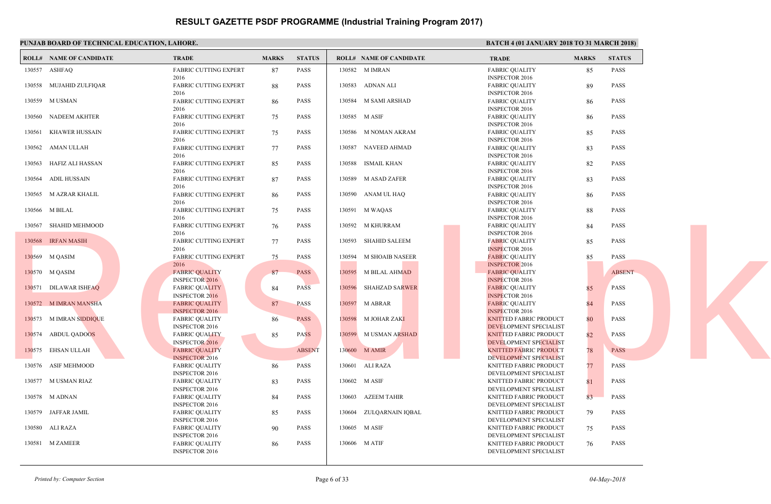# RESULT GAZETTE PSDF PROGRAMME (Industrial Training Program 2017)

**PUNJAB BOARD OF TECHNICAL EDUCATION, LAHORE.**

**BATCH 4 (01 JANUARY 2018 TO 31 MARCH 2018)**

| ROLL# | NAME OF CANDIDATE | TRADE | MARKS | STATUS |
|---|---|---|---|---|
| 130557 | ASHFAQ | FABRIC CUTTING EXPERT 2016 | 87 | PASS |
| 130558 | MUJAHID ZULFIQAR | FABRIC CUTTING EXPERT 2016 | 88 | PASS |
| 130559 | M USMAN | FABRIC CUTTING EXPERT 2016 | 86 | PASS |
| 130560 | NADEEM AKHTER | FABRIC CUTTING EXPERT 2016 | 75 | PASS |
| 130561 | KHAWER HUSSAIN | FABRIC CUTTING EXPERT 2016 | 75 | PASS |
| 130562 | AMAN ULLAH | FABRIC CUTTING EXPERT 2016 | 77 | PASS |
| 130563 | HAFIZ ALI HASSAN | FABRIC CUTTING EXPERT 2016 | 85 | PASS |
| 130564 | ADIL HUSSAIN | FABRIC CUTTING EXPERT 2016 | 87 | PASS |
| 130565 | M AZRAR KHALIL | FABRIC CUTTING EXPERT 2016 | 86 | PASS |
| 130566 | M BILAL | FABRIC CUTTING EXPERT 2016 | 75 | PASS |
| 130567 | SHAHID MEHMOOD | FABRIC CUTTING EXPERT 2016 | 76 | PASS |
| 130568 | IRFAN MASIH | FABRIC CUTTING EXPERT 2016 | 77 | PASS |
| 130569 | M QASIM | FABRIC CUTTING EXPERT 2016 | 75 | PASS |
| 130570 | M QASIM | FABRIC QUALITY INSPECTOR 2016 | 87 | PASS |
| 130571 | DILAWAR ISHFAQ | FABRIC QUALITY INSPECTOR 2016 | 84 | PASS |
| 130572 | M IMRAN MANSHA | FABRIC QUALITY INSPECTOR 2016 | 87 | PASS |
| 130573 | M IMRAN SIDDIQUE | FABRIC QUALITY INSPECTOR 2016 | 86 | PASS |
| 130574 | ABDUL QADOOS | FABRIC QUALITY INSPECTOR 2016 | 85 | PASS |
| 130575 | EHSAN ULLAH | FABRIC QUALITY INSPECTOR 2016 | | ABSENT |
| 130576 | ASIF MEHMOOD | FABRIC QUALITY INSPECTOR 2016 | 86 | PASS |
| 130577 | M USMAN RIAZ | FABRIC QUALITY INSPECTOR 2016 | 83 | PASS |
| 130578 | M ADNAN | FABRIC QUALITY INSPECTOR 2016 | 84 | PASS |
| 130579 | JAFFAR JAMIL | FABRIC QUALITY INSPECTOR 2016 | 85 | PASS |
| 130580 | ALI RAZA | FABRIC QUALITY INSPECTOR 2016 | 90 | PASS |
| 130581 | M ZAMEER | FABRIC QUALITY INSPECTOR 2016 | 86 | PASS |
| 130582 | M IMRAN | FABRIC QUALITY INSPECTOR 2016 | 85 | PASS |
| 130583 | ADNAN ALI | FABRIC QUALITY INSPECTOR 2016 | 89 | PASS |
| 130584 | M SAMI ARSHAD | FABRIC QUALITY INSPECTOR 2016 | 86 | PASS |
| 130585 | M ASIF | FABRIC QUALITY INSPECTOR 2016 | 86 | PASS |
| 130586 | M NOMAN AKRAM | FABRIC QUALITY INSPECTOR 2016 | 85 | PASS |
| 130587 | NAVEED AHMAD | FABRIC QUALITY INSPECTOR 2016 | 83 | PASS |
| 130588 | ISMAIL KHAN | FABRIC QUALITY INSPECTOR 2016 | 82 | PASS |
| 130589 | M ASAD ZAFER | FABRIC QUALITY INSPECTOR 2016 | 83 | PASS |
| 130590 | ANAM UL HAQ | FABRIC QUALITY INSPECTOR 2016 | 86 | PASS |
| 130591 | M WAQAS | FABRIC QUALITY INSPECTOR 2016 | 88 | PASS |
| 130592 | M KHURRAM | FABRIC QUALITY INSPECTOR 2016 | 84 | PASS |
| 130593 | SHAHID SALEEM | FABRIC QUALITY INSPECTOR 2016 | 85 | PASS |
| 130594 | M SHOAIB NASEER | FABRIC QUALITY INSPECTOR 2016 | 85 | PASS |
| 130595 | M BILAL AHMAD | FABRIC QUALITY INSPECTOR 2016 | | ABSENT |
| 130596 | SHAHZAD SARWER | FABRIC QUALITY INSPECTOR 2016 | 85 | PASS |
| 130597 | M ABRAR | FABRIC QUALITY INSPECTOR 2016 | 84 | PASS |
| 130598 | M JOHAR ZAKI | KNITTED FABRIC PRODUCT DEVELOPMENT SPECIALIST | 80 | PASS |
| 130599 | M USMAN ARSHAD | KNITTED FABRIC PRODUCT DEVELOPMENT SPECIALIST | 82 | PASS |
| 130600 | M AMIR | KNITTED FABRIC PRODUCT DEVELOPMENT SPECIALIST | 78 | PASS |
| 130601 | ALI RAZA | KNITTED FABRIC PRODUCT DEVELOPMENT SPECIALIST | 77 | PASS |
| 130602 | M ASIF | KNITTED FABRIC PRODUCT DEVELOPMENT SPECIALIST | 81 | PASS |
| 130603 | AZEEM TAHIR | KNITTED FABRIC PRODUCT DEVELOPMENT SPECIALIST | 83 | PASS |
| 130604 | ZULQARNAIN IQBAL | KNITTED FABRIC PRODUCT DEVELOPMENT SPECIALIST | 79 | PASS |
| 130605 | M ASIF | KNITTED FABRIC PRODUCT DEVELOPMENT SPECIALIST | 75 | PASS |
| 130606 | M ATIF | KNITTED FABRIC PRODUCT DEVELOPMENT SPECIALIST | 76 | PASS |

*Printed by: Computer Section*

*04-May-2018*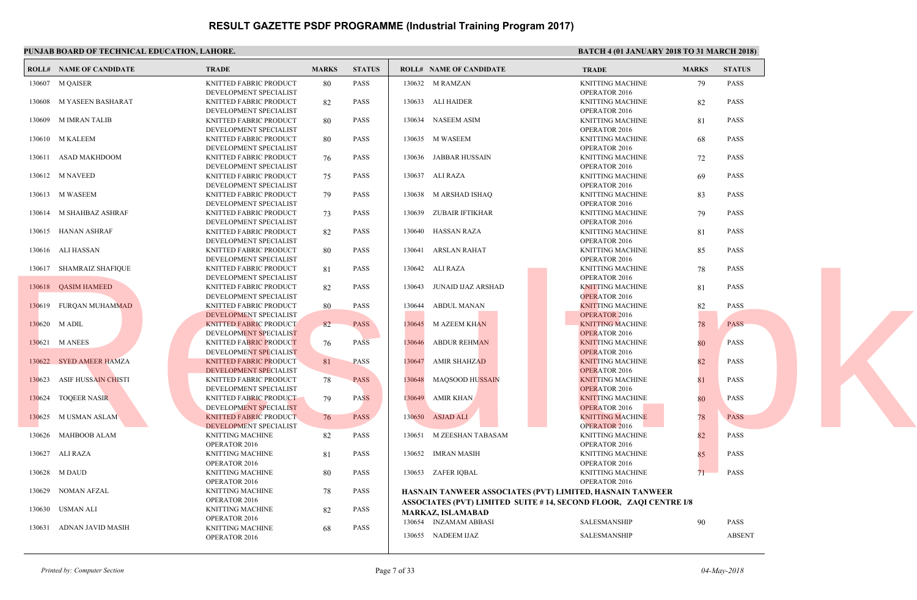# RESULT GAZETTE PSDF PROGRAMME (Industrial Training Program 2017)

**PUNJAB BOARD OF TECHNICAL EDUCATION, LAHORE.**

**BATCH 4 (01 JANUARY 2018 TO 31 MARCH 2018)**

| ROLL# | NAME OF CANDIDATE | TRADE | MARKS | STATUS |
|---|---|---|---|---|
| 130607 | M QAISER | KNITTED FABRIC PRODUCT DEVELOPMENT SPECIALIST | 80 | PASS |
| 130608 | M YASEEN BASHARAT | KNITTED FABRIC PRODUCT DEVELOPMENT SPECIALIST | 82 | PASS |
| 130609 | M IMRAN TALIB | KNITTED FABRIC PRODUCT DEVELOPMENT SPECIALIST | 80 | PASS |
| 130610 | M KALEEM | KNITTED FABRIC PRODUCT DEVELOPMENT SPECIALIST | 80 | PASS |
| 130611 | ASAD MAKHDOOM | KNITTED FABRIC PRODUCT DEVELOPMENT SPECIALIST | 76 | PASS |
| 130612 | M NAVEED | KNITTED FABRIC PRODUCT DEVELOPMENT SPECIALIST | 75 | PASS |
| 130613 | M WASEEM | KNITTED FABRIC PRODUCT DEVELOPMENT SPECIALIST | 79 | PASS |
| 130614 | M SHAHBAZ ASHRAF | KNITTED FABRIC PRODUCT DEVELOPMENT SPECIALIST | 73 | PASS |
| 130615 | HANAN ASHRAF | KNITTED FABRIC PRODUCT DEVELOPMENT SPECIALIST | 82 | PASS |
| 130616 | ALI HASSAN | KNITTED FABRIC PRODUCT DEVELOPMENT SPECIALIST | 80 | PASS |
| 130617 | SHAMRAIZ SHAFIQUE | KNITTED FABRIC PRODUCT DEVELOPMENT SPECIALIST | 81 | PASS |
| 130618 | QASIM HAMEED | KNITTED FABRIC PRODUCT DEVELOPMENT SPECIALIST | 82 | PASS |
| 130619 | FURQAN MUHAMMAD | KNITTED FABRIC PRODUCT DEVELOPMENT SPECIALIST | 80 | PASS |
| 130620 | M ADIL | KNITTED FABRIC PRODUCT DEVELOPMENT SPECIALIST | 82 | PASS |
| 130621 | M ANEES | KNITTED FABRIC PRODUCT DEVELOPMENT SPECIALIST | 76 | PASS |
| 130622 | SYED AMEER HAMZA | KNITTED FABRIC PRODUCT DEVELOPMENT SPECIALIST | 81 | PASS |
| 130623 | ASIF HUSSAIN CHISTI | KNITTED FABRIC PRODUCT DEVELOPMENT SPECIALIST | 78 | PASS |
| 130624 | TOQEER NASIR | KNITTED FABRIC PRODUCT DEVELOPMENT SPECIALIST | 79 | PASS |
| 130625 | M USMAN ASLAM | KNITTED FABRIC PRODUCT DEVELOPMENT SPECIALIST | 76 | PASS |
| 130626 | MAHBOOB ALAM | KNITTING MACHINE OPERATOR 2016 | 82 | PASS |
| 130627 | ALI RAZA | KNITTING MACHINE OPERATOR 2016 | 81 | PASS |
| 130628 | M DAUD | KNITTING MACHINE OPERATOR 2016 | 80 | PASS |
| 130629 | NOMAN AFZAL | KNITTING MACHINE OPERATOR 2016 | 78 | PASS |
| 130630 | USMAN ALI | KNITTING MACHINE OPERATOR 2016 | 82 | PASS |
| 130631 | ADNAN JAVID MASIH | KNITTING MACHINE OPERATOR 2016 | 68 | PASS |
| 130632 | M RAMZAN | KNITTING MACHINE OPERATOR 2016 | 79 | PASS |
| 130633 | ALI HAIDER | KNITTING MACHINE OPERATOR 2016 | 82 | PASS |
| 130634 | NASEEM ASIM | KNITTING MACHINE OPERATOR 2016 | 81 | PASS |
| 130635 | M WASEEM | KNITTING MACHINE OPERATOR 2016 | 68 | PASS |
| 130636 | JABBAR HUSSAIN | KNITTING MACHINE OPERATOR 2016 | 72 | PASS |
| 130637 | ALI RAZA | KNITTING MACHINE OPERATOR 2016 | 69 | PASS |
| 130638 | M ARSHAD ISHAQ | KNITTING MACHINE OPERATOR 2016 | 83 | PASS |
| 130639 | ZUBAIR IFTIKHAR | KNITTING MACHINE OPERATOR 2016 | 79 | PASS |
| 130640 | HASSAN RAZA | KNITTING MACHINE OPERATOR 2016 | 81 | PASS |
| 130641 | ARSLAN RAHAT | KNITTING MACHINE OPERATOR 2016 | 85 | PASS |
| 130642 | ALI RAZA | KNITTING MACHINE OPERATOR 2016 | 78 | PASS |
| 130643 | JUNAID IJAZ ARSHAD | KNITTING MACHINE OPERATOR 2016 | 81 | PASS |
| 130644 | ABDUL MANAN | KNITTING MACHINE OPERATOR 2016 | 82 | PASS |
| 130645 | M AZEEM KHAN | KNITTING MACHINE OPERATOR 2016 | 78 | PASS |
| 130646 | ABDUR REHMAN | KNITTING MACHINE OPERATOR 2016 | 80 | PASS |
| 130647 | AMIR SHAHZAD | KNITTING MACHINE OPERATOR 2016 | 82 | PASS |
| 130648 | MAQSOOD HUSSAIN | KNITTING MACHINE OPERATOR 2016 | 81 | PASS |
| 130649 | AMIR KHAN | KNITTING MACHINE OPERATOR 2016 | 80 | PASS |
| 130650 | ASJAD ALI | KNITTING MACHINE OPERATOR 2016 | 78 | PASS |
| 130651 | M ZEESHAN TABASAM | KNITTING MACHINE OPERATOR 2016 | 82 | PASS |
| 130652 | IMRAN MASIH | KNITTING MACHINE OPERATOR 2016 | 85 | PASS |
| 130653 | ZAFER IQBAL | KNITTING MACHINE OPERATOR 2016 | 71 | PASS |

**HASNAIN TANWEER ASSOCIATES (PVT) LIMITED, HASNAIN TANWEER ASSOCIATES (PVT) LIMITED SUITE # 14, SECOND FLOOR, ZAQI CENTRE I/8 MARKAZ, ISLAMABAD**

| ROLL# | NAME OF CANDIDATE | TRADE | MARKS | STATUS |
|---|---|---|---|---|
| 130654 | INZAMAM ABBASI | SALESMANSHIP | 90 | PASS |
| 130655 | NADEEM IJAZ | SALESMANSHIP | | ABSENT |

*Printed by: Computer Section*

*04-May-2018*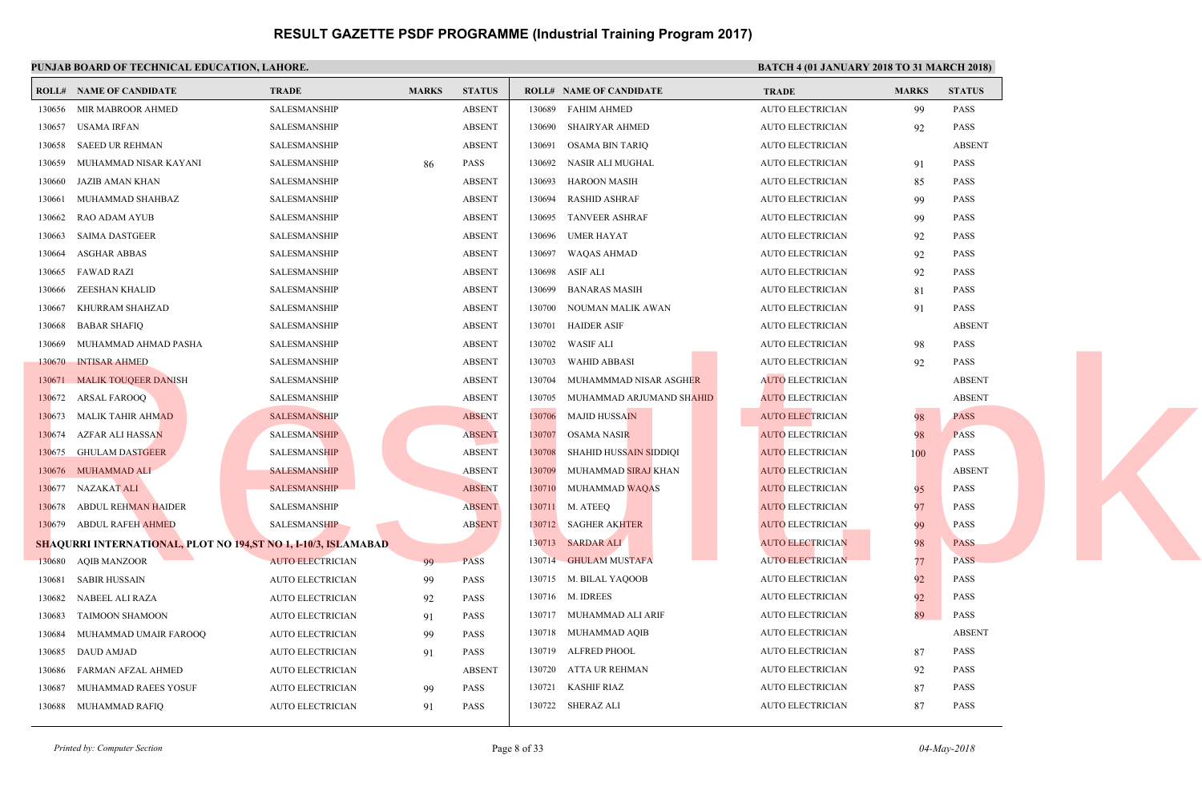# RESULT GAZETTE PSDF PROGRAMME (Industrial Training Program 2017)

**PUNJAB BOARD OF TECHNICAL EDUCATION, LAHORE.**

**BATCH 4 (01 JANUARY 2018 TO 31 MARCH 2018)**

| ROLL# | NAME OF CANDIDATE | TRADE | MARKS | STATUS |
|---|---|---|---|---|
| 130656 | MIR MABROOR AHMED | SALESMANSHIP | | ABSENT |
| 130657 | USAMA IRFAN | SALESMANSHIP | | ABSENT |
| 130658 | SAEED UR REHMAN | SALESMANSHIP | | ABSENT |
| 130659 | MUHAMMAD NISAR KAYANI | SALESMANSHIP | 86 | PASS |
| 130660 | JAZIB AMAN KHAN | SALESMANSHIP | | ABSENT |
| 130661 | MUHAMMAD SHAHBAZ | SALESMANSHIP | | ABSENT |
| 130662 | RAO ADAM AYUB | SALESMANSHIP | | ABSENT |
| 130663 | SAIMA DASTGEER | SALESMANSHIP | | ABSENT |
| 130664 | ASGHAR ABBAS | SALESMANSHIP | | ABSENT |
| 130665 | FAWAD RAZI | SALESMANSHIP | | ABSENT |
| 130666 | ZEESHAN KHALID | SALESMANSHIP | | ABSENT |
| 130667 | KHURRAM SHAHZAD | SALESMANSHIP | | ABSENT |
| 130668 | BABAR SHAFIQ | SALESMANSHIP | | ABSENT |
| 130669 | MUHAMMAD AHMAD PASHA | SALESMANSHIP | | ABSENT |
| 130670 | INTISAR AHMED | SALESMANSHIP | | ABSENT |
| 130671 | MALIK TOUQEER DANISH | SALESMANSHIP | | ABSENT |
| 130672 | ARSAL FAROOQ | SALESMANSHIP | | ABSENT |
| 130673 | MALIK TAHIR AHMAD | SALESMANSHIP | | ABSENT |
| 130674 | AZFAR ALI HASSAN | SALESMANSHIP | | ABSENT |
| 130675 | GHULAM DASTGEER | SALESMANSHIP | | ABSENT |
| 130676 | MUHAMMAD ALI | SALESMANSHIP | | ABSENT |
| 130677 | NAZAKAT ALI | SALESMANSHIP | | ABSENT |
| 130678 | ABDUL REHMAN HAIDER | SALESMANSHIP | | ABSENT |
| 130679 | ABDUL RAFEH AHMED | SALESMANSHIP | | ABSENT |

**SHAQURRI INTERNATIONAL, PLOT NO 194,ST NO 1, I-10/3, ISLAMABAD**

| ROLL# | NAME OF CANDIDATE | TRADE | MARKS | STATUS |
|---|---|---|---|---|
| 130680 | AQIB MANZOOR | AUTO ELECTRICIAN | 99 | PASS |
| 130681 | SABIR HUSSAIN | AUTO ELECTRICIAN | 99 | PASS |
| 130682 | NABEEL ALI RAZA | AUTO ELECTRICIAN | 92 | PASS |
| 130683 | TAIMOON SHAMOON | AUTO ELECTRICIAN | 91 | PASS |
| 130684 | MUHAMMAD UMAIR FAROOQ | AUTO ELECTRICIAN | 99 | PASS |
| 130685 | DAUD AMJAD | AUTO ELECTRICIAN | 91 | PASS |
| 130686 | FARMAN AFZAL AHMED | AUTO ELECTRICIAN | | ABSENT |
| 130687 | MUHAMMAD RAEES YOSUF | AUTO ELECTRICIAN | 99 | PASS |
| 130688 | MUHAMMAD RAFIQ | AUTO ELECTRICIAN | 91 | PASS |
| 130689 | FAHIM AHMED | AUTO ELECTRICIAN | 99 | PASS |
| 130690 | SHAIRYAR AHMED | AUTO ELECTRICIAN | 92 | PASS |
| 130691 | OSAMA BIN TARIQ | AUTO ELECTRICIAN | | ABSENT |
| 130692 | NASIR ALI MUGHAL | AUTO ELECTRICIAN | 91 | PASS |
| 130693 | HAROON MASIH | AUTO ELECTRICIAN | 85 | PASS |
| 130694 | RASHID ASHRAF | AUTO ELECTRICIAN | 99 | PASS |
| 130695 | TANVEER ASHRAF | AUTO ELECTRICIAN | 99 | PASS |
| 130696 | UMER HAYAT | AUTO ELECTRICIAN | 92 | PASS |
| 130697 | WAQAS AHMAD | AUTO ELECTRICIAN | 92 | PASS |
| 130698 | ASIF ALI | AUTO ELECTRICIAN | 92 | PASS |
| 130699 | BANARAS MASIH | AUTO ELECTRICIAN | 81 | PASS |
| 130700 | NOUMAN MALIK AWAN | AUTO ELECTRICIAN | 91 | PASS |
| 130701 | HAIDER ASIF | AUTO ELECTRICIAN | | ABSENT |
| 130702 | WASIF ALI | AUTO ELECTRICIAN | 98 | PASS |
| 130703 | WAHID ABBASI | AUTO ELECTRICIAN | 92 | PASS |
| 130704 | MUHAMMMAD NISAR ASGHER | AUTO ELECTRICIAN | | ABSENT |
| 130705 | MUHAMMAD ARJUMAND SHAHID | AUTO ELECTRICIAN | | ABSENT |
| 130706 | MAJID HUSSAIN | AUTO ELECTRICIAN | 98 | PASS |
| 130707 | OSAMA NASIR | AUTO ELECTRICIAN | 98 | PASS |
| 130708 | SHAHID HUSSAIN SIDDIQI | AUTO ELECTRICIAN | 100 | PASS |
| 130709 | MUHAMMAD SIRAJ KHAN | AUTO ELECTRICIAN | | ABSENT |
| 130710 | MUHAMMAD WAQAS | AUTO ELECTRICIAN | 95 | PASS |
| 130711 | M. ATEEQ | AUTO ELECTRICIAN | 97 | PASS |
| 130712 | SAGHER AKHTER | AUTO ELECTRICIAN | 99 | PASS |
| 130713 | SARDAR ALI | AUTO ELECTRICIAN | 98 | PASS |
| 130714 | GHULAM MUSTAFA | AUTO ELECTRICIAN | 77 | PASS |
| 130715 | M. BILAL YAQOOB | AUTO ELECTRICIAN | 92 | PASS |
| 130716 | M. IDREES | AUTO ELECTRICIAN | 92 | PASS |
| 130717 | MUHAMMAD ALI ARIF | AUTO ELECTRICIAN | 89 | PASS |
| 130718 | MUHAMMAD AQIB | AUTO ELECTRICIAN | | ABSENT |
| 130719 | ALFRED PHOOL | AUTO ELECTRICIAN | 87 | PASS |
| 130720 | ATTA UR REHMAN | AUTO ELECTRICIAN | 92 | PASS |
| 130721 | KASHIF RIAZ | AUTO ELECTRICIAN | 87 | PASS |
| 130722 | SHERAZ ALI | AUTO ELECTRICIAN | 87 | PASS |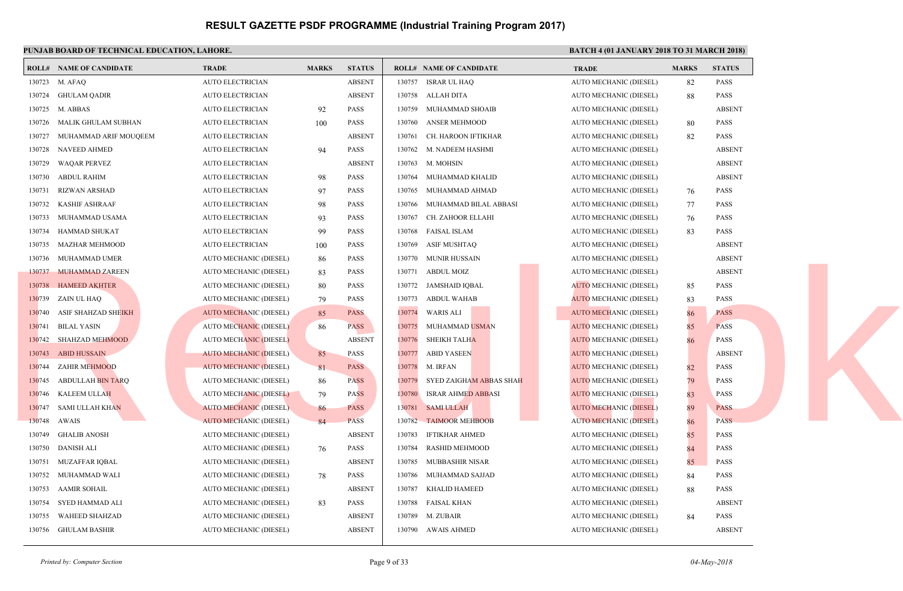# RESULT GAZETTE PSDF PROGRAMME (Industrial Training Program 2017)

**PUNJAB BOARD OF TECHNICAL EDUCATION, LAHORE.**

**BATCH 4 (01 JANUARY 2018 TO 31 MARCH 2018)**

| ROLL# | NAME OF CANDIDATE | TRADE | MARKS | STATUS |
|---|---|---|---|---|
| 130723 | M. AFAQ | AUTO ELECTRICIAN | | ABSENT |
| 130724 | GHULAM QADIR | AUTO ELECTRICIAN | | ABSENT |
| 130725 | M. ABBAS | AUTO ELECTRICIAN | 92 | PASS |
| 130726 | MALIK GHULAM SUBHAN | AUTO ELECTRICIAN | 100 | PASS |
| 130727 | MUHAMMAD ARIF MOUQEEM | AUTO ELECTRICIAN | | ABSENT |
| 130728 | NAVEED AHMED | AUTO ELECTRICIAN | 94 | PASS |
| 130729 | WAQAR PERVEZ | AUTO ELECTRICIAN | | ABSENT |
| 130730 | ABDUL RAHIM | AUTO ELECTRICIAN | 98 | PASS |
| 130731 | RIZWAN ARSHAD | AUTO ELECTRICIAN | 97 | PASS |
| 130732 | KASHIF ASHRAAF | AUTO ELECTRICIAN | 98 | PASS |
| 130733 | MUHAMMAD USAMA | AUTO ELECTRICIAN | 93 | PASS |
| 130734 | HAMMAD SHUKAT | AUTO ELECTRICIAN | 99 | PASS |
| 130735 | MAZHAR MEHMOOD | AUTO ELECTRICIAN | 100 | PASS |
| 130736 | MUHAMMAD UMER | AUTO MECHANIC (DIESEL) | 86 | PASS |
| 130737 | MUHAMMAD ZAREEN | AUTO MECHANIC (DIESEL) | 83 | PASS |
| 130738 | HAMEED AKHTER | AUTO MECHANIC (DIESEL) | 80 | PASS |
| 130739 | ZAIN UL HAQ | AUTO MECHANIC (DIESEL) | 79 | PASS |
| 130740 | ASIF SHAHZAD SHEIKH | AUTO MECHANIC (DIESEL) | 85 | PASS |
| 130741 | BILAL YASIN | AUTO MECHANIC (DIESEL) | 86 | PASS |
| 130742 | SHAHZAD MEHMOOD | AUTO MECHANIC (DIESEL) | | ABSENT |
| 130743 | ABID HUSSAIN | AUTO MECHANIC (DIESEL) | 85 | PASS |
| 130744 | ZAHIR MEHMOOD | AUTO MECHANIC (DIESEL) | 81 | PASS |
| 130745 | ABDULLAH BIN TARQ | AUTO MECHANIC (DIESEL) | 86 | PASS |
| 130746 | KALEEM ULLAH | AUTO MECHANIC (DIESEL) | 79 | PASS |
| 130747 | SAMI ULLAH KHAN | AUTO MECHANIC (DIESEL) | 86 | PASS |
| 130748 | AWAIS | AUTO MECHANIC (DIESEL) | 84 | PASS |
| 130749 | GHALIB ANOSH | AUTO MECHANIC (DIESEL) | | ABSENT |
| 130750 | DANISH ALI | AUTO MECHANIC (DIESEL) | 76 | PASS |
| 130751 | MUZAFFAR IQBAL | AUTO MECHANIC (DIESEL) | | ABSENT |
| 130752 | MUHAMMAD WALI | AUTO MECHANIC (DIESEL) | 78 | PASS |
| 130753 | AAMIR SOHAIL | AUTO MECHANIC (DIESEL) | | ABSENT |
| 130754 | SYED HAMMAD ALI | AUTO MECHANIC (DIESEL) | 83 | PASS |
| 130755 | WAHEED SHAHZAD | AUTO MECHANIC (DIESEL) | | ABSENT |
| 130756 | GHULAM BASHIR | AUTO MECHANIC (DIESEL) | | ABSENT |
| 130757 | ISRAR UL HAQ | AUTO MECHANIC (DIESEL) | 82 | PASS |
| 130758 | ALLAH DITA | AUTO MECHANIC (DIESEL) | 88 | PASS |
| 130759 | MUHAMMAD SHOAIB | AUTO MECHANIC (DIESEL) | | ABSENT |
| 130760 | ANSER MEHMOOD | AUTO MECHANIC (DIESEL) | 80 | PASS |
| 130761 | CH. HAROON IFTIKHAR | AUTO MECHANIC (DIESEL) | 82 | PASS |
| 130762 | M. NADEEM HASHMI | AUTO MECHANIC (DIESEL) | | ABSENT |
| 130763 | M. MOHSIN | AUTO MECHANIC (DIESEL) | | ABSENT |
| 130764 | MUHAMMAD KHALID | AUTO MECHANIC (DIESEL) | | ABSENT |
| 130765 | MUHAMMAD AHMAD | AUTO MECHANIC (DIESEL) | 76 | PASS |
| 130766 | MUHAMMAD BILAL ABBASI | AUTO MECHANIC (DIESEL) | 77 | PASS |
| 130767 | CH. ZAHOOR ELLAHI | AUTO MECHANIC (DIESEL) | 76 | PASS |
| 130768 | FAISAL ISLAM | AUTO MECHANIC (DIESEL) | 83 | PASS |
| 130769 | ASIF MUSHTAQ | AUTO MECHANIC (DIESEL) | | ABSENT |
| 130770 | MUNIR HUSSAIN | AUTO MECHANIC (DIESEL) | | ABSENT |
| 130771 | ABDUL MOIZ | AUTO MECHANIC (DIESEL) | | ABSENT |
| 130772 | JAMSHAID IQBAL | AUTO MECHANIC (DIESEL) | 85 | PASS |
| 130773 | ABDUL WAHAB | AUTO MECHANIC (DIESEL) | 83 | PASS |
| 130774 | WARIS ALI | AUTO MECHANIC (DIESEL) | 86 | PASS |
| 130775 | MUHAMMAD USMAN | AUTO MECHANIC (DIESEL) | 85 | PASS |
| 130776 | SHEIKH TALHA | AUTO MECHANIC (DIESEL) | 86 | PASS |
| 130777 | ABID YASEEN | AUTO MECHANIC (DIESEL) | | ABSENT |
| 130778 | M. IRFAN | AUTO MECHANIC (DIESEL) | 82 | PASS |
| 130779 | SYED ZAIGHAM ABBAS SHAH | AUTO MECHANIC (DIESEL) | 79 | PASS |
| 130780 | ISRAR AHMED ABBASI | AUTO MECHANIC (DIESEL) | 83 | PASS |
| 130781 | SAMI ULLAH | AUTO MECHANIC (DIESEL) | 89 | PASS |
| 130782 | TAIMOOR MEHBOOB | AUTO MECHANIC (DIESEL) | 86 | PASS |
| 130783 | IFTIKHAR AHMED | AUTO MECHANIC (DIESEL) | 85 | PASS |
| 130784 | RASHID MEHMOOD | AUTO MECHANIC (DIESEL) | 84 | PASS |
| 130785 | MUBBASHIR NISAR | AUTO MECHANIC (DIESEL) | 85 | PASS |
| 130786 | MUHAMMAD SAJJAD | AUTO MECHANIC (DIESEL) | 84 | PASS |
| 130787 | KHALID HAMEED | AUTO MECHANIC (DIESEL) | 88 | PASS |
| 130788 | FAISAL KHAN | AUTO MECHANIC (DIESEL) | | ABSENT |
| 130789 | M. ZUBAIR | AUTO MECHANIC (DIESEL) | 84 | PASS |
| 130790 | AWAIS AHMED | AUTO MECHANIC (DIESEL) | | ABSENT |

*Printed by: Computer Section*

*04-May-2018*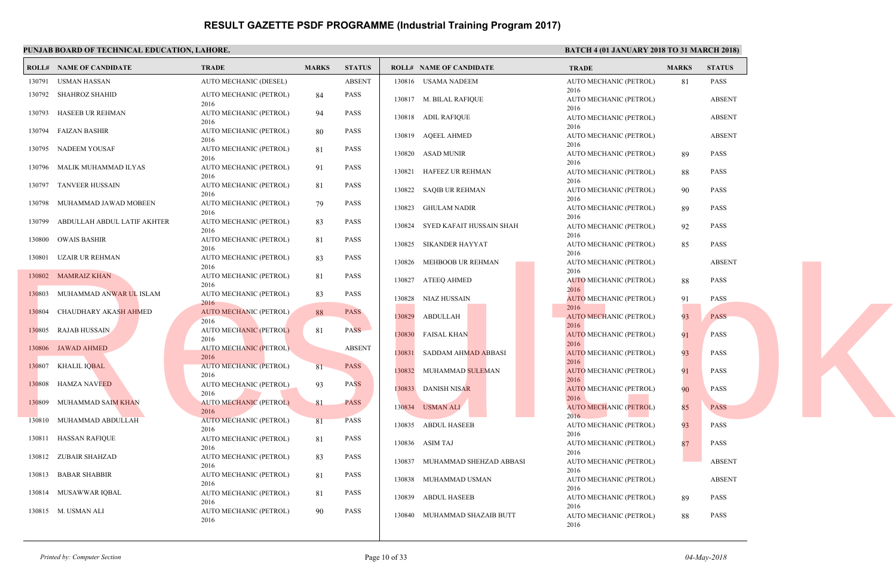# RESULT GAZETTE PSDF PROGRAMME (Industrial Training Program 2017)

**PUNJAB BOARD OF TECHNICAL EDUCATION, LAHORE.**

**BATCH 4 (01 JANUARY 2018 TO 31 MARCH 2018)**

| ROLL# | NAME OF CANDIDATE | TRADE | MARKS | STATUS |
|---|---|---|---|---|
| 130791 | USMAN HASSAN | AUTO MECHANIC (DIESEL) | | ABSENT |
| 130792 | SHAHROZ SHAHID | AUTO MECHANIC (PETROL) 2016 | 84 | PASS |
| 130793 | HASEEB UR REHMAN | AUTO MECHANIC (PETROL) 2016 | 94 | PASS |
| 130794 | FAIZAN BASHIR | AUTO MECHANIC (PETROL) 2016 | 80 | PASS |
| 130795 | NADEEM YOUSAF | AUTO MECHANIC (PETROL) 2016 | 81 | PASS |
| 130796 | MALIK MUHAMMAD ILYAS | AUTO MECHANIC (PETROL) 2016 | 91 | PASS |
| 130797 | TANVEER HUSSAIN | AUTO MECHANIC (PETROL) 2016 | 81 | PASS |
| 130798 | MUHAMMAD JAWAD MOBEEN | AUTO MECHANIC (PETROL) 2016 | 79 | PASS |
| 130799 | ABDULLAH ABDUL LATIF AKHTER | AUTO MECHANIC (PETROL) 2016 | 83 | PASS |
| 130800 | OWAIS BASHIR | AUTO MECHANIC (PETROL) 2016 | 81 | PASS |
| 130801 | UZAIR UR REHMAN | AUTO MECHANIC (PETROL) 2016 | 83 | PASS |
| 130802 | MAMRAIZ KHAN | AUTO MECHANIC (PETROL) 2016 | 81 | PASS |
| 130803 | MUHAMMAD ANWAR UL ISLAM | AUTO MECHANIC (PETROL) 2016 | 83 | PASS |
| 130804 | CHAUDHARY AKASH AHMED | AUTO MECHANIC (PETROL) 2016 | 88 | PASS |
| 130805 | RAJAB HUSSAIN | AUTO MECHANIC (PETROL) 2016 | 81 | PASS |
| 130806 | JAWAD AHMED | AUTO MECHANIC (PETROL) 2016 | | ABSENT |
| 130807 | KHALIL IQBAL | AUTO MECHANIC (PETROL) 2016 | 81 | PASS |
| 130808 | HAMZA NAVEED | AUTO MECHANIC (PETROL) 2016 | 93 | PASS |
| 130809 | MUHAMMAD SAIM KHAN | AUTO MECHANIC (PETROL) 2016 | 81 | PASS |
| 130810 | MUHAMMAD ABDULLAH | AUTO MECHANIC (PETROL) 2016 | 81 | PASS |
| 130811 | HASSAN RAFIQUE | AUTO MECHANIC (PETROL) 2016 | 81 | PASS |
| 130812 | ZUBAIR SHAHZAD | AUTO MECHANIC (PETROL) 2016 | 83 | PASS |
| 130813 | BABAR SHABBIR | AUTO MECHANIC (PETROL) 2016 | 81 | PASS |
| 130814 | MUSAWWAR IQBAL | AUTO MECHANIC (PETROL) 2016 | 81 | PASS |
| 130815 | M. USMAN ALI | AUTO MECHANIC (PETROL) 2016 | 90 | PASS |
| 130816 | USAMA NADEEM | AUTO MECHANIC (PETROL) 2016 | 81 | PASS |
| 130817 | M. BILAL RAFIQUE | AUTO MECHANIC (PETROL) 2016 | | ABSENT |
| 130818 | ADIL RAFIQUE | AUTO MECHANIC (PETROL) 2016 | | ABSENT |
| 130819 | AQEEL AHMED | AUTO MECHANIC (PETROL) 2016 | | ABSENT |
| 130820 | ASAD MUNIR | AUTO MECHANIC (PETROL) 2016 | 89 | PASS |
| 130821 | HAFEEZ UR REHMAN | AUTO MECHANIC (PETROL) 2016 | 88 | PASS |
| 130822 | SAQIB UR REHMAN | AUTO MECHANIC (PETROL) 2016 | 90 | PASS |
| 130823 | GHULAM NADIR | AUTO MECHANIC (PETROL) 2016 | 89 | PASS |
| 130824 | SYED KAFAIT HUSSAIN SHAH | AUTO MECHANIC (PETROL) 2016 | 92 | PASS |
| 130825 | SIKANDER HAYYAT | AUTO MECHANIC (PETROL) 2016 | 85 | PASS |
| 130826 | MEHBOOB UR REHMAN | AUTO MECHANIC (PETROL) 2016 | | ABSENT |
| 130827 | ATEEQ AHMED | AUTO MECHANIC (PETROL) 2016 | 88 | PASS |
| 130828 | NIAZ HUSSAIN | AUTO MECHANIC (PETROL) 2016 | 91 | PASS |
| 130829 | ABDULLAH | AUTO MECHANIC (PETROL) 2016 | 93 | PASS |
| 130830 | FAISAL KHAN | AUTO MECHANIC (PETROL) 2016 | 91 | PASS |
| 130831 | SADDAM AHMAD ABBASI | AUTO MECHANIC (PETROL) 2016 | 93 | PASS |
| 130832 | MUHAMMAD SULEMAN | AUTO MECHANIC (PETROL) 2016 | 91 | PASS |
| 130833 | DANISH NISAR | AUTO MECHANIC (PETROL) 2016 | 90 | PASS |
| 130834 | USMAN ALI | AUTO MECHANIC (PETROL) 2016 | 85 | PASS |
| 130835 | ABDUL HASEEB | AUTO MECHANIC (PETROL) 2016 | 93 | PASS |
| 130836 | ASIM TAJ | AUTO MECHANIC (PETROL) 2016 | 87 | PASS |
| 130837 | MUHAMMAD SHEHZAD ABBASI | AUTO MECHANIC (PETROL) 2016 | | ABSENT |
| 130838 | MUHAMMAD USMAN | AUTO MECHANIC (PETROL) 2016 | | ABSENT |
| 130839 | ABDUL HASEEB | AUTO MECHANIC (PETROL) 2016 | 89 | PASS |
| 130840 | MUHAMMAD SHAZAIB BUTT | AUTO MECHANIC (PETROL) 2016 | 88 | PASS |

*Printed by: Computer Section*

*04-May-2018*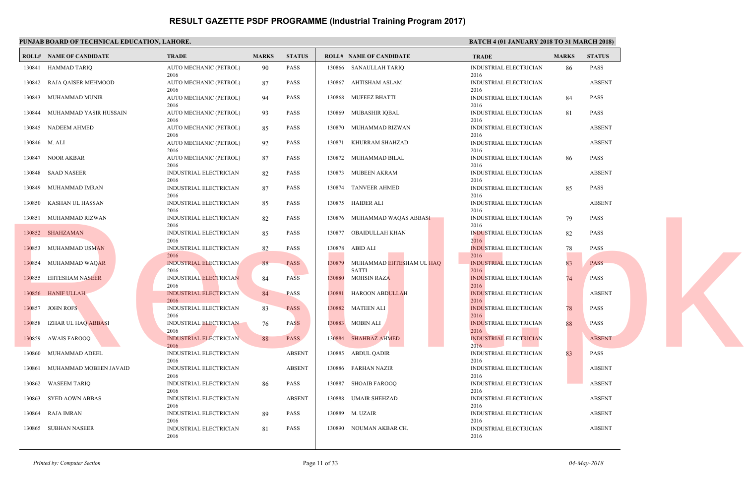# RESULT GAZETTE PSDF PROGRAMME (Industrial Training Program 2017)

**PUNJAB BOARD OF TECHNICAL EDUCATION, LAHORE.**

**BATCH 4 (01 JANUARY 2018 TO 31 MARCH 2018)**

| ROLL# | NAME OF CANDIDATE | TRADE | MARKS | STATUS |
|---|---|---|---|---|
| 130841 | HAMMAD TARIQ | AUTO MECHANIC (PETROL) 2016 | 90 | PASS |
| 130842 | RAJA QAISER MEHMOOD | AUTO MECHANIC (PETROL) 2016 | 87 | PASS |
| 130843 | MUHAMMAD MUNIR | AUTO MECHANIC (PETROL) 2016 | 94 | PASS |
| 130844 | MUHAMMAD YASIR HUSSAIN | AUTO MECHANIC (PETROL) 2016 | 93 | PASS |
| 130845 | NADEEM AHMED | AUTO MECHANIC (PETROL) 2016 | 85 | PASS |
| 130846 | M. ALI | AUTO MECHANIC (PETROL) 2016 | 92 | PASS |
| 130847 | NOOR AKBAR | AUTO MECHANIC (PETROL) 2016 | 87 | PASS |
| 130848 | SAAD NASEER | INDUSTRIAL ELECTRICIAN 2016 | 82 | PASS |
| 130849 | MUHAMMAD IMRAN | INDUSTRIAL ELECTRICIAN 2016 | 87 | PASS |
| 130850 | KASHAN UL HASSAN | INDUSTRIAL ELECTRICIAN 2016 | 85 | PASS |
| 130851 | MUHAMMAD RIZWAN | INDUSTRIAL ELECTRICIAN 2016 | 82 | PASS |
| 130852 | SHAHZAMAN | INDUSTRIAL ELECTRICIAN 2016 | 85 | PASS |
| 130853 | MUHAMMAD USMAN | INDUSTRIAL ELECTRICIAN 2016 | 82 | PASS |
| 130854 | MUHAMMAD WAQAR | INDUSTRIAL ELECTRICIAN 2016 | 88 | PASS |
| 130855 | EHTESHAM NASEER | INDUSTRIAL ELECTRICIAN 2016 | 84 | PASS |
| 130856 | HANIF ULLAH | INDUSTRIAL ELECTRICIAN 2016 | 84 | PASS |
| 130857 | JOHN ROFS | INDUSTRIAL ELECTRICIAN 2016 | 83 | PASS |
| 130858 | IZHAR UL HAQ ABBASI | INDUSTRIAL ELECTRICIAN 2016 | 76 | PASS |
| 130859 | AWAIS FAROOQ | INDUSTRIAL ELECTRICIAN 2016 | 88 | PASS |
| 130860 | MUHAMMAD ADEEL | INDUSTRIAL ELECTRICIAN 2016 | | ABSENT |
| 130861 | MUHAMMAD MOBEEN JAVAID | INDUSTRIAL ELECTRICIAN 2016 | | ABSENT |
| 130862 | WASEEM TARIQ | INDUSTRIAL ELECTRICIAN 2016 | 86 | PASS |
| 130863 | SYED AOWN ABBAS | INDUSTRIAL ELECTRICIAN 2016 | | ABSENT |
| 130864 | RAJA IMRAN | INDUSTRIAL ELECTRICIAN 2016 | 89 | PASS |
| 130865 | SUBHAN NASEER | INDUSTRIAL ELECTRICIAN 2016 | 81 | PASS |
| 130866 | SANAULLAH TARIQ | INDUSTRIAL ELECTRICIAN 2016 | 86 | PASS |
| 130867 | AHTISHAM ASLAM | INDUSTRIAL ELECTRICIAN 2016 | | ABSENT |
| 130868 | MUFEEZ BHATTI | INDUSTRIAL ELECTRICIAN 2016 | 84 | PASS |
| 130869 | MUBASHIR IQBAL | INDUSTRIAL ELECTRICIAN 2016 | 81 | PASS |
| 130870 | MUHAMMAD RIZWAN | INDUSTRIAL ELECTRICIAN 2016 | | ABSENT |
| 130871 | KHURRAM SHAHZAD | INDUSTRIAL ELECTRICIAN 2016 | | ABSENT |
| 130872 | MUHAMMAD BILAL | INDUSTRIAL ELECTRICIAN 2016 | 86 | PASS |
| 130873 | MUBEEN AKRAM | INDUSTRIAL ELECTRICIAN 2016 | | ABSENT |
| 130874 | TANVEER AHMED | INDUSTRIAL ELECTRICIAN 2016 | 85 | PASS |
| 130875 | HAIDER ALI | INDUSTRIAL ELECTRICIAN 2016 | | ABSENT |
| 130876 | MUHAMMAD WAQAS ABBASI | INDUSTRIAL ELECTRICIAN 2016 | 79 | PASS |
| 130877 | OBAIDULLAH KHAN | INDUSTRIAL ELECTRICIAN 2016 | 82 | PASS |
| 130878 | ABID ALI | INDUSTRIAL ELECTRICIAN 2016 | 78 | PASS |
| 130879 | MUHAMMAD EHTESHAM UL HAQ SATTI | INDUSTRIAL ELECTRICIAN 2016 | 83 | PASS |
| 130880 | MOHSIN RAZA | INDUSTRIAL ELECTRICIAN 2016 | 74 | PASS |
| 130881 | HAROON ABDULLAH | INDUSTRIAL ELECTRICIAN 2016 | | ABSENT |
| 130882 | MATEEN ALI | INDUSTRIAL ELECTRICIAN 2016 | 78 | PASS |
| 130883 | MOBIN ALI | INDUSTRIAL ELECTRICIAN 2016 | 88 | PASS |
| 130884 | SHAHBAZ AHMED | INDUSTRIAL ELECTRICIAN 2016 | | ABSENT |
| 130885 | ABDUL QADIR | INDUSTRIAL ELECTRICIAN 2016 | 83 | PASS |
| 130886 | FARHAN NAZIR | INDUSTRIAL ELECTRICIAN 2016 | | ABSENT |
| 130887 | SHOAIB FAROOQ | INDUSTRIAL ELECTRICIAN 2016 | | ABSENT |
| 130888 | UMAIR SHEHZAD | INDUSTRIAL ELECTRICIAN 2016 | | ABSENT |
| 130889 | M. UZAIR | INDUSTRIAL ELECTRICIAN 2016 | | ABSENT |
| 130890 | NOUMAN AKBAR CH. | INDUSTRIAL ELECTRICIAN 2016 | | ABSENT |

*Printed by: Computer Section*

*04-May-2018*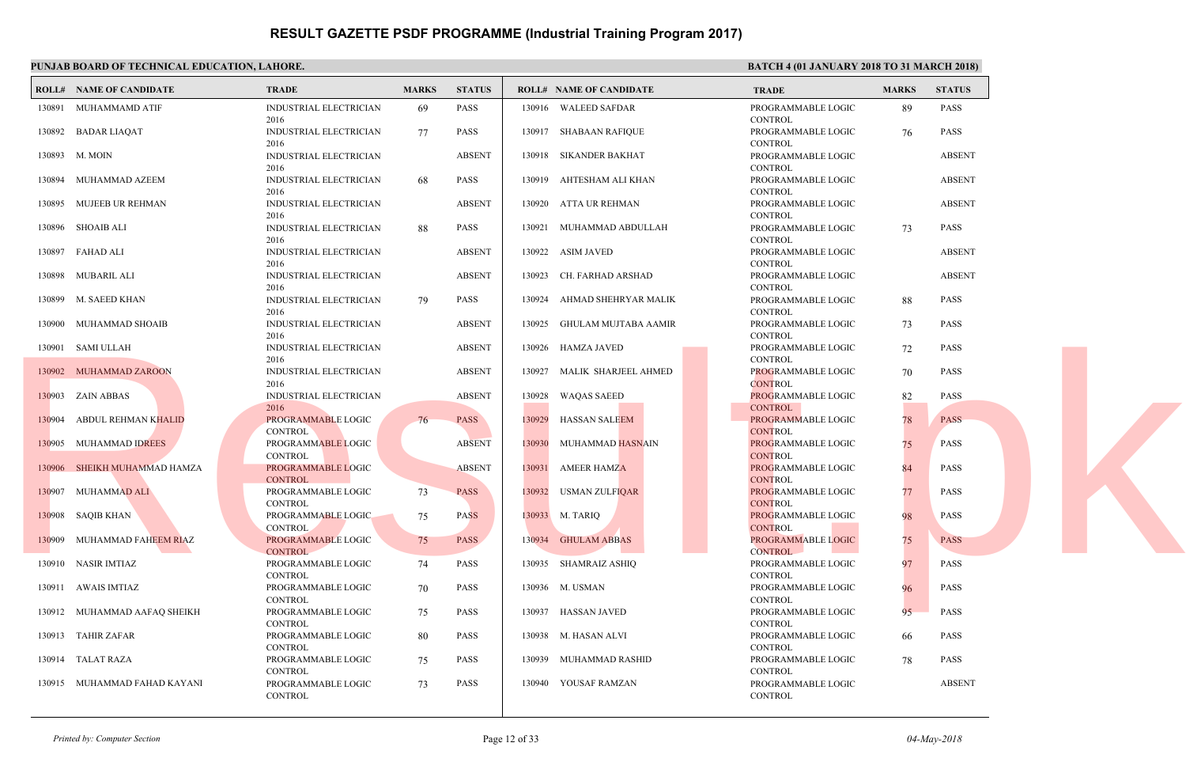# RESULT GAZETTE PSDF PROGRAMME (Industrial Training Program 2017)

**PUNJAB BOARD OF TECHNICAL EDUCATION, LAHORE.**

**BATCH 4 (01 JANUARY 2018 TO 31 MARCH 2018)**

| ROLL# | NAME OF CANDIDATE | TRADE | MARKS | STATUS |
|---|---|---|---|---|
| 130891 | MUHAMMAMD ATIF | INDUSTRIAL ELECTRICIAN 2016 | 69 | PASS |
| 130892 | BADAR LIAQAT | INDUSTRIAL ELECTRICIAN 2016 | 77 | PASS |
| 130893 | M. MOIN | INDUSTRIAL ELECTRICIAN 2016 | | ABSENT |
| 130894 | MUHAMMAD AZEEM | INDUSTRIAL ELECTRICIAN 2016 | 68 | PASS |
| 130895 | MUJEEB UR REHMAN | INDUSTRIAL ELECTRICIAN 2016 | | ABSENT |
| 130896 | SHOAIB ALI | INDUSTRIAL ELECTRICIAN 2016 | 88 | PASS |
| 130897 | FAHAD ALI | INDUSTRIAL ELECTRICIAN 2016 | | ABSENT |
| 130898 | MUBARIL ALI | INDUSTRIAL ELECTRICIAN 2016 | | ABSENT |
| 130899 | M. SAEED KHAN | INDUSTRIAL ELECTRICIAN 2016 | 79 | PASS |
| 130900 | MUHAMMAD SHOAIB | INDUSTRIAL ELECTRICIAN 2016 | | ABSENT |
| 130901 | SAMI ULLAH | INDUSTRIAL ELECTRICIAN 2016 | | ABSENT |
| 130902 | MUHAMMAD ZAROON | INDUSTRIAL ELECTRICIAN 2016 | | ABSENT |
| 130903 | ZAIN ABBAS | INDUSTRIAL ELECTRICIAN 2016 | | ABSENT |
| 130904 | ABDUL REHMAN KHALID | PROGRAMMABLE LOGIC CONTROL | 76 | PASS |
| 130905 | MUHAMMAD IDREES | PROGRAMMABLE LOGIC CONTROL | | ABSENT |
| 130906 | SHEIKH MUHAMMAD HAMZA | PROGRAMMABLE LOGIC CONTROL | | ABSENT |
| 130907 | MUHAMMAD ALI | PROGRAMMABLE LOGIC CONTROL | 73 | PASS |
| 130908 | SAQIB KHAN | PROGRAMMABLE LOGIC CONTROL | 75 | PASS |
| 130909 | MUHAMMAD FAHEEM RIAZ | PROGRAMMABLE LOGIC CONTROL | 75 | PASS |
| 130910 | NASIR IMTIAZ | PROGRAMMABLE LOGIC CONTROL | 74 | PASS |
| 130911 | AWAIS IMTIAZ | PROGRAMMABLE LOGIC CONTROL | 70 | PASS |
| 130912 | MUHAMMAD AAFAQ SHEIKH | PROGRAMMABLE LOGIC CONTROL | 75 | PASS |
| 130913 | TAHIR ZAFAR | PROGRAMMABLE LOGIC CONTROL | 80 | PASS |
| 130914 | TALAT RAZA | PROGRAMMABLE LOGIC CONTROL | 75 | PASS |
| 130915 | MUHAMMAD FAHAD KAYANI | PROGRAMMABLE LOGIC CONTROL | 73 | PASS |
| 130916 | WALEED SAFDAR | PROGRAMMABLE LOGIC CONTROL | 89 | PASS |
| 130917 | SHABAAN RAFIQUE | PROGRAMMABLE LOGIC CONTROL | 76 | PASS |
| 130918 | SIKANDER BAKHAT | PROGRAMMABLE LOGIC CONTROL | | ABSENT |
| 130919 | AHTESHAM ALI KHAN | PROGRAMMABLE LOGIC CONTROL | | ABSENT |
| 130920 | ATTA UR REHMAN | PROGRAMMABLE LOGIC CONTROL | | ABSENT |
| 130921 | MUHAMMAD ABDULLAH | PROGRAMMABLE LOGIC CONTROL | 73 | PASS |
| 130922 | ASIM JAVED | PROGRAMMABLE LOGIC CONTROL | | ABSENT |
| 130923 | CH. FARHAD ARSHAD | PROGRAMMABLE LOGIC CONTROL | | ABSENT |
| 130924 | AHMAD SHEHRYAR MALIK | PROGRAMMABLE LOGIC CONTROL | 88 | PASS |
| 130925 | GHULAM MUJTABA AAMIR | PROGRAMMABLE LOGIC CONTROL | 73 | PASS |
| 130926 | HAMZA JAVED | PROGRAMMABLE LOGIC CONTROL | 72 | PASS |
| 130927 | MALIK SHARJEEL AHMED | PROGRAMMABLE LOGIC CONTROL | 70 | PASS |
| 130928 | WAQAS SAEED | PROGRAMMABLE LOGIC CONTROL | 82 | PASS |
| 130929 | HASSAN SALEEM | PROGRAMMABLE LOGIC CONTROL | 78 | PASS |
| 130930 | MUHAMMAD HASNAIN | PROGRAMMABLE LOGIC CONTROL | 75 | PASS |
| 130931 | AMEER HAMZA | PROGRAMMABLE LOGIC CONTROL | 84 | PASS |
| 130932 | USMAN ZULFIQAR | PROGRAMMABLE LOGIC CONTROL | 77 | PASS |
| 130933 | M. TARIQ | PROGRAMMABLE LOGIC CONTROL | 98 | PASS |
| 130934 | GHULAM ABBAS | PROGRAMMABLE LOGIC CONTROL | 75 | PASS |
| 130935 | SHAMRAIZ ASHIQ | PROGRAMMABLE LOGIC CONTROL | 97 | PASS |
| 130936 | M. USMAN | PROGRAMMABLE LOGIC CONTROL | 96 | PASS |
| 130937 | HASSAN JAVED | PROGRAMMABLE LOGIC CONTROL | 95 | PASS |
| 130938 | M. HASAN ALVI | PROGRAMMABLE LOGIC CONTROL | 66 | PASS |
| 130939 | MUHAMMAD RASHID | PROGRAMMABLE LOGIC CONTROL | 78 | PASS |
| 130940 | YOUSAF RAMZAN | PROGRAMMABLE LOGIC CONTROL | | ABSENT |

*Printed by: Computer Section*

*04-May-2018*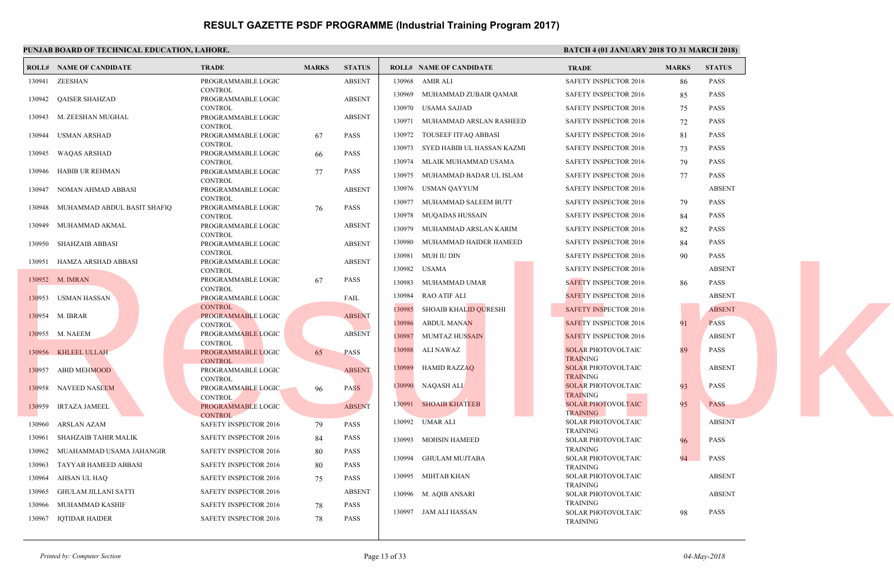# RESULT GAZETTE PSDF PROGRAMME (Industrial Training Program 2017)

**PUNJAB BOARD OF TECHNICAL EDUCATION, LAHORE.**

**BATCH 4 (01 JANUARY 2018 TO 31 MARCH 2018)**

| ROLL# | NAME OF CANDIDATE | TRADE | MARKS | STATUS |
|---|---|---|---|---|
| 130941 | ZEESHAN | PROGRAMMABLE LOGIC CONTROL | | ABSENT |
| 130942 | QAISER SHAHZAD | PROGRAMMABLE LOGIC CONTROL | | ABSENT |
| 130943 | M. ZEESHAN MUGHAL | PROGRAMMABLE LOGIC CONTROL | | ABSENT |
| 130944 | USMAN ARSHAD | PROGRAMMABLE LOGIC CONTROL | 67 | PASS |
| 130945 | WAQAS ARSHAD | PROGRAMMABLE LOGIC CONTROL | 66 | PASS |
| 130946 | HABIB UR REHMAN | PROGRAMMABLE LOGIC CONTROL | 77 | PASS |
| 130947 | NOMAN AHMAD ABBASI | PROGRAMMABLE LOGIC CONTROL | | ABSENT |
| 130948 | MUHAMMAD ABDUL BASIT SHAFIQ | PROGRAMMABLE LOGIC CONTROL | 76 | PASS |
| 130949 | MUHAMMAD AKMAL | PROGRAMMABLE LOGIC CONTROL | | ABSENT |
| 130950 | SHAHZAIB ABBASI | PROGRAMMABLE LOGIC CONTROL | | ABSENT |
| 130951 | HAMZA ARSHAD ABBASI | PROGRAMMABLE LOGIC CONTROL | | ABSENT |
| 130952 | M. IMRAN | PROGRAMMABLE LOGIC CONTROL | 67 | PASS |
| 130953 | USMAN HASSAN | PROGRAMMABLE LOGIC CONTROL | | FAIL |
| 130954 | M. IBRAR | PROGRAMMABLE LOGIC CONTROL | | ABSENT |
| 130955 | M. NAEEM | PROGRAMMABLE LOGIC CONTROL | | ABSENT |
| 130956 | KHLEEL ULLAH | PROGRAMMABLE LOGIC CONTROL | 65 | PASS |
| 130957 | ABID MEHMOOD | PROGRAMMABLE LOGIC CONTROL | | ABSENT |
| 130958 | NAVEED NASEEM | PROGRAMMABLE LOGIC CONTROL | 96 | PASS |
| 130959 | IRTAZA JAMEEL | PROGRAMMABLE LOGIC CONTROL | | ABSENT |
| 130960 | ARSLAN AZAM | SAFETY INSPECTOR 2016 | 79 | PASS |
| 130961 | SHAHZAIB TAHIR MALIK | SAFETY INSPECTOR 2016 | 84 | PASS |
| 130962 | MUAHAMMAD USAMA JAHANGIR | SAFETY INSPECTOR 2016 | 80 | PASS |
| 130963 | TAYYAB HAMEED ABBASI | SAFETY INSPECTOR 2016 | 80 | PASS |
| 130964 | AHSAN UL HAQ | SAFETY INSPECTOR 2016 | 75 | PASS |
| 130965 | GHULAM JILLANI SATTI | SAFETY INSPECTOR 2016 | | ABSENT |
| 130966 | MUHAMMAD KASHIF | SAFETY INSPECTOR 2016 | 78 | PASS |
| 130967 | IQTIDAR HAIDER | SAFETY INSPECTOR 2016 | 78 | PASS |
| 130968 | AMIR ALI | SAFETY INSPECTOR 2016 | 86 | PASS |
| 130969 | MUHAMMAD ZUBAIR QAMAR | SAFETY INSPECTOR 2016 | 85 | PASS |
| 130970 | USAMA SAJJAD | SAFETY INSPECTOR 2016 | 75 | PASS |
| 130971 | MUHAMMAD ARSLAN RASHEED | SAFETY INSPECTOR 2016 | 72 | PASS |
| 130972 | TOUSEEF ITFAQ ABBASI | SAFETY INSPECTOR 2016 | 81 | PASS |
| 130973 | SYED HABIB UL HASSAN KAZMI | SAFETY INSPECTOR 2016 | 73 | PASS |
| 130974 | MLAIK MUHAMMAD USAMA | SAFETY INSPECTOR 2016 | 79 | PASS |
| 130975 | MUHAMMAD BADAR UL ISLAM | SAFETY INSPECTOR 2016 | 77 | PASS |
| 130976 | USMAN QAYYUM | SAFETY INSPECTOR 2016 | | ABSENT |
| 130977 | MUHAMMAD SALEEM BUTT | SAFETY INSPECTOR 2016 | 79 | PASS |
| 130978 | MUQADAS HUSSAIN | SAFETY INSPECTOR 2016 | 84 | PASS |
| 130979 | MUHAMMAD ARSLAN KARIM | SAFETY INSPECTOR 2016 | 82 | PASS |
| 130980 | MUHAMMAD HAIDER HAMEED | SAFETY INSPECTOR 2016 | 84 | PASS |
| 130981 | MUH IU DIN | SAFETY INSPECTOR 2016 | 90 | PASS |
| 130982 | USAMA | SAFETY INSPECTOR 2016 | | ABSENT |
| 130983 | MUHAMMAD UMAR | SAFETY INSPECTOR 2016 | 86 | PASS |
| 130984 | RAO ATIF ALI | SAFETY INSPECTOR 2016 | | ABSENT |
| 130985 | SHOAIB KHALID QURESHI | SAFETY INSPECTOR 2016 | | ABSENT |
| 130986 | ABDUL MANAN | SAFETY INSPECTOR 2016 | 91 | PASS |
| 130987 | MUMTAZ HUSSAIN | SAFETY INSPECTOR 2016 | | ABSENT |
| 130988 | ALI NAWAZ | SOLAR PHOTOVOLTAIC TRAINING | 89 | PASS |
| 130989 | HAMID RAZZAQ | SOLAR PHOTOVOLTAIC TRAINING | | ABSENT |
| 130990 | NAQASH ALI | SOLAR PHOTOVOLTAIC TRAINING | 93 | PASS |
| 130991 | SHOAIB KHATEEB | SOLAR PHOTOVOLTAIC TRAINING | 95 | PASS |
| 130992 | UMAR ALI | SOLAR PHOTOVOLTAIC TRAINING | | ABSENT |
| 130993 | MOHSIN HAMEED | SOLAR PHOTOVOLTAIC TRAINING | 96 | PASS |
| 130994 | GHULAM MUJTABA | SOLAR PHOTOVOLTAIC TRAINING | 94 | PASS |
| 130995 | MIHTAB KHAN | SOLAR PHOTOVOLTAIC TRAINING | | ABSENT |
| 130996 | M. AQIB ANSARI | SOLAR PHOTOVOLTAIC TRAINING | | ABSENT |
| 130997 | JAM ALI HASSAN | SOLAR PHOTOVOLTAIC TRAINING | 98 | PASS |

*Printed by: Computer Section*

*04-May-2018*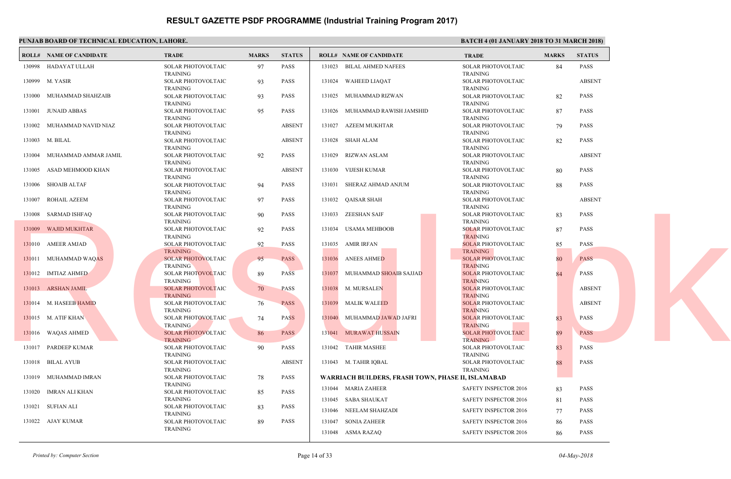# RESULT GAZETTE PSDF PROGRAMME (Industrial Training Program 2017)

**PUNJAB BOARD OF TECHNICAL EDUCATION, LAHORE.**

**BATCH 4 (01 JANUARY 2018 TO 31 MARCH 2018)**

| ROLL# | NAME OF CANDIDATE | TRADE | MARKS | STATUS |
|---|---|---|---|---|
| 130998 | HADAYAT ULLAH | SOLAR PHOTOVOLTAIC TRAINING | 97 | PASS |
| 130999 | M. YASIR | SOLAR PHOTOVOLTAIC TRAINING | 93 | PASS |
| 131000 | MUHAMMAD SHAHZAIB | SOLAR PHOTOVOLTAIC TRAINING | 93 | PASS |
| 131001 | JUNAID ABBAS | SOLAR PHOTOVOLTAIC TRAINING | 95 | PASS |
| 131002 | MUHAMMAD NAVID NIAZ | SOLAR PHOTOVOLTAIC TRAINING | | ABSENT |
| 131003 | M. BILAL | SOLAR PHOTOVOLTAIC TRAINING | | ABSENT |
| 131004 | MUHAMMAD AMMAR JAMIL | SOLAR PHOTOVOLTAIC TRAINING | 92 | PASS |
| 131005 | ASAD MEHMOOD KHAN | SOLAR PHOTOVOLTAIC TRAINING | | ABSENT |
| 131006 | SHOAIB ALTAF | SOLAR PHOTOVOLTAIC TRAINING | 94 | PASS |
| 131007 | ROHAIL AZEEM | SOLAR PHOTOVOLTAIC TRAINING | 97 | PASS |
| 131008 | SARMAD ISHFAQ | SOLAR PHOTOVOLTAIC TRAINING | 90 | PASS |
| 131009 | WAJID MUKHTAR | SOLAR PHOTOVOLTAIC TRAINING | 92 | PASS |
| 131010 | AMEER AMJAD | SOLAR PHOTOVOLTAIC TRAINING | 92 | PASS |
| 131011 | MUHAMMAD WAQAS | SOLAR PHOTOVOLTAIC TRAINING | 95 | PASS |
| 131012 | IMTIAZ AHMED | SOLAR PHOTOVOLTAIC TRAINING | 89 | PASS |
| 131013 | ARSHAN JAMIL | SOLAR PHOTOVOLTAIC TRAINING | 70 | PASS |
| 131014 | M. HASEEB HAMID | SOLAR PHOTOVOLTAIC TRAINING | 76 | PASS |
| 131015 | M. ATIF KHAN | SOLAR PHOTOVOLTAIC TRAINING | 74 | PASS |
| 131016 | WAQAS AHMED | SOLAR PHOTOVOLTAIC TRAINING | 86 | PASS |
| 131017 | PARDEEP KUMAR | SOLAR PHOTOVOLTAIC TRAINING | 90 | PASS |
| 131018 | BILAL AYUB | SOLAR PHOTOVOLTAIC TRAINING | | ABSENT |
| 131019 | MUHAMMAD IMRAN | SOLAR PHOTOVOLTAIC TRAINING | 78 | PASS |
| 131020 | IMRAN ALI KHAN | SOLAR PHOTOVOLTAIC TRAINING | 85 | PASS |
| 131021 | SUFIAN ALI | SOLAR PHOTOVOLTAIC TRAINING | 83 | PASS |
| 131022 | AJAY KUMAR | SOLAR PHOTOVOLTAIC TRAINING | 89 | PASS |
| 131023 | BILAL AHMED NAFEES | SOLAR PHOTOVOLTAIC TRAINING | 84 | PASS |
| 131024 | WAHEED LIAQAT | SOLAR PHOTOVOLTAIC TRAINING | | ABSENT |
| 131025 | MUHAMMAD RIZWAN | SOLAR PHOTOVOLTAIC TRAINING | 82 | PASS |
| 131026 | MUHAMMAD RAWISH JAMSHID | SOLAR PHOTOVOLTAIC TRAINING | 87 | PASS |
| 131027 | AZEEM MUKHTAR | SOLAR PHOTOVOLTAIC TRAINING | 79 | PASS |
| 131028 | SHAH ALAM | SOLAR PHOTOVOLTAIC TRAINING | 82 | PASS |
| 131029 | RIZWAN ASLAM | SOLAR PHOTOVOLTAIC TRAINING | | ABSENT |
| 131030 | VIJESH KUMAR | SOLAR PHOTOVOLTAIC TRAINING | 80 | PASS |
| 131031 | SHERAZ AHMAD ANJUM | SOLAR PHOTOVOLTAIC TRAINING | 88 | PASS |
| 131032 | QAISAR SHAH | SOLAR PHOTOVOLTAIC TRAINING | | ABSENT |
| 131033 | ZEESHAN SAIF | SOLAR PHOTOVOLTAIC TRAINING | 83 | PASS |
| 131034 | USAMA MEHBOOB | SOLAR PHOTOVOLTAIC TRAINING | 87 | PASS |
| 131035 | AMIR IRFAN | SOLAR PHOTOVOLTAIC TRAINING | 85 | PASS |
| 131036 | ANEES AHMED | SOLAR PHOTOVOLTAIC TRAINING | 80 | PASS |
| 131037 | MUHAMMAD SHOAIB SAJJAD | SOLAR PHOTOVOLTAIC TRAINING | 84 | PASS |
| 131038 | M. MURSALEN | SOLAR PHOTOVOLTAIC TRAINING | | ABSENT |
| 131039 | MALIK WALEED | SOLAR PHOTOVOLTAIC TRAINING | | ABSENT |
| 131040 | MUHAMMAD JAWAD JAFRI | SOLAR PHOTOVOLTAIC TRAINING | 83 | PASS |
| 131041 | MURAWAT HUSSAIN | SOLAR PHOTOVOLTAIC TRAINING | 89 | PASS |
| 131042 | TAHIR MASHEE | SOLAR PHOTOVOLTAIC TRAINING | 83 | PASS |
| 131043 | M. TAHIR IQBAL | SOLAR PHOTOVOLTAIC TRAINING | 88 | PASS |

**WARRIACH BUILDERS, FRASH TOWN, PHASE II, ISLAMABAD**

| ROLL# | NAME OF CANDIDATE | TRADE | MARKS | STATUS |
|---|---|---|---|---|
| 131044 | MARIA ZAHEER | SAFETY INSPECTOR 2016 | 83 | PASS |
| 131045 | SABA SHAUKAT | SAFETY INSPECTOR 2016 | 81 | PASS |
| 131046 | NEELAM SHAHZADI | SAFETY INSPECTOR 2016 | 77 | PASS |
| 131047 | SONIA ZAHEER | SAFETY INSPECTOR 2016 | 86 | PASS |
| 131048 | ASMA RAZAQ | SAFETY INSPECTOR 2016 | 86 | PASS |

*Printed by: Computer Section*

*04-May-2018*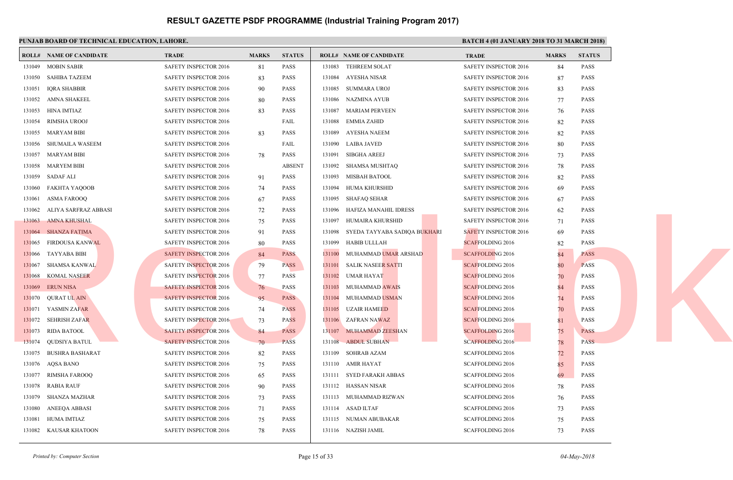# RESULT GAZETTE PSDF PROGRAMME (Industrial Training Program 2017)

**PUNJAB BOARD OF TECHNICAL EDUCATION, LAHORE.**

**BATCH 4 (01 JANUARY 2018 TO 31 MARCH 2018)**

| ROLL# | NAME OF CANDIDATE | TRADE | MARKS | STATUS |
|---|---|---|---|---|
| 131049 | MOBIN SABIR | SAFETY INSPECTOR 2016 | 81 | PASS |
| 131050 | SAHIBA TAZEEM | SAFETY INSPECTOR 2016 | 83 | PASS |
| 131051 | IQRA SHABBIR | SAFETY INSPECTOR 2016 | 90 | PASS |
| 131052 | AMNA SHAKEEL | SAFETY INSPECTOR 2016 | 80 | PASS |
| 131053 | HINA IMTIAZ | SAFETY INSPECTOR 2016 | 83 | PASS |
| 131054 | RIMSHA UROOJ | SAFETY INSPECTOR 2016 | | FAIL |
| 131055 | MARYAM BIBI | SAFETY INSPECTOR 2016 | 83 | PASS |
| 131056 | SHUMAILA WASEEM | SAFETY INSPECTOR 2016 | | FAIL |
| 131057 | MARYAM BIBI | SAFETY INSPECTOR 2016 | 78 | PASS |
| 131058 | MARYEM BIBI | SAFETY INSPECTOR 2016 | | ABSENT |
| 131059 | SADAF ALI | SAFETY INSPECTOR 2016 | 91 | PASS |
| 131060 | FAKHTA YAQOOB | SAFETY INSPECTOR 2016 | 74 | PASS |
| 131061 | ASMA FAROOQ | SAFETY INSPECTOR 2016 | 67 | PASS |
| 131062 | ALIYA SARFRAZ ABBASI | SAFETY INSPECTOR 2016 | 72 | PASS |
| 131063 | AMNA KHUSHAL | SAFETY INSPECTOR 2016 | 75 | PASS |
| 131064 | SHANZA FATIMA | SAFETY INSPECTOR 2016 | 91 | PASS |
| 131065 | FIRDOUSA KANWAL | SAFETY INSPECTOR 2016 | 80 | PASS |
| 131066 | TAYYABA BIBI | SAFETY INSPECTOR 2016 | 84 | PASS |
| 131067 | SHAMSA KANWAL | SAFETY INSPECTOR 2016 | 79 | PASS |
| 131068 | KOMAL NASEER | SAFETY INSPECTOR 2016 | 77 | PASS |
| 131069 | ERUN NISA | SAFETY INSPECTOR 2016 | 76 | PASS |
| 131070 | QURAT UL AIN | SAFETY INSPECTOR 2016 | 95 | PASS |
| 131071 | YASMIN ZAFAR | SAFETY INSPECTOR 2016 | 74 | PASS |
| 131072 | SEHRISH ZAFAR | SAFETY INSPECTOR 2016 | 73 | PASS |
| 131073 | RIDA BATOOL | SAFETY INSPECTOR 2016 | 84 | PASS |
| 131074 | QUDSIYA BATUL | SAFETY INSPECTOR 2016 | 70 | PASS |
| 131075 | BUSHRA BASHARAT | SAFETY INSPECTOR 2016 | 82 | PASS |
| 131076 | AQSA BANO | SAFETY INSPECTOR 2016 | 75 | PASS |
| 131077 | RIMSHA FAROOQ | SAFETY INSPECTOR 2016 | 65 | PASS |
| 131078 | RABIA RAUF | SAFETY INSPECTOR 2016 | 90 | PASS |
| 131079 | SHANZA MAZHAR | SAFETY INSPECTOR 2016 | 73 | PASS |
| 131080 | ANEEQA ABBASI | SAFETY INSPECTOR 2016 | 71 | PASS |
| 131081 | HUMA IMTIAZ | SAFETY INSPECTOR 2016 | 75 | PASS |
| 131082 | KAUSAR KHATOON | SAFETY INSPECTOR 2016 | 78 | PASS |
| 131083 | TEHREEM SOLAT | SAFETY INSPECTOR 2016 | 84 | PASS |
| 131084 | AYESHA NISAR | SAFETY INSPECTOR 2016 | 87 | PASS |
| 131085 | SUMMARA UROJ | SAFETY INSPECTOR 2016 | 83 | PASS |
| 131086 | NAZMINA AYUB | SAFETY INSPECTOR 2016 | 77 | PASS |
| 131087 | MARIAM PERVEEN | SAFETY INSPECTOR 2016 | 76 | PASS |
| 131088 | EMMIA ZAHID | SAFETY INSPECTOR 2016 | 82 | PASS |
| 131089 | AYESHA NAEEM | SAFETY INSPECTOR 2016 | 82 | PASS |
| 131090 | LAIBA JAVED | SAFETY INSPECTOR 2016 | 80 | PASS |
| 131091 | SIBGHA AREEJ | SAFETY INSPECTOR 2016 | 73 | PASS |
| 131092 | SHAMSA MUSHTAQ | SAFETY INSPECTOR 2016 | 78 | PASS |
| 131093 | MISBAH BATOOL | SAFETY INSPECTOR 2016 | 82 | PASS |
| 131094 | HUMA KHURSHID | SAFETY INSPECTOR 2016 | 69 | PASS |
| 131095 | SHAFAQ SEHAR | SAFETY INSPECTOR 2016 | 67 | PASS |
| 131096 | HAFIZA MANAHIL IDRESS | SAFETY INSPECTOR 2016 | 62 | PASS |
| 131097 | HUMAIRA KHURSHID | SAFETY INSPECTOR 2016 | 71 | PASS |
| 131098 | SYEDA TAYYABA SADIQA BUKHARI | SAFETY INSPECTOR 2016 | 69 | PASS |
| 131099 | HABIB ULLLAH | SCAFFOLDING 2016 | 82 | PASS |
| 131100 | MUHAMMAD UMAR ARSHAD | SCAFFOLDING 2016 | 84 | PASS |
| 131101 | SALIK NASEER SATTI | SCAFFOLDING 2016 | 80 | PASS |
| 131102 | UMAR HAYAT | SCAFFOLDING 2016 | 70 | PASS |
| 131103 | MUHAMMAD AWAIS | SCAFFOLDING 2016 | 84 | PASS |
| 131104 | MUHAMMAD USMAN | SCAFFOLDING 2016 | 74 | PASS |
| 131105 | UZAIR HAMEED | SCAFFOLDING 2016 | 70 | PASS |
| 131106 | ZAFRAN NAWAZ | SCAFFOLDING 2016 | 81 | PASS |
| 131107 | MUHAMMAD ZEESHAN | SCAFFOLDING 2016 | 75 | PASS |
| 131108 | ABDUL SUBHAN | SCAFFOLDING 2016 | 78 | PASS |
| 131109 | SOHRAB AZAM | SCAFFOLDING 2016 | 72 | PASS |
| 131110 | AMIR HAYAT | SCAFFOLDING 2016 | 85 | PASS |
| 131111 | SYED FARAKH ABBAS | SCAFFOLDING 2016 | 69 | PASS |
| 131112 | HASSAN NISAR | SCAFFOLDING 2016 | 78 | PASS |
| 131113 | MUHAMMAD RIZWAN | SCAFFOLDING 2016 | 76 | PASS |
| 131114 | ASAD ILTAF | SCAFFOLDING 2016 | 73 | PASS |
| 131115 | NUMAN ABUBAKAR | SCAFFOLDING 2016 | 75 | PASS |
| 131116 | NAZISH JAMIL | SCAFFOLDING 2016 | 73 | PASS |

*Printed by: Computer Section*

*04-May-2018*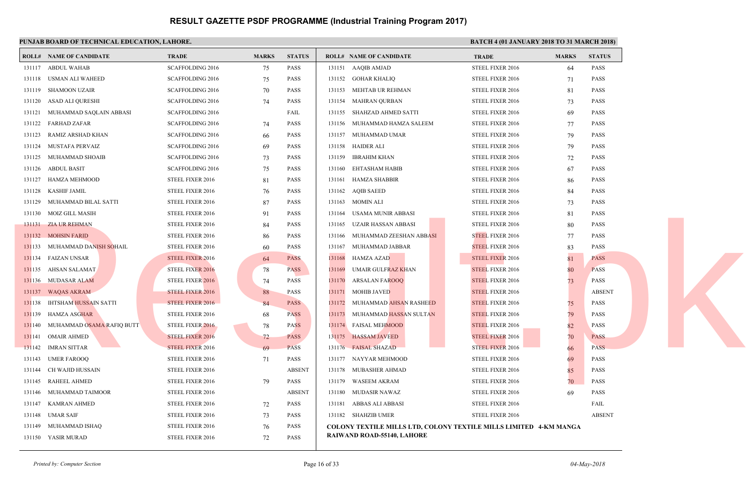# RESULT GAZETTE PSDF PROGRAMME (Industrial Training Program 2017)

**PUNJAB BOARD OF TECHNICAL EDUCATION, LAHORE.**

**BATCH 4 (01 JANUARY 2018 TO 31 MARCH 2018)**

| ROLL# | NAME OF CANDIDATE | TRADE | MARKS | STATUS |
|---|---|---|---|---|
| 131117 | ABDUL WAHAB | SCAFFOLDING 2016 | 75 | PASS |
| 131118 | USMAN ALI WAHEED | SCAFFOLDING 2016 | 75 | PASS |
| 131119 | SHAMOON UZAIR | SCAFFOLDING 2016 | 70 | PASS |
| 131120 | ASAD ALI QURESHI | SCAFFOLDING 2016 | 74 | PASS |
| 131121 | MUHAMMAD SAQLAIN ABBASI | SCAFFOLDING 2016 | | FAIL |
| 131122 | FARHAD ZAFAR | SCAFFOLDING 2016 | 74 | PASS |
| 131123 | RAMIZ ARSHAD KHAN | SCAFFOLDING 2016 | 66 | PASS |
| 131124 | MUSTAFA PERVAIZ | SCAFFOLDING 2016 | 69 | PASS |
| 131125 | MUHAMMAD SHOAIB | SCAFFOLDING 2016 | 73 | PASS |
| 131126 | ABDUL BASIT | SCAFFOLDING 2016 | 75 | PASS |
| 131127 | HAMZA MEHMOOD | STEEL FIXER 2016 | 81 | PASS |
| 131128 | KASHIF JAMIL | STEEL FIXER 2016 | 76 | PASS |
| 131129 | MUHAMMAD BILAL SATTI | STEEL FIXER 2016 | 87 | PASS |
| 131130 | MOIZ GILL MASIH | STEEL FIXER 2016 | 91 | PASS |
| 131131 | ZIA UR REHMAN | STEEL FIXER 2016 | 84 | PASS |
| 131132 | MOHSIN FARID | STEEL FIXER 2016 | 86 | PASS |
| 131133 | MUHAMMAD DANISH SOHAIL | STEEL FIXER 2016 | 60 | PASS |
| 131134 | FAIZAN UNSAR | STEEL FIXER 2016 | 64 | PASS |
| 131135 | AHSAN SALAMAT | STEEL FIXER 2016 | 78 | PASS |
| 131136 | MUDASAR ALAM | STEEL FIXER 2016 | 74 | PASS |
| 131137 | WAQAS AKRAM | STEEL FIXER 2016 | 88 | PASS |
| 131138 | IHTSHAM HUSSAIN SATTI | STEEL FIXER 2016 | 84 | PASS |
| 131139 | HAMZA ASGHAR | STEEL FIXER 2016 | 68 | PASS |
| 131140 | MUHAMMAD OSAMA RAFIQ BUTT | STEEL FIXER 2016 | 78 | PASS |
| 131141 | OMAIR AHMED | STEEL FIXER 2016 | 72 | PASS |
| 131142 | IMRAN SITTAR | STEEL FIXER 2016 | 69 | PASS |
| 131143 | UMER FAROOQ | STEEL FIXER 2016 | 71 | PASS |
| 131144 | CH WAJID HUSSAIN | STEEL FIXER 2016 | | ABSENT |
| 131145 | RAHEEL AHMED | STEEL FIXER 2016 | 79 | PASS |
| 131146 | MUHAMMAD TAIMOOR | STEEL FIXER 2016 | | ABSENT |
| 131147 | KAMRAN AHMED | STEEL FIXER 2016 | 72 | PASS |
| 131148 | UMAR SAIF | STEEL FIXER 2016 | 73 | PASS |
| 131149 | MUHAMMAD ISHAQ | STEEL FIXER 2016 | 76 | PASS |
| 131150 | YASIR MURAD | STEEL FIXER 2016 | 72 | PASS |
| 131151 | AAQIB AMJAD | STEEL FIXER 2016 | 64 | PASS |
| 131152 | GOHAR KHALIQ | STEEL FIXER 2016 | 71 | PASS |
| 131153 | MEHTAB UR REHMAN | STEEL FIXER 2016 | 81 | PASS |
| 131154 | MAHRAN QURBAN | STEEL FIXER 2016 | 73 | PASS |
| 131155 | SHAHZAD AHMED SATTI | STEEL FIXER 2016 | 69 | PASS |
| 131156 | MUHAMMAD HAMZA SALEEM | STEEL FIXER 2016 | 77 | PASS |
| 131157 | MUHAMMAD UMAR | STEEL FIXER 2016 | 79 | PASS |
| 131158 | HAIDER ALI | STEEL FIXER 2016 | 79 | PASS |
| 131159 | IBRAHIM KHAN | STEEL FIXER 2016 | 72 | PASS |
| 131160 | EHTASHAM HABIB | STEEL FIXER 2016 | 67 | PASS |
| 131161 | HAMZA SHABBIR | STEEL FIXER 2016 | 86 | PASS |
| 131162 | AQIB SAEED | STEEL FIXER 2016 | 84 | PASS |
| 131163 | MOMIN ALI | STEEL FIXER 2016 | 73 | PASS |
| 131164 | USAMA MUNIR ABBASI | STEEL FIXER 2016 | 81 | PASS |
| 131165 | UZAIR HASSAN ABBASI | STEEL FIXER 2016 | 80 | PASS |
| 131166 | MUHAMMAD ZEESHAN ABBASI | STEEL FIXER 2016 | 77 | PASS |
| 131167 | MUHAMMAD JABBAR | STEEL FIXER 2016 | 83 | PASS |
| 131168 | HAMZA AZAD | STEEL FIXER 2016 | 81 | PASS |
| 131169 | UMAIR GULFRAZ KHAN | STEEL FIXER 2016 | 80 | PASS |
| 131170 | ARSALAN FAROOQ | STEEL FIXER 2016 | 73 | PASS |
| 131171 | MOHIB JAVED | STEEL FIXER 2016 | | ABSENT |
| 131172 | MUHAMMAD AHSAN RASHEED | STEEL FIXER 2016 | 75 | PASS |
| 131173 | MUHAMMAD HASSAN SULTAN | STEEL FIXER 2016 | 79 | PASS |
| 131174 | FAISAL MEHMOOD | STEEL FIXER 2016 | 82 | PASS |
| 131175 | HASSAM JAVEED | STEEL FIXER 2016 | 70 | PASS |
| 131176 | FAISAL SHAZAD | STEEL FIXER 2016 | 66 | PASS |
| 131177 | NAYYAR MEHMOOD | STEEL FIXER 2016 | 69 | PASS |
| 131178 | MUBASHER AHMAD | STEEL FIXER 2016 | 85 | PASS |
| 131179 | WASEEM AKRAM | STEEL FIXER 2016 | 70 | PASS |
| 131180 | MUDASIR NAWAZ | STEEL FIXER 2016 | 69 | PASS |
| 131181 | ABBAS ALI ABBASI | STEEL FIXER 2016 | | FAIL |
| 131182 | SHAHZIB UMER | STEEL FIXER 2016 | | ABSENT |

**COLONY TEXTILE MILLS LTD, COLONY TEXTILE MILLS LIMITED 4-KM MANGA RAIWAND ROAD-55140, LAHORE**

*Printed by: Computer Section*

*04-May-2018*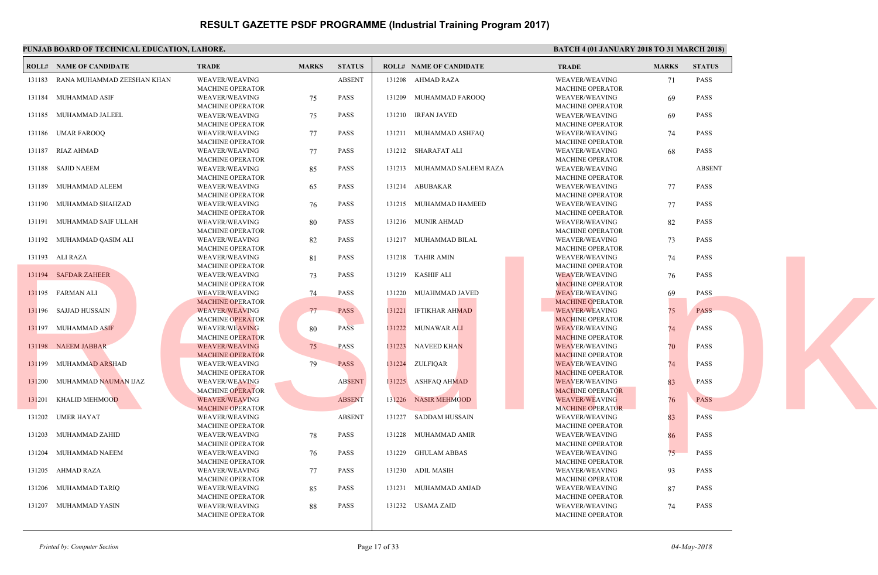# RESULT GAZETTE PSDF PROGRAMME (Industrial Training Program 2017)

**PUNJAB BOARD OF TECHNICAL EDUCATION, LAHORE.**

**BATCH 4 (01 JANUARY 2018 TO 31 MARCH 2018)**

| ROLL# | NAME OF CANDIDATE | TRADE | MARKS | STATUS |
|---|---|---|---|---|
| 131183 | RANA MUHAMMAD ZEESHAN KHAN | WEAVER/WEAVING MACHINE OPERATOR | | ABSENT |
| 131184 | MUHAMMAD ASIF | WEAVER/WEAVING MACHINE OPERATOR | 75 | PASS |
| 131185 | MUHAMMAD JALEEL | WEAVER/WEAVING MACHINE OPERATOR | 75 | PASS |
| 131186 | UMAR FAROOQ | WEAVER/WEAVING MACHINE OPERATOR | 77 | PASS |
| 131187 | RIAZ AHMAD | WEAVER/WEAVING MACHINE OPERATOR | 77 | PASS |
| 131188 | SAJID NAEEM | WEAVER/WEAVING MACHINE OPERATOR | 85 | PASS |
| 131189 | MUHAMMAD ALEEM | WEAVER/WEAVING MACHINE OPERATOR | 65 | PASS |
| 131190 | MUHAMMAD SHAHZAD | WEAVER/WEAVING MACHINE OPERATOR | 76 | PASS |
| 131191 | MUHAMMAD SAIF ULLAH | WEAVER/WEAVING MACHINE OPERATOR | 80 | PASS |
| 131192 | MUHAMMAD QASIM ALI | WEAVER/WEAVING MACHINE OPERATOR | 82 | PASS |
| 131193 | ALI RAZA | WEAVER/WEAVING MACHINE OPERATOR | 81 | PASS |
| 131194 | SAFDAR ZAHEER | WEAVER/WEAVING MACHINE OPERATOR | 73 | PASS |
| 131195 | FARMAN ALI | WEAVER/WEAVING MACHINE OPERATOR | 74 | PASS |
| 131196 | SAJJAD HUSSAIN | WEAVER/WEAVING MACHINE OPERATOR | 77 | PASS |
| 131197 | MUHAMMAD ASIF | WEAVER/WEAVING MACHINE OPERATOR | 80 | PASS |
| 131198 | NAEEM JABBAR | WEAVER/WEAVING MACHINE OPERATOR | 75 | PASS |
| 131199 | MUHAMMAD ARSHAD | WEAVER/WEAVING MACHINE OPERATOR | 79 | PASS |
| 131200 | MUHAMMAD NAUMAN IJAZ | WEAVER/WEAVING MACHINE OPERATOR | | ABSENT |
| 131201 | KHALID MEHMOOD | WEAVER/WEAVING MACHINE OPERATOR | | ABSENT |
| 131202 | UMER HAYAT | WEAVER/WEAVING MACHINE OPERATOR | | ABSENT |
| 131203 | MUHAMMAD ZAHID | WEAVER/WEAVING MACHINE OPERATOR | 78 | PASS |
| 131204 | MUHAMMAD NAEEM | WEAVER/WEAVING MACHINE OPERATOR | 76 | PASS |
| 131205 | AHMAD RAZA | WEAVER/WEAVING MACHINE OPERATOR | 77 | PASS |
| 131206 | MUHAMMAD TARIQ | WEAVER/WEAVING MACHINE OPERATOR | 85 | PASS |
| 131207 | MUHAMMAD YASIN | WEAVER/WEAVING MACHINE OPERATOR | 88 | PASS |
| 131208 | AHMAD RAZA | WEAVER/WEAVING MACHINE OPERATOR | 71 | PASS |
| 131209 | MUHAMMAD FAROOQ | WEAVER/WEAVING MACHINE OPERATOR | 69 | PASS |
| 131210 | IRFAN JAVED | WEAVER/WEAVING MACHINE OPERATOR | 69 | PASS |
| 131211 | MUHAMMAD ASHFAQ | WEAVER/WEAVING MACHINE OPERATOR | 74 | PASS |
| 131212 | SHARAFAT ALI | WEAVER/WEAVING MACHINE OPERATOR | 68 | PASS |
| 131213 | MUHAMMAD SALEEM RAZA | WEAVER/WEAVING MACHINE OPERATOR | | ABSENT |
| 131214 | ABUBAKAR | WEAVER/WEAVING MACHINE OPERATOR | 77 | PASS |
| 131215 | MUHAMMAD HAMEED | WEAVER/WEAVING MACHINE OPERATOR | 77 | PASS |
| 131216 | MUNIR AHMAD | WEAVER/WEAVING MACHINE OPERATOR | 82 | PASS |
| 131217 | MUHAMMAD BILAL | WEAVER/WEAVING MACHINE OPERATOR | 73 | PASS |
| 131218 | TAHIR AMIN | WEAVER/WEAVING MACHINE OPERATOR | 74 | PASS |
| 131219 | KASHIF ALI | WEAVER/WEAVING MACHINE OPERATOR | 76 | PASS |
| 131220 | MUAHMMAD JAVED | WEAVER/WEAVING MACHINE OPERATOR | 69 | PASS |
| 131221 | IFTIKHAR AHMAD | WEAVER/WEAVING MACHINE OPERATOR | 75 | PASS |
| 131222 | MUNAWAR ALI | WEAVER/WEAVING MACHINE OPERATOR | 74 | PASS |
| 131223 | NAVEED KHAN | WEAVER/WEAVING MACHINE OPERATOR | 70 | PASS |
| 131224 | ZULFIQAR | WEAVER/WEAVING MACHINE OPERATOR | 74 | PASS |
| 131225 | ASHFAQ AHMAD | WEAVER/WEAVING MACHINE OPERATOR | 83 | PASS |
| 131226 | NASIR MEHMOOD | WEAVER/WEAVING MACHINE OPERATOR | 76 | PASS |
| 131227 | SADDAM HUSSAIN | WEAVER/WEAVING MACHINE OPERATOR | 83 | PASS |
| 131228 | MUHAMMAD AMIR | WEAVER/WEAVING MACHINE OPERATOR | 86 | PASS |
| 131229 | GHULAM ABBAS | WEAVER/WEAVING MACHINE OPERATOR | 75 | PASS |
| 131230 | ADIL MASIH | WEAVER/WEAVING MACHINE OPERATOR | 93 | PASS |
| 131231 | MUHAMMAD AMJAD | WEAVER/WEAVING MACHINE OPERATOR | 87 | PASS |
| 131232 | USAMA ZAID | WEAVER/WEAVING MACHINE OPERATOR | 74 | PASS |

*Printed by: Computer Section*

*04-May-2018*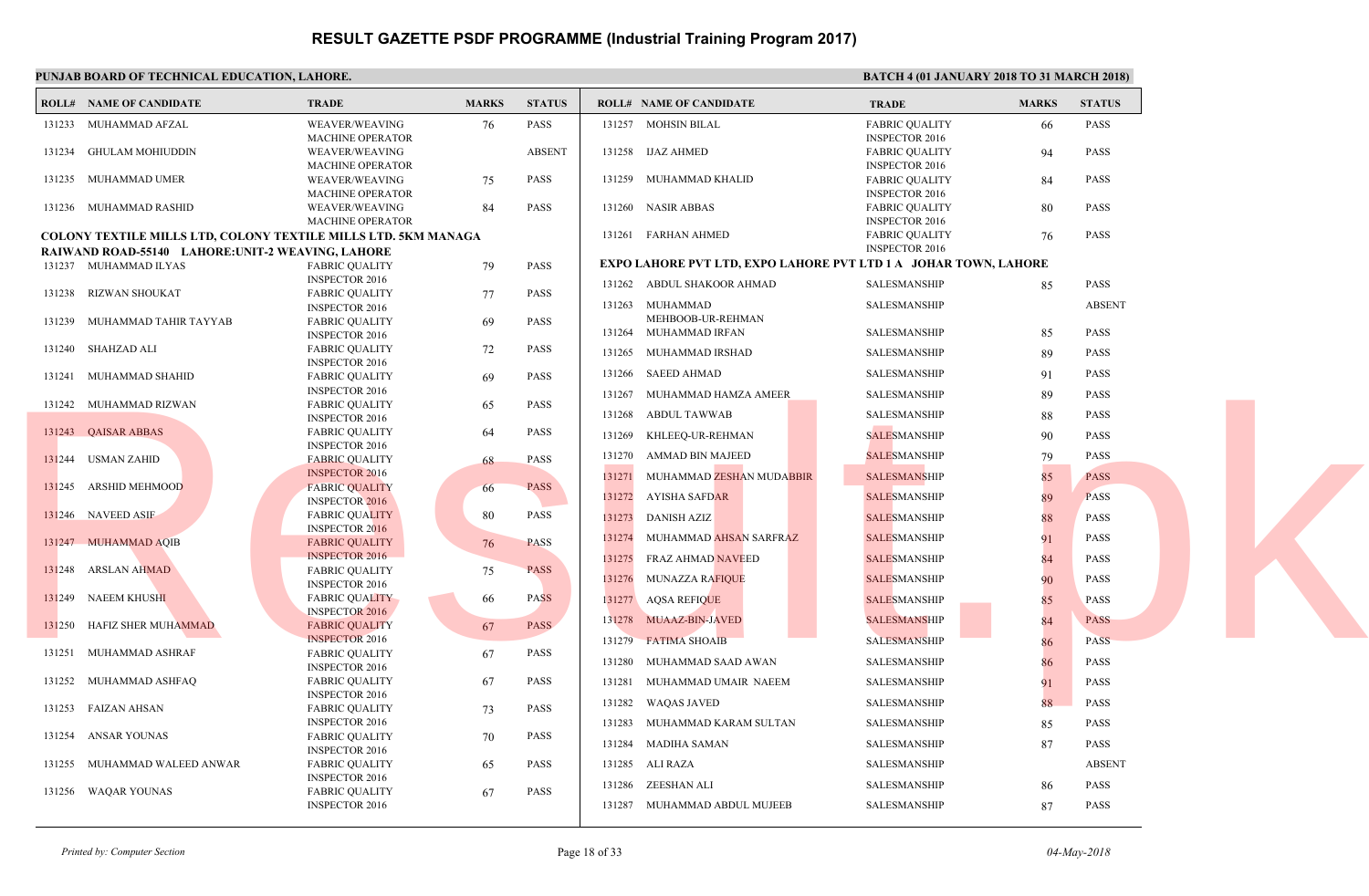# RESULT GAZETTE PSDF PROGRAMME (Industrial Training Program 2017)

**PUNJAB BOARD OF TECHNICAL EDUCATION, LAHORE.**

**BATCH 4 (01 JANUARY 2018 TO 31 MARCH 2018)**

| ROLL# | NAME OF CANDIDATE | TRADE | MARKS | STATUS |
|---|---|---|---|---|
| 131233 | MUHAMMAD AFZAL | WEAVER/WEAVING MACHINE OPERATOR | 76 | PASS |
| 131234 | GHULAM MOHIUDDIN | WEAVER/WEAVING MACHINE OPERATOR | | ABSENT |
| 131235 | MUHAMMAD UMER | WEAVER/WEAVING MACHINE OPERATOR | 75 | PASS |
| 131236 | MUHAMMAD RASHID | WEAVER/WEAVING MACHINE OPERATOR | 84 | PASS |

**COLONY TEXTILE MILLS LTD, COLONY TEXTILE MILLS LTD. 5KM MANAGA RAIWAND ROAD-55140 LAHORE:UNIT-2 WEAVING, LAHORE**

| ROLL# | NAME OF CANDIDATE | TRADE | MARKS | STATUS |
|---|---|---|---|---|
| 131237 | MUHAMMAD ILYAS | FABRIC QUALITY INSPECTOR 2016 | 79 | PASS |
| 131238 | RIZWAN SHOUKAT | FABRIC QUALITY INSPECTOR 2016 | 77 | PASS |
| 131239 | MUHAMMAD TAHIR TAYYAB | FABRIC QUALITY INSPECTOR 2016 | 69 | PASS |
| 131240 | SHAHZAD ALI | FABRIC QUALITY INSPECTOR 2016 | 72 | PASS |
| 131241 | MUHAMMAD SHAHID | FABRIC QUALITY INSPECTOR 2016 | 69 | PASS |
| 131242 | MUHAMMAD RIZWAN | FABRIC QUALITY INSPECTOR 2016 | 65 | PASS |
| 131243 | QAISAR ABBAS | FABRIC QUALITY INSPECTOR 2016 | 64 | PASS |
| 131244 | USMAN ZAHID | FABRIC QUALITY INSPECTOR 2016 | 68 | PASS |
| 131245 | ARSHID MEHMOOD | FABRIC QUALITY INSPECTOR 2016 | 66 | PASS |
| 131246 | NAVEED ASIF | FABRIC QUALITY INSPECTOR 2016 | 80 | PASS |
| 131247 | MUHAMMAD AQIB | FABRIC QUALITY INSPECTOR 2016 | 76 | PASS |
| 131248 | ARSLAN AHMAD | FABRIC QUALITY INSPECTOR 2016 | 75 | PASS |
| 131249 | NAEEM KHUSHI | FABRIC QUALITY INSPECTOR 2016 | 66 | PASS |
| 131250 | HAFIZ SHER MUHAMMAD | FABRIC QUALITY INSPECTOR 2016 | 67 | PASS |
| 131251 | MUHAMMAD ASHRAF | FABRIC QUALITY INSPECTOR 2016 | 67 | PASS |
| 131252 | MUHAMMAD ASHFAQ | FABRIC QUALITY INSPECTOR 2016 | 67 | PASS |
| 131253 | FAIZAN AHSAN | FABRIC QUALITY INSPECTOR 2016 | 73 | PASS |
| 131254 | ANSAR YOUNAS | FABRIC QUALITY INSPECTOR 2016 | 70 | PASS |
| 131255 | MUHAMMAD WALEED ANWAR | FABRIC QUALITY INSPECTOR 2016 | 65 | PASS |
| 131256 | WAQAR YOUNAS | FABRIC QUALITY INSPECTOR 2016 | 67 | PASS |
| 131257 | MOHSIN BILAL | FABRIC QUALITY INSPECTOR 2016 | 66 | PASS |
| 131258 | IJAZ AHMED | FABRIC QUALITY INSPECTOR 2016 | 94 | PASS |
| 131259 | MUHAMMAD KHALID | FABRIC QUALITY INSPECTOR 2016 | 84 | PASS |
| 131260 | NASIR ABBAS | FABRIC QUALITY INSPECTOR 2016 | 80 | PASS |
| 131261 | FARHAN AHMED | FABRIC QUALITY INSPECTOR 2016 | 76 | PASS |

**EXPO LAHORE PVT LTD, EXPO LAHORE PVT LTD 1 A JOHAR TOWN, LAHORE**

| ROLL# | NAME OF CANDIDATE | TRADE | MARKS | STATUS |
|---|---|---|---|---|
| 131262 | ABDUL SHAKOOR AHMAD | SALESMANSHIP | 85 | PASS |
| 131263 | MUHAMMAD MEHBOOB-UR-REHMAN | SALESMANSHIP | | ABSENT |
| 131264 | MUHAMMAD IRFAN | SALESMANSHIP | 85 | PASS |
| 131265 | MUHAMMAD IRSHAD | SALESMANSHIP | 89 | PASS |
| 131266 | SAEED AHMAD | SALESMANSHIP | 91 | PASS |
| 131267 | MUHAMMAD HAMZA AMEER | SALESMANSHIP | 89 | PASS |
| 131268 | ABDUL TAWWAB | SALESMANSHIP | 88 | PASS |
| 131269 | KHLEEQ-UR-REHMAN | SALESMANSHIP | 90 | PASS |
| 131270 | AMMAD BIN MAJEED | SALESMANSHIP | 79 | PASS |
| 131271 | MUHAMMAD ZESHAN MUDABBIR | SALESMANSHIP | 85 | PASS |
| 131272 | AYISHA SAFDAR | SALESMANSHIP | 89 | PASS |
| 131273 | DANISH AZIZ | SALESMANSHIP | 88 | PASS |
| 131274 | MUHAMMAD AHSAN SARFRAZ | SALESMANSHIP | 91 | PASS |
| 131275 | FRAZ AHMAD NAVEED | SALESMANSHIP | 84 | PASS |
| 131276 | MUNAZZA RAFIQUE | SALESMANSHIP | 90 | PASS |
| 131277 | AQSA REFIQUE | SALESMANSHIP | 85 | PASS |
| 131278 | MUAAZ-BIN-JAVED | SALESMANSHIP | 84 | PASS |
| 131279 | FATIMA SHOAIB | SALESMANSHIP | 86 | PASS |
| 131280 | MUHAMMAD SAAD AWAN | SALESMANSHIP | 86 | PASS |
| 131281 | MUHAMMAD UMAIR NAEEM | SALESMANSHIP | 91 | PASS |
| 131282 | WAQAS JAVED | SALESMANSHIP | 88 | PASS |
| 131283 | MUHAMMAD KARAM SULTAN | SALESMANSHIP | 85 | PASS |
| 131284 | MADIHA SAMAN | SALESMANSHIP | 87 | PASS |
| 131285 | ALI RAZA | SALESMANSHIP | | ABSENT |
| 131286 | ZEESHAN ALI | SALESMANSHIP | 86 | PASS |
| 131287 | MUHAMMAD ABDUL MUJEEB | SALESMANSHIP | 87 | PASS |

*Printed by: Computer Section*

*04-May-2018*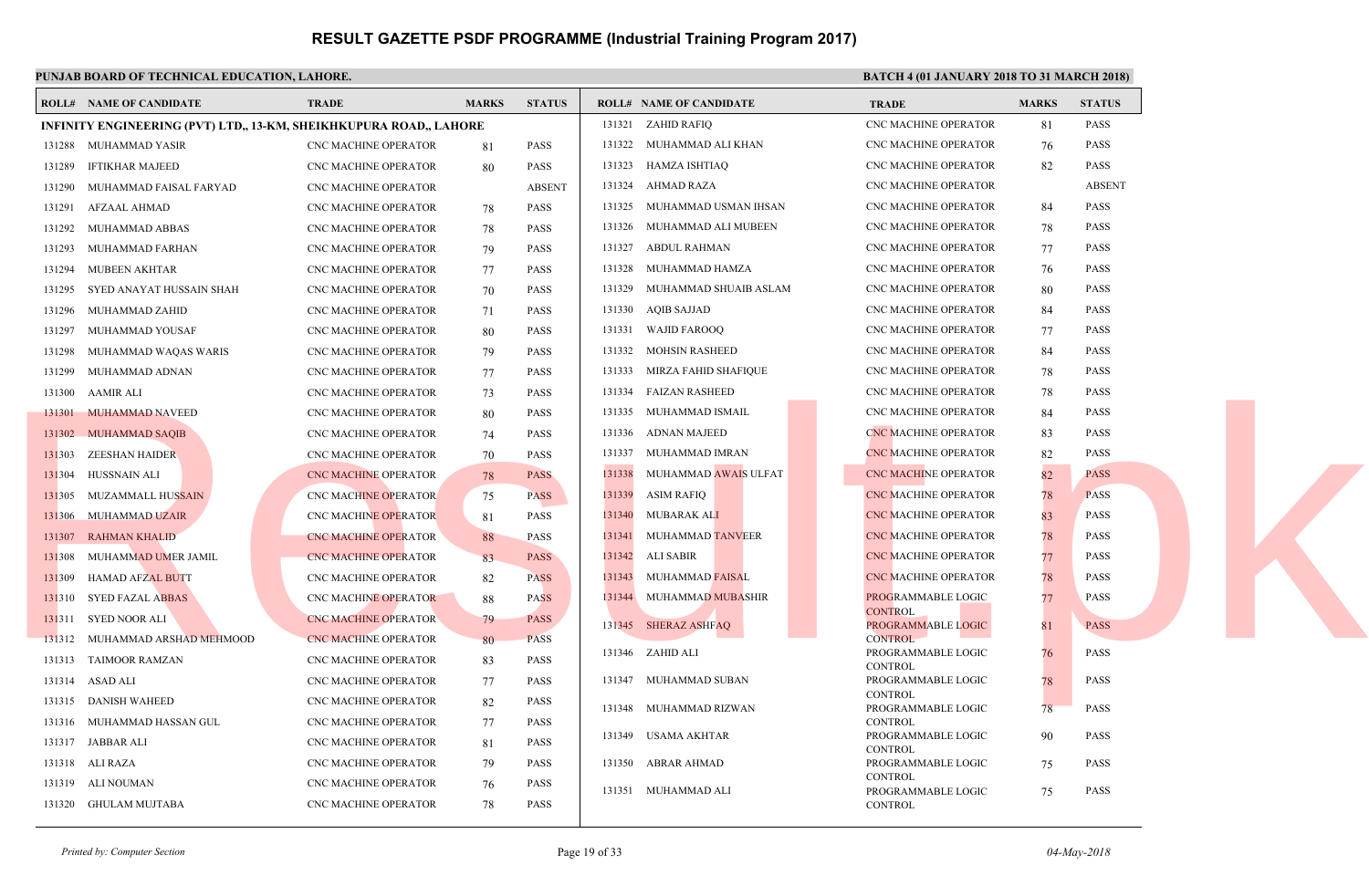# RESULT GAZETTE PSDF PROGRAMME (Industrial Training Program 2017)

**PUNJAB BOARD OF TECHNICAL EDUCATION, LAHORE.**

**BATCH 4 (01 JANUARY 2018 TO 31 MARCH 2018)**

**INFINITY ENGINEERING (PVT) LTD,, 13-KM, SHEIKHKUPURA ROAD,, LAHORE**

| ROLL# | NAME OF CANDIDATE | TRADE | MARKS | STATUS |
|---|---|---|---|---|
| 131288 | MUHAMMAD YASIR | CNC MACHINE OPERATOR | 81 | PASS |
| 131289 | IFTIKHAR MAJEED | CNC MACHINE OPERATOR | 80 | PASS |
| 131290 | MUHAMMAD FAISAL FARYAD | CNC MACHINE OPERATOR | | ABSENT |
| 131291 | AFZAAL AHMAD | CNC MACHINE OPERATOR | 78 | PASS |
| 131292 | MUHAMMAD ABBAS | CNC MACHINE OPERATOR | 78 | PASS |
| 131293 | MUHAMMAD FARHAN | CNC MACHINE OPERATOR | 79 | PASS |
| 131294 | MUBEEN AKHTAR | CNC MACHINE OPERATOR | 77 | PASS |
| 131295 | SYED ANAYAT HUSSAIN SHAH | CNC MACHINE OPERATOR | 70 | PASS |
| 131296 | MUHAMMAD ZAHID | CNC MACHINE OPERATOR | 71 | PASS |
| 131297 | MUHAMMAD YOUSAF | CNC MACHINE OPERATOR | 80 | PASS |
| 131298 | MUHAMMAD WAQAS WARIS | CNC MACHINE OPERATOR | 79 | PASS |
| 131299 | MUHAMMAD ADNAN | CNC MACHINE OPERATOR | 77 | PASS |
| 131300 | AAMIR ALI | CNC MACHINE OPERATOR | 73 | PASS |
| 131301 | MUHAMMAD NAVEED | CNC MACHINE OPERATOR | 80 | PASS |
| 131302 | MUHAMMAD SAQIB | CNC MACHINE OPERATOR | 74 | PASS |
| 131303 | ZEESHAN HAIDER | CNC MACHINE OPERATOR | 70 | PASS |
| 131304 | HUSSNAIN ALI | CNC MACHINE OPERATOR | 78 | PASS |
| 131305 | MUZAMMALL HUSSAIN | CNC MACHINE OPERATOR | 75 | PASS |
| 131306 | MUHAMMAD UZAIR | CNC MACHINE OPERATOR | 81 | PASS |
| 131307 | RAHMAN KHALID | CNC MACHINE OPERATOR | 88 | PASS |
| 131308 | MUHAMMAD UMER JAMIL | CNC MACHINE OPERATOR | 83 | PASS |
| 131309 | HAMAD AFZAL BUTT | CNC MACHINE OPERATOR | 82 | PASS |
| 131310 | SYED FAZAL ABBAS | CNC MACHINE OPERATOR | 88 | PASS |
| 131311 | SYED NOOR ALI | CNC MACHINE OPERATOR | 79 | PASS |
| 131312 | MUHAMMAD ARSHAD MEHMOOD | CNC MACHINE OPERATOR | 80 | PASS |
| 131313 | TAIMOOR RAMZAN | CNC MACHINE OPERATOR | 83 | PASS |
| 131314 | ASAD ALI | CNC MACHINE OPERATOR | 77 | PASS |
| 131315 | DANISH WAHEED | CNC MACHINE OPERATOR | 82 | PASS |
| 131316 | MUHAMMAD HASSAN GUL | CNC MACHINE OPERATOR | 77 | PASS |
| 131317 | JABBAR ALI | CNC MACHINE OPERATOR | 81 | PASS |
| 131318 | ALI RAZA | CNC MACHINE OPERATOR | 79 | PASS |
| 131319 | ALI NOUMAN | CNC MACHINE OPERATOR | 76 | PASS |
| 131320 | GHULAM MUJTABA | CNC MACHINE OPERATOR | 78 | PASS |
| 131321 | ZAHID RAFIQ | CNC MACHINE OPERATOR | 81 | PASS |
| 131322 | MUHAMMAD ALI KHAN | CNC MACHINE OPERATOR | 76 | PASS |
| 131323 | HAMZA ISHTIAQ | CNC MACHINE OPERATOR | 82 | PASS |
| 131324 | AHMAD RAZA | CNC MACHINE OPERATOR | | ABSENT |
| 131325 | MUHAMMAD USMAN IHSAN | CNC MACHINE OPERATOR | 84 | PASS |
| 131326 | MUHAMMAD ALI MUBEEN | CNC MACHINE OPERATOR | 78 | PASS |
| 131327 | ABDUL RAHMAN | CNC MACHINE OPERATOR | 77 | PASS |
| 131328 | MUHAMMAD HAMZA | CNC MACHINE OPERATOR | 76 | PASS |
| 131329 | MUHAMMAD SHUAIB ASLAM | CNC MACHINE OPERATOR | 80 | PASS |
| 131330 | AQIB SAJJAD | CNC MACHINE OPERATOR | 84 | PASS |
| 131331 | WAJID FAROOQ | CNC MACHINE OPERATOR | 77 | PASS |
| 131332 | MOHSIN RASHEED | CNC MACHINE OPERATOR | 84 | PASS |
| 131333 | MIRZA FAHID SHAFIQUE | CNC MACHINE OPERATOR | 78 | PASS |
| 131334 | FAIZAN RASHEED | CNC MACHINE OPERATOR | 78 | PASS |
| 131335 | MUHAMMAD ISMAIL | CNC MACHINE OPERATOR | 84 | PASS |
| 131336 | ADNAN MAJEED | CNC MACHINE OPERATOR | 83 | PASS |
| 131337 | MUHAMMAD IMRAN | CNC MACHINE OPERATOR | 82 | PASS |
| 131338 | MUHAMMAD AWAIS ULFAT | CNC MACHINE OPERATOR | 82 | PASS |
| 131339 | ASIM RAFIQ | CNC MACHINE OPERATOR | 78 | PASS |
| 131340 | MUBARAK ALI | CNC MACHINE OPERATOR | 83 | PASS |
| 131341 | MUHAMMAD TANVEER | CNC MACHINE OPERATOR | 78 | PASS |
| 131342 | ALI SABIR | CNC MACHINE OPERATOR | 77 | PASS |
| 131343 | MUHAMMAD FAISAL | CNC MACHINE OPERATOR | 78 | PASS |
| 131344 | MUHAMMAD MUBASHIR | PROGRAMMABLE LOGIC CONTROL | 77 | PASS |
| 131345 | SHERAZ ASHFAQ | PROGRAMMABLE LOGIC CONTROL | 81 | PASS |
| 131346 | ZAHID ALI | PROGRAMMABLE LOGIC CONTROL | 76 | PASS |
| 131347 | MUHAMMAD SUBAN | PROGRAMMABLE LOGIC CONTROL | 78 | PASS |
| 131348 | MUHAMMAD RIZWAN | PROGRAMMABLE LOGIC CONTROL | 78 | PASS |
| 131349 | USAMA AKHTAR | PROGRAMMABLE LOGIC CONTROL | 90 | PASS |
| 131350 | ABRAR AHMAD | PROGRAMMABLE LOGIC CONTROL | 75 | PASS |
| 131351 | MUHAMMAD ALI | PROGRAMMABLE LOGIC CONTROL | 75 | PASS |

*Printed by: Computer Section*

*04-May-2018*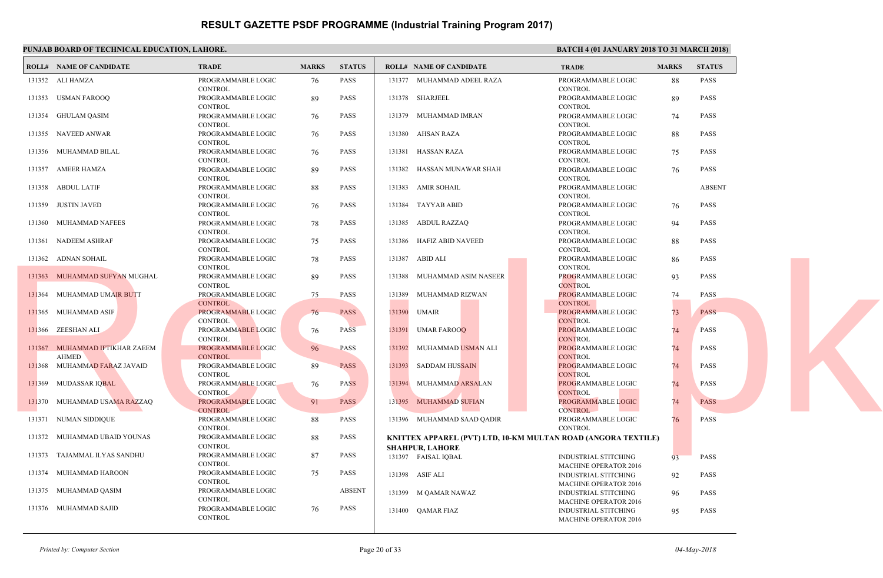# RESULT GAZETTE PSDF PROGRAMME (Industrial Training Program 2017)

**PUNJAB BOARD OF TECHNICAL EDUCATION, LAHORE.**

**BATCH 4 (01 JANUARY 2018 TO 31 MARCH 2018)**

| ROLL# | NAME OF CANDIDATE | TRADE | MARKS | STATUS |
|---|---|---|---|---|
| 131352 | ALI HAMZA | PROGRAMMABLE LOGIC CONTROL | 76 | PASS |
| 131353 | USMAN FAROOQ | PROGRAMMABLE LOGIC CONTROL | 89 | PASS |
| 131354 | GHULAM QASIM | PROGRAMMABLE LOGIC CONTROL | 76 | PASS |
| 131355 | NAVEED ANWAR | PROGRAMMABLE LOGIC CONTROL | 76 | PASS |
| 131356 | MUHAMMAD BILAL | PROGRAMMABLE LOGIC CONTROL | 76 | PASS |
| 131357 | AMEER HAMZA | PROGRAMMABLE LOGIC CONTROL | 89 | PASS |
| 131358 | ABDUL LATIF | PROGRAMMABLE LOGIC CONTROL | 88 | PASS |
| 131359 | JUSTIN JAVED | PROGRAMMABLE LOGIC CONTROL | 76 | PASS |
| 131360 | MUHAMMAD NAFEES | PROGRAMMABLE LOGIC CONTROL | 78 | PASS |
| 131361 | NADEEM ASHRAF | PROGRAMMABLE LOGIC CONTROL | 75 | PASS |
| 131362 | ADNAN SOHAIL | PROGRAMMABLE LOGIC CONTROL | 78 | PASS |
| 131363 | MUHAMMAD SUFYAN MUGHAL | PROGRAMMABLE LOGIC CONTROL | 89 | PASS |
| 131364 | MUHAMMAD UMAIR BUTT | PROGRAMMABLE LOGIC CONTROL | 75 | PASS |
| 131365 | MUHAMMAD ASIF | PROGRAMMABLE LOGIC CONTROL | 76 | PASS |
| 131366 | ZEESHAN ALI | PROGRAMMABLE LOGIC CONTROL | 76 | PASS |
| 131367 | MUHAMMAD IFTIKHAR ZAEEM AHMED | PROGRAMMABLE LOGIC CONTROL | 96 | PASS |
| 131368 | MUHAMMAD FARAZ JAVAID | PROGRAMMABLE LOGIC CONTROL | 89 | PASS |
| 131369 | MUDASSAR IQBAL | PROGRAMMABLE LOGIC CONTROL | 76 | PASS |
| 131370 | MUHAMMAD USAMA RAZZAQ | PROGRAMMABLE LOGIC CONTROL | 91 | PASS |
| 131371 | NUMAN SIDDIQUE | PROGRAMMABLE LOGIC CONTROL | 88 | PASS |
| 131372 | MUHAMMAD UBAID YOUNAS | PROGRAMMABLE LOGIC CONTROL | 88 | PASS |
| 131373 | TAJAMMAL ILYAS SANDHU | PROGRAMMABLE LOGIC CONTROL | 87 | PASS |
| 131374 | MUHAMMAD HAROON | PROGRAMMABLE LOGIC CONTROL | 75 | PASS |
| 131375 | MUHAMMAD QASIM | PROGRAMMABLE LOGIC CONTROL | | ABSENT |
| 131376 | MUHAMMAD SAJID | PROGRAMMABLE LOGIC CONTROL | 76 | PASS |
| 131377 | MUHAMMAD ADEEL RAZA | PROGRAMMABLE LOGIC CONTROL | 88 | PASS |
| 131378 | SHARJEEL | PROGRAMMABLE LOGIC CONTROL | 89 | PASS |
| 131379 | MUHAMMAD IMRAN | PROGRAMMABLE LOGIC CONTROL | 74 | PASS |
| 131380 | AHSAN RAZA | PROGRAMMABLE LOGIC CONTROL | 88 | PASS |
| 131381 | HASSAN RAZA | PROGRAMMABLE LOGIC CONTROL | 75 | PASS |
| 131382 | HASSAN MUNAWAR SHAH | PROGRAMMABLE LOGIC CONTROL | 76 | PASS |
| 131383 | AMIR SOHAIL | PROGRAMMABLE LOGIC CONTROL | | ABSENT |
| 131384 | TAYYAB ABID | PROGRAMMABLE LOGIC CONTROL | 76 | PASS |
| 131385 | ABDUL RAZZAQ | PROGRAMMABLE LOGIC CONTROL | 94 | PASS |
| 131386 | HAFIZ ABID NAVEED | PROGRAMMABLE LOGIC CONTROL | 88 | PASS |
| 131387 | ABID ALI | PROGRAMMABLE LOGIC CONTROL | 86 | PASS |
| 131388 | MUHAMMAD ASIM NASEER | PROGRAMMABLE LOGIC CONTROL | 93 | PASS |
| 131389 | MUHAMMAD RIZWAN | PROGRAMMABLE LOGIC CONTROL | 74 | PASS |
| 131390 | UMAIR | PROGRAMMABLE LOGIC CONTROL | 73 | PASS |
| 131391 | UMAR FAROOQ | PROGRAMMABLE LOGIC CONTROL | 74 | PASS |
| 131392 | MUHAMMAD USMAN ALI | PROGRAMMABLE LOGIC CONTROL | 74 | PASS |
| 131393 | SADDAM HUSSAIN | PROGRAMMABLE LOGIC CONTROL | 74 | PASS |
| 131394 | MUHAMMAD ARSALAN | PROGRAMMABLE LOGIC CONTROL | 74 | PASS |
| 131395 | MUHAMMAD SUFIAN | PROGRAMMABLE LOGIC CONTROL | 74 | PASS |
| 131396 | MUHAMMAD SAAD QADIR | PROGRAMMABLE LOGIC CONTROL | 76 | PASS |

**KNITTEX APPAREL (PVT) LTD, 10-KM MULTAN ROAD (ANGORA TEXTILE) SHAHPUR, LAHORE**

| ROLL# | NAME OF CANDIDATE | TRADE | MARKS | STATUS |
|---|---|---|---|---|
| 131397 | FAISAL IQBAL | INDUSTRIAL STITCHING MACHINE OPERATOR 2016 | 93 | PASS |
| 131398 | ASIF ALI | INDUSTRIAL STITCHING MACHINE OPERATOR 2016 | 92 | PASS |
| 131399 | M QAMAR NAWAZ | INDUSTRIAL STITCHING MACHINE OPERATOR 2016 | 96 | PASS |
| 131400 | QAMAR FIAZ | INDUSTRIAL STITCHING MACHINE OPERATOR 2016 | 95 | PASS |

*Printed by: Computer Section*

*04-May-2018*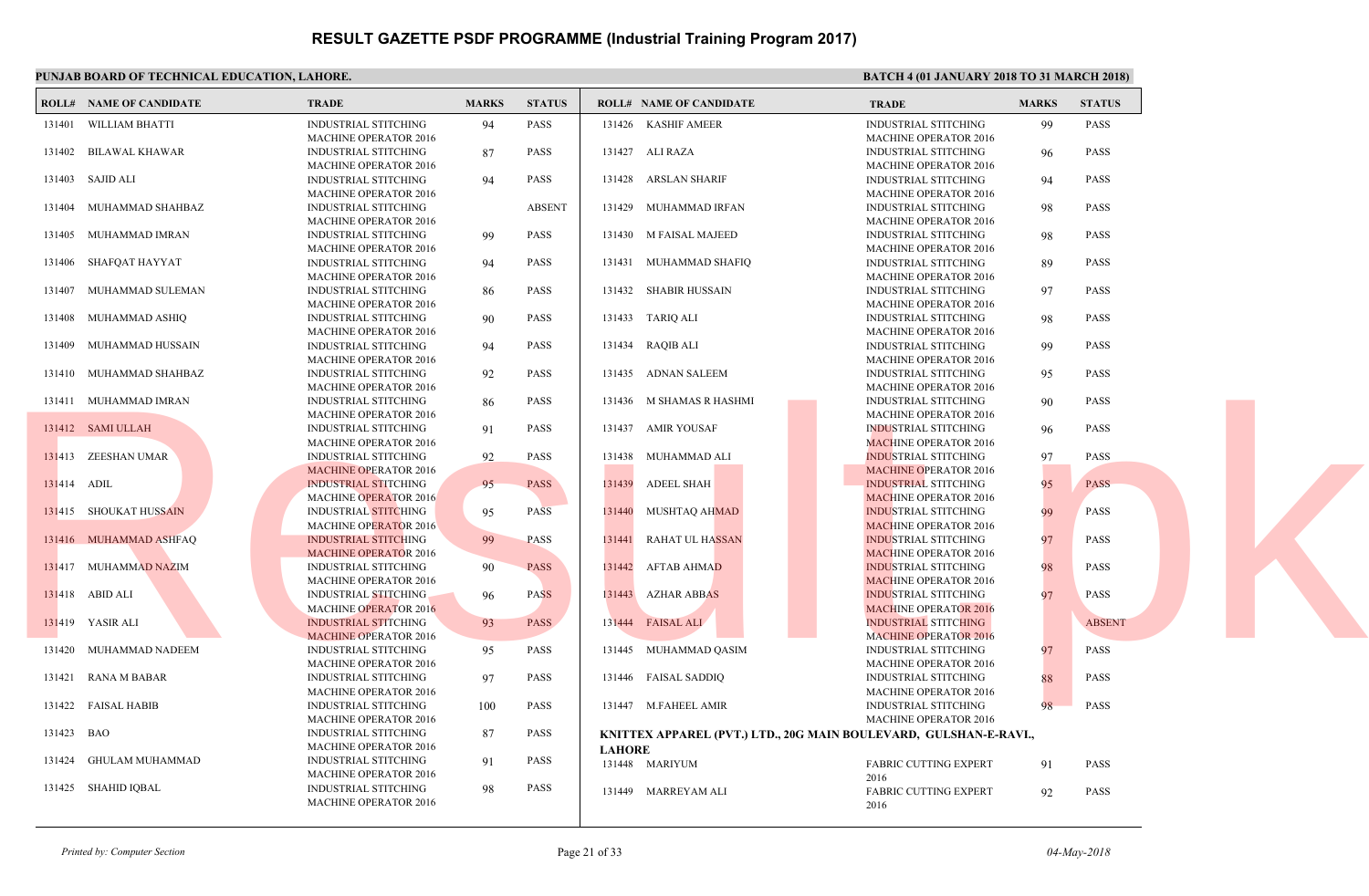# RESULT GAZETTE PSDF PROGRAMME (Industrial Training Program 2017)

**PUNJAB BOARD OF TECHNICAL EDUCATION, LAHORE.**

**BATCH 4 (01 JANUARY 2018 TO 31 MARCH 2018)**

| ROLL# | NAME OF CANDIDATE | TRADE | MARKS | STATUS |
|---|---|---|---|---|
| 131401 | WILLIAM BHATTI | INDUSTRIAL STITCHING MACHINE OPERATOR 2016 | 94 | PASS |
| 131402 | BILAWAL KHAWAR | INDUSTRIAL STITCHING MACHINE OPERATOR 2016 | 87 | PASS |
| 131403 | SAJID ALI | INDUSTRIAL STITCHING MACHINE OPERATOR 2016 | 94 | PASS |
| 131404 | MUHAMMAD SHAHBAZ | INDUSTRIAL STITCHING MACHINE OPERATOR 2016 | | ABSENT |
| 131405 | MUHAMMAD IMRAN | INDUSTRIAL STITCHING MACHINE OPERATOR 2016 | 99 | PASS |
| 131406 | SHAFQAT HAYYAT | INDUSTRIAL STITCHING MACHINE OPERATOR 2016 | 94 | PASS |
| 131407 | MUHAMMAD SULEMAN | INDUSTRIAL STITCHING MACHINE OPERATOR 2016 | 86 | PASS |
| 131408 | MUHAMMAD ASHIQ | INDUSTRIAL STITCHING MACHINE OPERATOR 2016 | 90 | PASS |
| 131409 | MUHAMMAD HUSSAIN | INDUSTRIAL STITCHING MACHINE OPERATOR 2016 | 94 | PASS |
| 131410 | MUHAMMAD SHAHBAZ | INDUSTRIAL STITCHING MACHINE OPERATOR 2016 | 92 | PASS |
| 131411 | MUHAMMAD IMRAN | INDUSTRIAL STITCHING MACHINE OPERATOR 2016 | 86 | PASS |
| 131412 | SAMI ULLAH | INDUSTRIAL STITCHING MACHINE OPERATOR 2016 | 91 | PASS |
| 131413 | ZEESHAN UMAR | INDUSTRIAL STITCHING MACHINE OPERATOR 2016 | 92 | PASS |
| 131414 | ADIL | INDUSTRIAL STITCHING MACHINE OPERATOR 2016 | 95 | PASS |
| 131415 | SHOUKAT HUSSAIN | INDUSTRIAL STITCHING MACHINE OPERATOR 2016 | 95 | PASS |
| 131416 | MUHAMMAD ASHFAQ | INDUSTRIAL STITCHING MACHINE OPERATOR 2016 | 99 | PASS |
| 131417 | MUHAMMAD NAZIM | INDUSTRIAL STITCHING MACHINE OPERATOR 2016 | 90 | PASS |
| 131418 | ABID ALI | INDUSTRIAL STITCHING MACHINE OPERATOR 2016 | 96 | PASS |
| 131419 | YASIR ALI | INDUSTRIAL STITCHING MACHINE OPERATOR 2016 | 93 | PASS |
| 131420 | MUHAMMAD NADEEM | INDUSTRIAL STITCHING MACHINE OPERATOR 2016 | 95 | PASS |
| 131421 | RANA M BABAR | INDUSTRIAL STITCHING MACHINE OPERATOR 2016 | 97 | PASS |
| 131422 | FAISAL HABIB | INDUSTRIAL STITCHING MACHINE OPERATOR 2016 | 100 | PASS |
| 131423 | BAO | INDUSTRIAL STITCHING MACHINE OPERATOR 2016 | 87 | PASS |
| 131424 | GHULAM MUHAMMAD | INDUSTRIAL STITCHING MACHINE OPERATOR 2016 | 91 | PASS |
| 131425 | SHAHID IQBAL | INDUSTRIAL STITCHING MACHINE OPERATOR 2016 | 98 | PASS |
| 131426 | KASHIF AMEER | INDUSTRIAL STITCHING MACHINE OPERATOR 2016 | 99 | PASS |
| 131427 | ALI RAZA | INDUSTRIAL STITCHING MACHINE OPERATOR 2016 | 96 | PASS |
| 131428 | ARSLAN SHARIF | INDUSTRIAL STITCHING MACHINE OPERATOR 2016 | 94 | PASS |
| 131429 | MUHAMMAD IRFAN | INDUSTRIAL STITCHING MACHINE OPERATOR 2016 | 98 | PASS |
| 131430 | M FAISAL MAJEED | INDUSTRIAL STITCHING MACHINE OPERATOR 2016 | 98 | PASS |
| 131431 | MUHAMMAD SHAFIQ | INDUSTRIAL STITCHING MACHINE OPERATOR 2016 | 89 | PASS |
| 131432 | SHABIR HUSSAIN | INDUSTRIAL STITCHING MACHINE OPERATOR 2016 | 97 | PASS |
| 131433 | TARIQ ALI | INDUSTRIAL STITCHING MACHINE OPERATOR 2016 | 98 | PASS |
| 131434 | RAQIB ALI | INDUSTRIAL STITCHING MACHINE OPERATOR 2016 | 99 | PASS |
| 131435 | ADNAN SALEEM | INDUSTRIAL STITCHING MACHINE OPERATOR 2016 | 95 | PASS |
| 131436 | M SHAMAS R HASHMI | INDUSTRIAL STITCHING MACHINE OPERATOR 2016 | 90 | PASS |
| 131437 | AMIR YOUSAF | INDUSTRIAL STITCHING MACHINE OPERATOR 2016 | 96 | PASS |
| 131438 | MUHAMMAD ALI | INDUSTRIAL STITCHING MACHINE OPERATOR 2016 | 97 | PASS |
| 131439 | ADEEL SHAH | INDUSTRIAL STITCHING MACHINE OPERATOR 2016 | 95 | PASS |
| 131440 | MUSHTAQ AHMAD | INDUSTRIAL STITCHING MACHINE OPERATOR 2016 | 99 | PASS |
| 131441 | RAHAT UL HASSAN | INDUSTRIAL STITCHING MACHINE OPERATOR 2016 | 97 | PASS |
| 131442 | AFTAB AHMAD | INDUSTRIAL STITCHING MACHINE OPERATOR 2016 | 98 | PASS |
| 131443 | AZHAR ABBAS | INDUSTRIAL STITCHING MACHINE OPERATOR 2016 | 97 | PASS |
| 131444 | FAISAL ALI | INDUSTRIAL STITCHING MACHINE OPERATOR 2016 | | ABSENT |
| 131445 | MUHAMMAD QASIM | INDUSTRIAL STITCHING MACHINE OPERATOR 2016 | 97 | PASS |
| 131446 | FAISAL SADDIQ | INDUSTRIAL STITCHING MACHINE OPERATOR 2016 | 88 | PASS |
| 131447 | M.FAHEEL AMIR | INDUSTRIAL STITCHING MACHINE OPERATOR 2016 | 98 | PASS |

**KNITTEX APPAREL (PVT.) LTD., 20G MAIN BOULEVARD, GULSHAN-E-RAVI., LAHORE**

| ROLL# | NAME OF CANDIDATE | TRADE | MARKS | STATUS |
|---|---|---|---|---|
| 131448 | MARIYUM | FABRIC CUTTING EXPERT 2016 | 91 | PASS |
| 131449 | MARREYAM ALI | FABRIC CUTTING EXPERT 2016 | 92 | PASS |

*Printed by: Computer Section*

*04-May-2018*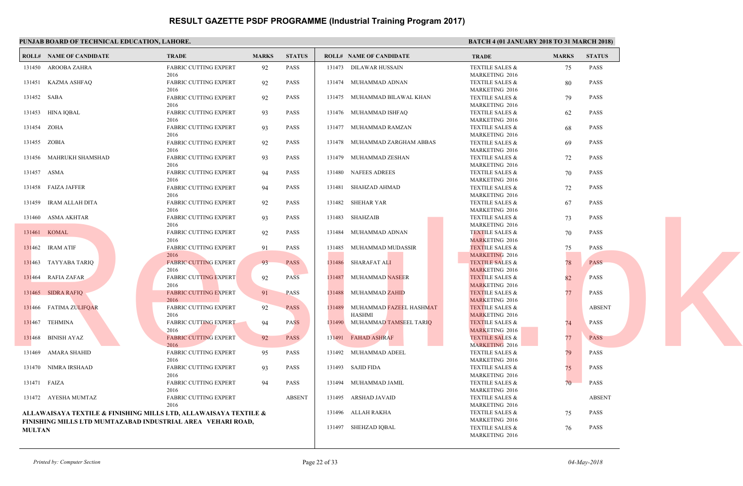# RESULT GAZETTE PSDF PROGRAMME (Industrial Training Program 2017)

**PUNJAB BOARD OF TECHNICAL EDUCATION, LAHORE.**

**BATCH 4 (01 JANUARY 2018 TO 31 MARCH 2018)**

| ROLL# | NAME OF CANDIDATE | TRADE | MARKS | STATUS |
|---|---|---|---|---|
| 131450 | AROOBA ZAHRA | FABRIC CUTTING EXPERT 2016 | 92 | PASS |
| 131451 | KAZMA ASHFAQ | FABRIC CUTTING EXPERT 2016 | 92 | PASS |
| 131452 | SABA | FABRIC CUTTING EXPERT 2016 | 92 | PASS |
| 131453 | HINA IQBAL | FABRIC CUTTING EXPERT 2016 | 93 | PASS |
| 131454 | ZOHA | FABRIC CUTTING EXPERT 2016 | 93 | PASS |
| 131455 | ZOBIA | FABRIC CUTTING EXPERT 2016 | 92 | PASS |
| 131456 | MAHRUKH SHAMSHAD | FABRIC CUTTING EXPERT 2016 | 93 | PASS |
| 131457 | ASMA | FABRIC CUTTING EXPERT 2016 | 94 | PASS |
| 131458 | FAIZA JAFFER | FABRIC CUTTING EXPERT 2016 | 94 | PASS |
| 131459 | IRAM ALLAH DITA | FABRIC CUTTING EXPERT 2016 | 92 | PASS |
| 131460 | ASMA AKHTAR | FABRIC CUTTING EXPERT 2016 | 93 | PASS |
| 131461 | KOMAL | FABRIC CUTTING EXPERT 2016 | 92 | PASS |
| 131462 | IRAM ATIF | FABRIC CUTTING EXPERT 2016 | 91 | PASS |
| 131463 | TAYYABA TARIQ | FABRIC CUTTING EXPERT 2016 | 93 | PASS |
| 131464 | RAFIA ZAFAR | FABRIC CUTTING EXPERT 2016 | 92 | PASS |
| 131465 | SIDRA RAFIQ | FABRIC CUTTING EXPERT 2016 | 91 | PASS |
| 131466 | FATIMA ZULIFQAR | FABRIC CUTTING EXPERT 2016 | 92 | PASS |
| 131467 | TEHMINA | FABRIC CUTTING EXPERT 2016 | 94 | PASS |
| 131468 | BINISH AYAZ | FABRIC CUTTING EXPERT 2016 | 92 | PASS |
| 131469 | AMARA SHAHID | FABRIC CUTTING EXPERT 2016 | 95 | PASS |
| 131470 | NIMRA IRSHAAD | FABRIC CUTTING EXPERT 2016 | 93 | PASS |
| 131471 | FAIZA | FABRIC CUTTING EXPERT 2016 | 94 | PASS |
| 131472 | AYESHA MUMTAZ | FABRIC CUTTING EXPERT 2016 | | ABSENT |

**ALLAWAISAYA TEXTILE & FINISHING MILLS LTD, ALLAWAISAYA TEXTILE & FINISHING MILLS LTD MUMTAZABAD INDUSTRIAL AREA VEHARI ROAD, MULTAN**

| ROLL# | NAME OF CANDIDATE | TRADE | MARKS | STATUS |
|---|---|---|---|---|
| 131473 | DILAWAR HUSSAIN | TEXTILE SALES & MARKETING 2016 | 75 | PASS |
| 131474 | MUHAMMAD ADNAN | TEXTILE SALES & MARKETING 2016 | 80 | PASS |
| 131475 | MUHAMMAD BILAWAL KHAN | TEXTILE SALES & MARKETING 2016 | 79 | PASS |
| 131476 | MUHAMMAD ISHFAQ | TEXTILE SALES & MARKETING 2016 | 62 | PASS |
| 131477 | MUHAMMAD RAMZAN | TEXTILE SALES & MARKETING 2016 | 68 | PASS |
| 131478 | MUHAMMAD ZARGHAM ABBAS | TEXTILE SALES & MARKETING 2016 | 69 | PASS |
| 131479 | MUHAMMAD ZESHAN | TEXTILE SALES & MARKETING 2016 | 72 | PASS |
| 131480 | NAFEES ADREES | TEXTILE SALES & MARKETING 2016 | 70 | PASS |
| 131481 | SHAHZAD AHMAD | TEXTILE SALES & MARKETING 2016 | 72 | PASS |
| 131482 | SHEHAR YAR | TEXTILE SALES & MARKETING 2016 | 67 | PASS |
| 131483 | SHAHZAIB | TEXTILE SALES & MARKETING 2016 | 73 | PASS |
| 131484 | MUHAMMAD ADNAN | TEXTILE SALES & MARKETING 2016 | 70 | PASS |
| 131485 | MUHAMMAD MUDASSIR | TEXTILE SALES & MARKETING 2016 | 75 | PASS |
| 131486 | SHARAFAT ALI | TEXTILE SALES & MARKETING 2016 | 78 | PASS |
| 131487 | MUHAMMAD NASEER | TEXTILE SALES & MARKETING 2016 | 82 | PASS |
| 131488 | MUHAMMAD ZAHID | TEXTILE SALES & MARKETING 2016 | 77 | PASS |
| 131489 | MUHAMMAD FAZEEL HASHMAT HASHMI | TEXTILE SALES & MARKETING 2016 | | ABSENT |
| 131490 | MUHAMMAD TAMSEEL TARIQ | TEXTILE SALES & MARKETING 2016 | 74 | PASS |
| 131491 | FAHAD ASHRAF | TEXTILE SALES & MARKETING 2016 | 77 | PASS |
| 131492 | MUHAMMAD ADEEL | TEXTILE SALES & MARKETING 2016 | 79 | PASS |
| 131493 | SAJID FIDA | TEXTILE SALES & MARKETING 2016 | 75 | PASS |
| 131494 | MUHAMMAD JAMIL | TEXTILE SALES & MARKETING 2016 | 70 | PASS |
| 131495 | ARSHAD JAVAID | TEXTILE SALES & MARKETING 2016 | | ABSENT |
| 131496 | ALLAH RAKHA | TEXTILE SALES & MARKETING 2016 | 75 | PASS |
| 131497 | SHEHZAD IQBAL | TEXTILE SALES & MARKETING 2016 | 76 | PASS |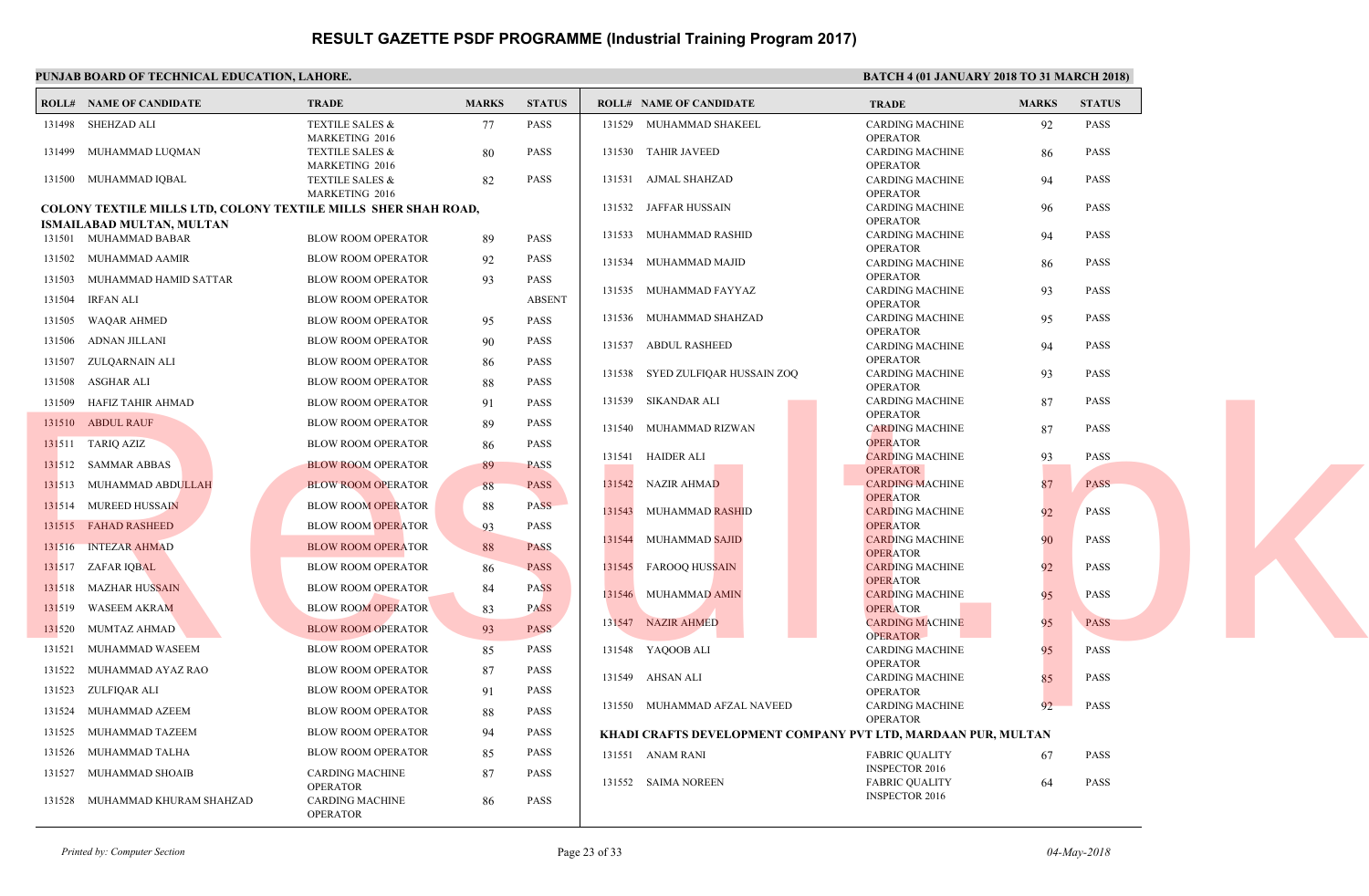# RESULT GAZETTE PSDF PROGRAMME (Industrial Training Program 2017)

**PUNJAB BOARD OF TECHNICAL EDUCATION, LAHORE.**

**BATCH 4 (01 JANUARY 2018 TO 31 MARCH 2018)**

| ROLL# | NAME OF CANDIDATE | TRADE | MARKS | STATUS |
|---|---|---|---|---|
| 131498 | SHEHZAD ALI | TEXTILE SALES & MARKETING 2016 | 77 | PASS |
| 131499 | MUHAMMAD LUQMAN | TEXTILE SALES & MARKETING 2016 | 80 | PASS |
| 131500 | MUHAMMAD IQBAL | TEXTILE SALES & MARKETING 2016 | 82 | PASS |

**COLONY TEXTILE MILLS LTD, COLONY TEXTILE MILLS SHER SHAH ROAD, ISMAILABAD MULTAN, MULTAN**

| ROLL# | NAME OF CANDIDATE | TRADE | MARKS | STATUS |
|---|---|---|---|---|
| 131501 | MUHAMMAD BABAR | BLOW ROOM OPERATOR | 89 | PASS |
| 131502 | MUHAMMAD AAMIR | BLOW ROOM OPERATOR | 92 | PASS |
| 131503 | MUHAMMAD HAMID SATTAR | BLOW ROOM OPERATOR | 93 | PASS |
| 131504 | IRFAN ALI | BLOW ROOM OPERATOR | | ABSENT |
| 131505 | WAQAR AHMED | BLOW ROOM OPERATOR | 95 | PASS |
| 131506 | ADNAN JILLANI | BLOW ROOM OPERATOR | 90 | PASS |
| 131507 | ZULQARNAIN ALI | BLOW ROOM OPERATOR | 86 | PASS |
| 131508 | ASGHAR ALI | BLOW ROOM OPERATOR | 88 | PASS |
| 131509 | HAFIZ TAHIR AHMAD | BLOW ROOM OPERATOR | 91 | PASS |
| 131510 | ABDUL RAUF | BLOW ROOM OPERATOR | 89 | PASS |
| 131511 | TARIQ AZIZ | BLOW ROOM OPERATOR | 86 | PASS |
| 131512 | SAMMAR ABBAS | BLOW ROOM OPERATOR | 89 | PASS |
| 131513 | MUHAMMAD ABDULLAH | BLOW ROOM OPERATOR | 88 | PASS |
| 131514 | MUREED HUSSAIN | BLOW ROOM OPERATOR | 88 | PASS |
| 131515 | FAHAD RASHEED | BLOW ROOM OPERATOR | 93 | PASS |
| 131516 | INTEZAR AHMAD | BLOW ROOM OPERATOR | 88 | PASS |
| 131517 | ZAFAR IQBAL | BLOW ROOM OPERATOR | 86 | PASS |
| 131518 | MAZHAR HUSSAIN | BLOW ROOM OPERATOR | 84 | PASS |
| 131519 | WASEEM AKRAM | BLOW ROOM OPERATOR | 83 | PASS |
| 131520 | MUMTAZ AHMAD | BLOW ROOM OPERATOR | 93 | PASS |
| 131521 | MUHAMMAD WASEEM | BLOW ROOM OPERATOR | 85 | PASS |
| 131522 | MUHAMMAD AYAZ RAO | BLOW ROOM OPERATOR | 87 | PASS |
| 131523 | ZULFIQAR ALI | BLOW ROOM OPERATOR | 91 | PASS |
| 131524 | MUHAMMAD AZEEM | BLOW ROOM OPERATOR | 88 | PASS |
| 131525 | MUHAMMAD TAZEEM | BLOW ROOM OPERATOR | 94 | PASS |
| 131526 | MUHAMMAD TALHA | BLOW ROOM OPERATOR | 85 | PASS |
| 131527 | MUHAMMAD SHOAIB | CARDING MACHINE OPERATOR | 87 | PASS |
| 131528 | MUHAMMAD KHURAM SHAHZAD | CARDING MACHINE OPERATOR | 86 | PASS |
| 131529 | MUHAMMAD SHAKEEL | CARDING MACHINE OPERATOR | 92 | PASS |
| 131530 | TAHIR JAVEED | CARDING MACHINE OPERATOR | 86 | PASS |
| 131531 | AJMAL SHAHZAD | CARDING MACHINE OPERATOR | 94 | PASS |
| 131532 | JAFFAR HUSSAIN | CARDING MACHINE OPERATOR | 96 | PASS |
| 131533 | MUHAMMAD RASHID | CARDING MACHINE OPERATOR | 94 | PASS |
| 131534 | MUHAMMAD MAJID | CARDING MACHINE OPERATOR | 86 | PASS |
| 131535 | MUHAMMAD FAYYAZ | CARDING MACHINE OPERATOR | 93 | PASS |
| 131536 | MUHAMMAD SHAHZAD | CARDING MACHINE OPERATOR | 95 | PASS |
| 131537 | ABDUL RASHEED | CARDING MACHINE OPERATOR | 94 | PASS |
| 131538 | SYED ZULFIQAR HUSSAIN ZOQ | CARDING MACHINE OPERATOR | 93 | PASS |
| 131539 | SIKANDAR ALI | CARDING MACHINE OPERATOR | 87 | PASS |
| 131540 | MUHAMMAD RIZWAN | CARDING MACHINE OPERATOR | 87 | PASS |
| 131541 | HAIDER ALI | CARDING MACHINE OPERATOR | 93 | PASS |
| 131542 | NAZIR AHMAD | CARDING MACHINE OPERATOR | 87 | PASS |
| 131543 | MUHAMMAD RASHID | CARDING MACHINE OPERATOR | 92 | PASS |
| 131544 | MUHAMMAD SAJID | CARDING MACHINE OPERATOR | 90 | PASS |
| 131545 | FAROOQ HUSSAIN | CARDING MACHINE OPERATOR | 92 | PASS |
| 131546 | MUHAMMAD AMIN | CARDING MACHINE OPERATOR | 95 | PASS |
| 131547 | NAZIR AHMED | CARDING MACHINE OPERATOR | 95 | PASS |
| 131548 | YAQOOB ALI | CARDING MACHINE OPERATOR | 95 | PASS |
| 131549 | AHSAN ALI | CARDING MACHINE OPERATOR | 85 | PASS |
| 131550 | MUHAMMAD AFZAL NAVEED | CARDING MACHINE OPERATOR | 92 | PASS |

**KHADI CRAFTS DEVELOPMENT COMPANY PVT LTD, MARDAAN PUR, MULTAN**

| ROLL# | NAME OF CANDIDATE | TRADE | MARKS | STATUS |
|---|---|---|---|---|
| 131551 | ANAM RANI | FABRIC QUALITY INSPECTOR 2016 | 67 | PASS |
| 131552 | SAIMA NOREEN | FABRIC QUALITY INSPECTOR 2016 | 64 | PASS |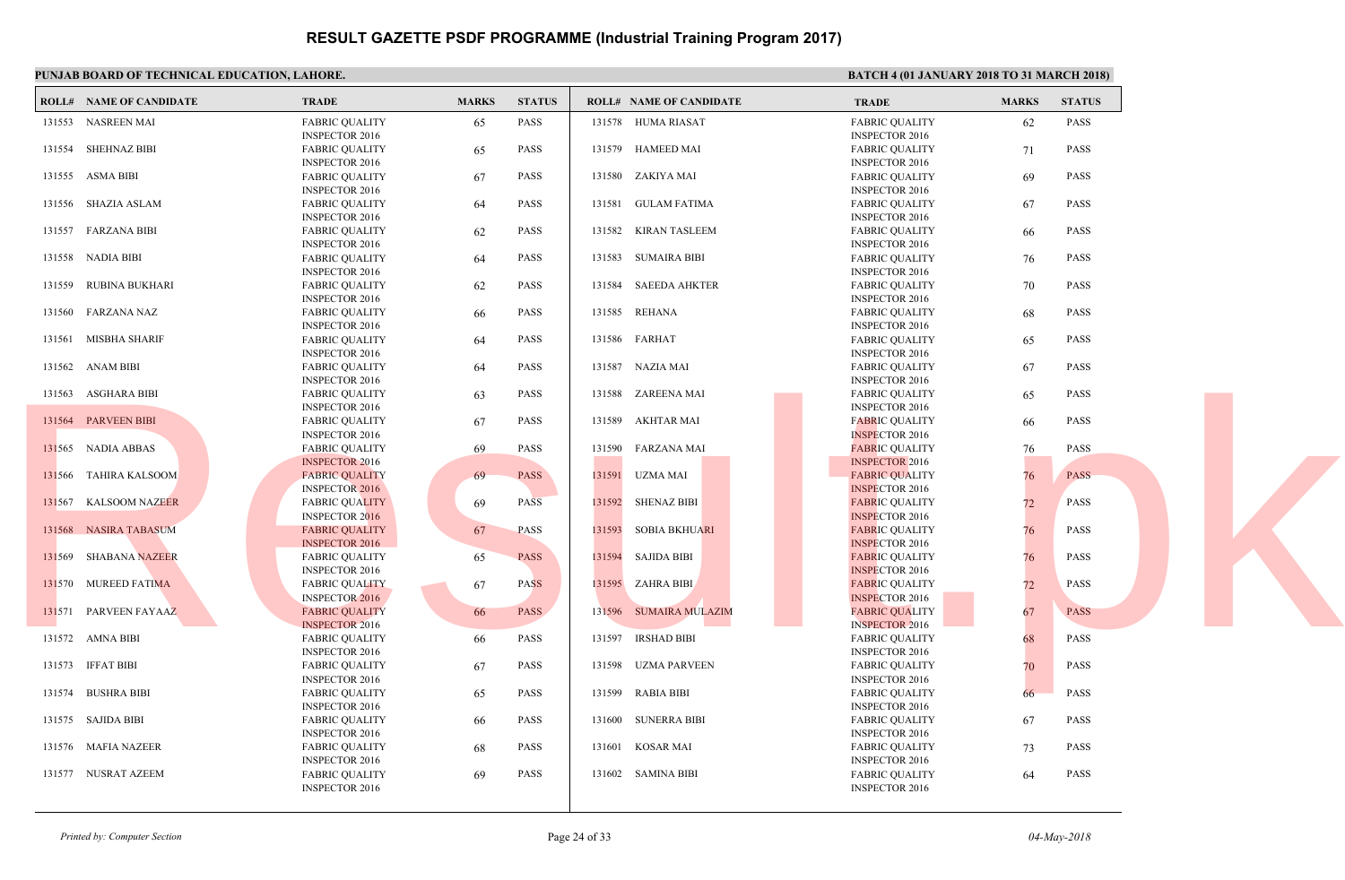# RESULT GAZETTE PSDF PROGRAMME (Industrial Training Program 2017)

**PUNJAB BOARD OF TECHNICAL EDUCATION, LAHORE.**

**BATCH 4 (01 JANUARY 2018 TO 31 MARCH 2018)**

| ROLL# | NAME OF CANDIDATE | TRADE | MARKS | STATUS |
|---|---|---|---|---|
| 131553 | NASREEN MAI | FABRIC QUALITY INSPECTOR 2016 | 65 | PASS |
| 131554 | SHEHNAZ BIBI | FABRIC QUALITY INSPECTOR 2016 | 65 | PASS |
| 131555 | ASMA BIBI | FABRIC QUALITY INSPECTOR 2016 | 67 | PASS |
| 131556 | SHAZIA ASLAM | FABRIC QUALITY INSPECTOR 2016 | 64 | PASS |
| 131557 | FARZANA BIBI | FABRIC QUALITY INSPECTOR 2016 | 62 | PASS |
| 131558 | NADIA BIBI | FABRIC QUALITY INSPECTOR 2016 | 64 | PASS |
| 131559 | RUBINA BUKHARI | FABRIC QUALITY INSPECTOR 2016 | 62 | PASS |
| 131560 | FARZANA NAZ | FABRIC QUALITY INSPECTOR 2016 | 66 | PASS |
| 131561 | MISBHA SHARIF | FABRIC QUALITY INSPECTOR 2016 | 64 | PASS |
| 131562 | ANAM BIBI | FABRIC QUALITY INSPECTOR 2016 | 64 | PASS |
| 131563 | ASGHARA BIBI | FABRIC QUALITY INSPECTOR 2016 | 63 | PASS |
| 131564 | PARVEEN BIBI | FABRIC QUALITY INSPECTOR 2016 | 67 | PASS |
| 131565 | NADIA ABBAS | FABRIC QUALITY INSPECTOR 2016 | 69 | PASS |
| 131566 | TAHIRA KALSOOM | FABRIC QUALITY INSPECTOR 2016 | 69 | PASS |
| 131567 | KALSOOM NAZEER | FABRIC QUALITY INSPECTOR 2016 | 69 | PASS |
| 131568 | NASIRA TABASUM | FABRIC QUALITY INSPECTOR 2016 | 67 | PASS |
| 131569 | SHABANA NAZEER | FABRIC QUALITY INSPECTOR 2016 | 65 | PASS |
| 131570 | MUREED FATIMA | FABRIC QUALITY INSPECTOR 2016 | 67 | PASS |
| 131571 | PARVEEN FAYAAZ | FABRIC QUALITY INSPECTOR 2016 | 66 | PASS |
| 131572 | AMNA BIBI | FABRIC QUALITY INSPECTOR 2016 | 66 | PASS |
| 131573 | IFFAT BIBI | FABRIC QUALITY INSPECTOR 2016 | 67 | PASS |
| 131574 | BUSHRA BIBI | FABRIC QUALITY INSPECTOR 2016 | 65 | PASS |
| 131575 | SAJIDA BIBI | FABRIC QUALITY INSPECTOR 2016 | 66 | PASS |
| 131576 | MAFIA NAZEER | FABRIC QUALITY INSPECTOR 2016 | 68 | PASS |
| 131577 | NUSRAT AZEEM | FABRIC QUALITY INSPECTOR 2016 | 69 | PASS |
| 131578 | HUMA RIASAT | FABRIC QUALITY INSPECTOR 2016 | 62 | PASS |
| 131579 | HAMEED MAI | FABRIC QUALITY INSPECTOR 2016 | 71 | PASS |
| 131580 | ZAKIYA MAI | FABRIC QUALITY INSPECTOR 2016 | 69 | PASS |
| 131581 | GULAM FATIMA | FABRIC QUALITY INSPECTOR 2016 | 67 | PASS |
| 131582 | KIRAN TASLEEM | FABRIC QUALITY INSPECTOR 2016 | 66 | PASS |
| 131583 | SUMAIRA BIBI | FABRIC QUALITY INSPECTOR 2016 | 76 | PASS |
| 131584 | SAEEDA AHKTER | FABRIC QUALITY INSPECTOR 2016 | 70 | PASS |
| 131585 | REHANA | FABRIC QUALITY INSPECTOR 2016 | 68 | PASS |
| 131586 | FARHAT | FABRIC QUALITY INSPECTOR 2016 | 65 | PASS |
| 131587 | NAZIA MAI | FABRIC QUALITY INSPECTOR 2016 | 67 | PASS |
| 131588 | ZAREENA MAI | FABRIC QUALITY INSPECTOR 2016 | 65 | PASS |
| 131589 | AKHTAR MAI | FABRIC QUALITY INSPECTOR 2016 | 66 | PASS |
| 131590 | FARZANA MAI | FABRIC QUALITY INSPECTOR 2016 | 76 | PASS |
| 131591 | UZMA MAI | FABRIC QUALITY INSPECTOR 2016 | 76 | PASS |
| 131592 | SHENAZ BIBI | FABRIC QUALITY INSPECTOR 2016 | 72 | PASS |
| 131593 | SOBIA BKHUARI | FABRIC QUALITY INSPECTOR 2016 | 76 | PASS |
| 131594 | SAJIDA BIBI | FABRIC QUALITY INSPECTOR 2016 | 76 | PASS |
| 131595 | ZAHRA BIBI | FABRIC QUALITY INSPECTOR 2016 | 72 | PASS |
| 131596 | SUMAIRA MULAZIM | FABRIC QUALITY INSPECTOR 2016 | 67 | PASS |
| 131597 | IRSHAD BIBI | FABRIC QUALITY INSPECTOR 2016 | 68 | PASS |
| 131598 | UZMA PARVEEN | FABRIC QUALITY INSPECTOR 2016 | 70 | PASS |
| 131599 | RABIA BIBI | FABRIC QUALITY INSPECTOR 2016 | 66 | PASS |
| 131600 | SUNERRA BIBI | FABRIC QUALITY INSPECTOR 2016 | 67 | PASS |
| 131601 | KOSAR MAI | FABRIC QUALITY INSPECTOR 2016 | 73 | PASS |
| 131602 | SAMINA BIBI | FABRIC QUALITY INSPECTOR 2016 | 64 | PASS |

*Printed by: Computer Section*

*04-May-2018*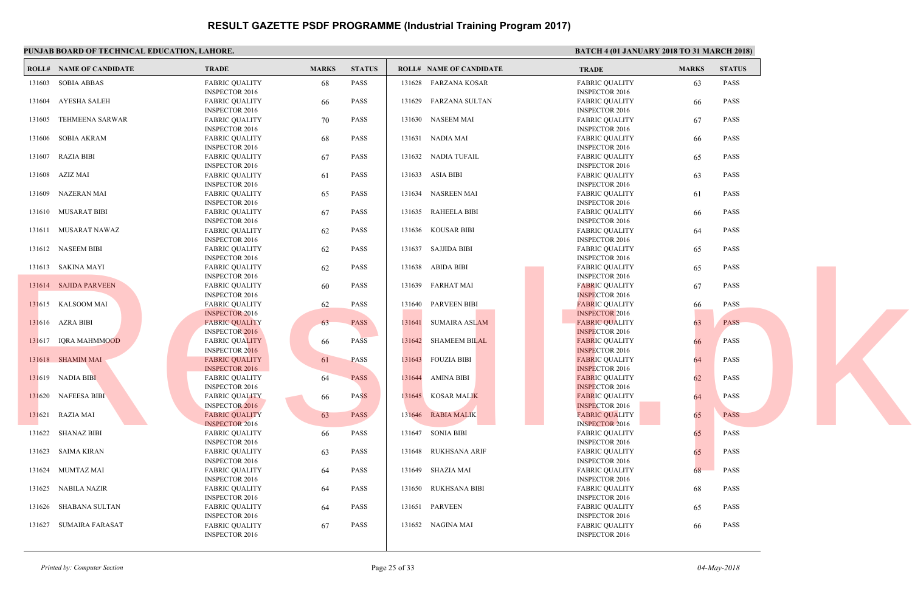# RESULT GAZETTE PSDF PROGRAMME (Industrial Training Program 2017)

**PUNJAB BOARD OF TECHNICAL EDUCATION, LAHORE.**

**BATCH 4 (01 JANUARY 2018 TO 31 MARCH 2018)**

| ROLL# | NAME OF CANDIDATE | TRADE | MARKS | STATUS |
|---|---|---|---|---|
| 131603 | SOBIA ABBAS | FABRIC QUALITY INSPECTOR 2016 | 68 | PASS |
| 131604 | AYESHA SALEH | FABRIC QUALITY INSPECTOR 2016 | 66 | PASS |
| 131605 | TEHMEENA SARWAR | FABRIC QUALITY INSPECTOR 2016 | 70 | PASS |
| 131606 | SOBIA AKRAM | FABRIC QUALITY INSPECTOR 2016 | 68 | PASS |
| 131607 | RAZIA BIBI | FABRIC QUALITY INSPECTOR 2016 | 67 | PASS |
| 131608 | AZIZ MAI | FABRIC QUALITY INSPECTOR 2016 | 61 | PASS |
| 131609 | NAZERAN MAI | FABRIC QUALITY INSPECTOR 2016 | 65 | PASS |
| 131610 | MUSARAT BIBI | FABRIC QUALITY INSPECTOR 2016 | 67 | PASS |
| 131611 | MUSARAT NAWAZ | FABRIC QUALITY INSPECTOR 2016 | 62 | PASS |
| 131612 | NASEEM BIBI | FABRIC QUALITY INSPECTOR 2016 | 62 | PASS |
| 131613 | SAKINA MAYI | FABRIC QUALITY INSPECTOR 2016 | 62 | PASS |
| 131614 | SAJIDA PARVEEN | FABRIC QUALITY INSPECTOR 2016 | 60 | PASS |
| 131615 | KALSOOM MAI | FABRIC QUALITY INSPECTOR 2016 | 62 | PASS |
| 131616 | AZRA BIBI | FABRIC QUALITY INSPECTOR 2016 | 63 | PASS |
| 131617 | IQRA MAHMMOOD | FABRIC QUALITY INSPECTOR 2016 | 66 | PASS |
| 131618 | SHAMIM MAI | FABRIC QUALITY INSPECTOR 2016 | 61 | PASS |
| 131619 | NADIA BIBI | FABRIC QUALITY INSPECTOR 2016 | 64 | PASS |
| 131620 | NAFEESA BIBI | FABRIC QUALITY INSPECTOR 2016 | 66 | PASS |
| 131621 | RAZIA MAI | FABRIC QUALITY INSPECTOR 2016 | 63 | PASS |
| 131622 | SHANAZ BIBI | FABRIC QUALITY INSPECTOR 2016 | 66 | PASS |
| 131623 | SAIMA KIRAN | FABRIC QUALITY INSPECTOR 2016 | 63 | PASS |
| 131624 | MUMTAZ MAI | FABRIC QUALITY INSPECTOR 2016 | 64 | PASS |
| 131625 | NABILA NAZIR | FABRIC QUALITY INSPECTOR 2016 | 64 | PASS |
| 131626 | SHABANA SULTAN | FABRIC QUALITY INSPECTOR 2016 | 64 | PASS |
| 131627 | SUMAIRA FARASAT | FABRIC QUALITY INSPECTOR 2016 | 67 | PASS |
| 131628 | FARZANA KOSAR | FABRIC QUALITY INSPECTOR 2016 | 63 | PASS |
| 131629 | FARZANA SULTAN | FABRIC QUALITY INSPECTOR 2016 | 66 | PASS |
| 131630 | NASEEM MAI | FABRIC QUALITY INSPECTOR 2016 | 67 | PASS |
| 131631 | NADIA MAI | FABRIC QUALITY INSPECTOR 2016 | 66 | PASS |
| 131632 | NADIA TUFAIL | FABRIC QUALITY INSPECTOR 2016 | 65 | PASS |
| 131633 | ASIA BIBI | FABRIC QUALITY INSPECTOR 2016 | 63 | PASS |
| 131634 | NASREEN MAI | FABRIC QUALITY INSPECTOR 2016 | 61 | PASS |
| 131635 | RAHEELA BIBI | FABRIC QUALITY INSPECTOR 2016 | 66 | PASS |
| 131636 | KOUSAR BIBI | FABRIC QUALITY INSPECTOR 2016 | 64 | PASS |
| 131637 | SAJJIDA BIBI | FABRIC QUALITY INSPECTOR 2016 | 65 | PASS |
| 131638 | ABIDA BIBI | FABRIC QUALITY INSPECTOR 2016 | 65 | PASS |
| 131639 | FARHAT MAI | FABRIC QUALITY INSPECTOR 2016 | 67 | PASS |
| 131640 | PARVEEN BIBI | FABRIC QUALITY INSPECTOR 2016 | 66 | PASS |
| 131641 | SUMAIRA ASLAM | FABRIC QUALITY INSPECTOR 2016 | 63 | PASS |
| 131642 | SHAMEEM BILAL | FABRIC QUALITY INSPECTOR 2016 | 66 | PASS |
| 131643 | FOUZIA BIBI | FABRIC QUALITY INSPECTOR 2016 | 64 | PASS |
| 131644 | AMINA BIBI | FABRIC QUALITY INSPECTOR 2016 | 62 | PASS |
| 131645 | KOSAR MALIK | FABRIC QUALITY INSPECTOR 2016 | 64 | PASS |
| 131646 | RABIA MALIK | FABRIC QUALITY INSPECTOR 2016 | 65 | PASS |
| 131647 | SONIA BIBI | FABRIC QUALITY INSPECTOR 2016 | 65 | PASS |
| 131648 | RUKHSANA ARIF | FABRIC QUALITY INSPECTOR 2016 | 65 | PASS |
| 131649 | SHAZIA MAI | FABRIC QUALITY INSPECTOR 2016 | 68 | PASS |
| 131650 | RUKHSANA BIBI | FABRIC QUALITY INSPECTOR 2016 | 68 | PASS |
| 131651 | PARVEEN | FABRIC QUALITY INSPECTOR 2016 | 65 | PASS |
| 131652 | NAGINA MAI | FABRIC QUALITY INSPECTOR 2016 | 66 | PASS |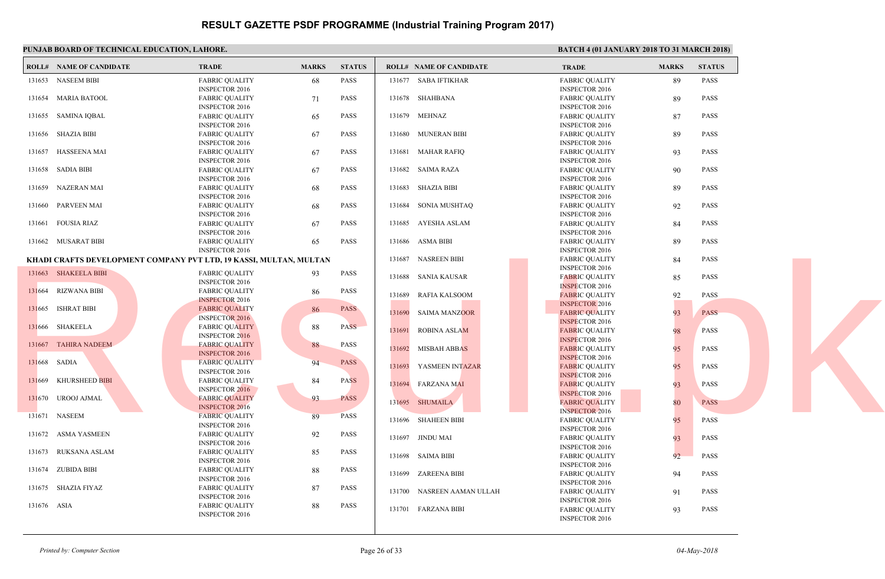# RESULT GAZETTE PSDF PROGRAMME (Industrial Training Program 2017)

**PUNJAB BOARD OF TECHNICAL EDUCATION, LAHORE.**

**BATCH 4 (01 JANUARY 2018 TO 31 MARCH 2018)**

| ROLL# | NAME OF CANDIDATE | TRADE | MARKS | STATUS |
|---|---|---|---|---|
| 131653 | NASEEM BIBI | FABRIC QUALITY INSPECTOR 2016 | 68 | PASS |
| 131654 | MARIA BATOOL | FABRIC QUALITY INSPECTOR 2016 | 71 | PASS |
| 131655 | SAMINA IQBAL | FABRIC QUALITY INSPECTOR 2016 | 65 | PASS |
| 131656 | SHAZIA BIBI | FABRIC QUALITY INSPECTOR 2016 | 67 | PASS |
| 131657 | HASSEENA MAI | FABRIC QUALITY INSPECTOR 2016 | 67 | PASS |
| 131658 | SADIA BIBI | FABRIC QUALITY INSPECTOR 2016 | 67 | PASS |
| 131659 | NAZERAN MAI | FABRIC QUALITY INSPECTOR 2016 | 68 | PASS |
| 131660 | PARVEEN MAI | FABRIC QUALITY INSPECTOR 2016 | 68 | PASS |
| 131661 | FOUSIA RIAZ | FABRIC QUALITY INSPECTOR 2016 | 67 | PASS |
| 131662 | MUSARAT BIBI | FABRIC QUALITY INSPECTOR 2016 | 65 | PASS |

**KHADI CRAFTS DEVELOPMENT COMPANY PVT LTD, 19 KASSI, MULTAN, MULTAN**

| ROLL# | NAME OF CANDIDATE | TRADE | MARKS | STATUS |
|---|---|---|---|---|
| 131663 | SHAKEELA BIBI | FABRIC QUALITY INSPECTOR 2016 | 93 | PASS |
| 131664 | RIZWANA BIBI | FABRIC QUALITY INSPECTOR 2016 | 86 | PASS |
| 131665 | ISHRAT BIBI | FABRIC QUALITY INSPECTOR 2016 | 86 | PASS |
| 131666 | SHAKEELA | FABRIC QUALITY INSPECTOR 2016 | 88 | PASS |
| 131667 | TAHIRA NADEEM | FABRIC QUALITY INSPECTOR 2016 | 88 | PASS |
| 131668 | SADIA | FABRIC QUALITY INSPECTOR 2016 | 94 | PASS |
| 131669 | KHURSHEED BIBI | FABRIC QUALITY INSPECTOR 2016 | 84 | PASS |
| 131670 | UROOJ AJMAL | FABRIC QUALITY INSPECTOR 2016 | 93 | PASS |
| 131671 | NASEEM | FABRIC QUALITY INSPECTOR 2016 | 89 | PASS |
| 131672 | ASMA YASMEEN | FABRIC QUALITY INSPECTOR 2016 | 92 | PASS |
| 131673 | RUKSANA ASLAM | FABRIC QUALITY INSPECTOR 2016 | 85 | PASS |
| 131674 | ZUBIDA BIBI | FABRIC QUALITY INSPECTOR 2016 | 88 | PASS |
| 131675 | SHAZIA FIYAZ | FABRIC QUALITY INSPECTOR 2016 | 87 | PASS |
| 131676 | ASIA | FABRIC QUALITY INSPECTOR 2016 | 88 | PASS |
| 131677 | SABA IFTIKHAR | FABRIC QUALITY INSPECTOR 2016 | 89 | PASS |
| 131678 | SHAHBANA | FABRIC QUALITY INSPECTOR 2016 | 89 | PASS |
| 131679 | MEHNAZ | FABRIC QUALITY INSPECTOR 2016 | 87 | PASS |
| 131680 | MUNERAN BIBI | FABRIC QUALITY INSPECTOR 2016 | 89 | PASS |
| 131681 | MAHAR RAFIQ | FABRIC QUALITY INSPECTOR 2016 | 93 | PASS |
| 131682 | SAIMA RAZA | FABRIC QUALITY INSPECTOR 2016 | 90 | PASS |
| 131683 | SHAZIA BIBI | FABRIC QUALITY INSPECTOR 2016 | 89 | PASS |
| 131684 | SONIA MUSHTAQ | FABRIC QUALITY INSPECTOR 2016 | 92 | PASS |
| 131685 | AYESHA ASLAM | FABRIC QUALITY INSPECTOR 2016 | 84 | PASS |
| 131686 | ASMA BIBI | FABRIC QUALITY INSPECTOR 2016 | 89 | PASS |
| 131687 | NASREEN BIBI | FABRIC QUALITY INSPECTOR 2016 | 84 | PASS |
| 131688 | SANIA KAUSAR | FABRIC QUALITY INSPECTOR 2016 | 85 | PASS |
| 131689 | RAFIA KALSOOM | FABRIC QUALITY INSPECTOR 2016 | 92 | PASS |
| 131690 | SAIMA MANZOOR | FABRIC QUALITY INSPECTOR 2016 | 93 | PASS |
| 131691 | ROBINA ASLAM | FABRIC QUALITY INSPECTOR 2016 | 98 | PASS |
| 131692 | MISBAH ABBAS | FABRIC QUALITY INSPECTOR 2016 | 95 | PASS |
| 131693 | YASMEEN INTAZAR | FABRIC QUALITY INSPECTOR 2016 | 95 | PASS |
| 131694 | FARZANA MAI | FABRIC QUALITY INSPECTOR 2016 | 93 | PASS |
| 131695 | SHUMAILA | FABRIC QUALITY INSPECTOR 2016 | 80 | PASS |
| 131696 | SHAHEEN BIBI | FABRIC QUALITY INSPECTOR 2016 | 95 | PASS |
| 131697 | JINDU MAI | FABRIC QUALITY INSPECTOR 2016 | 93 | PASS |
| 131698 | SAIMA BIBI | FABRIC QUALITY INSPECTOR 2016 | 92 | PASS |
| 131699 | ZAREENA BIBI | FABRIC QUALITY INSPECTOR 2016 | 94 | PASS |
| 131700 | NASREEN AAMAN ULLAH | FABRIC QUALITY INSPECTOR 2016 | 91 | PASS |
| 131701 | FARZANA BIBI | FABRIC QUALITY INSPECTOR 2016 | 93 | PASS |

*Printed by: Computer Section* — *04-May-2018*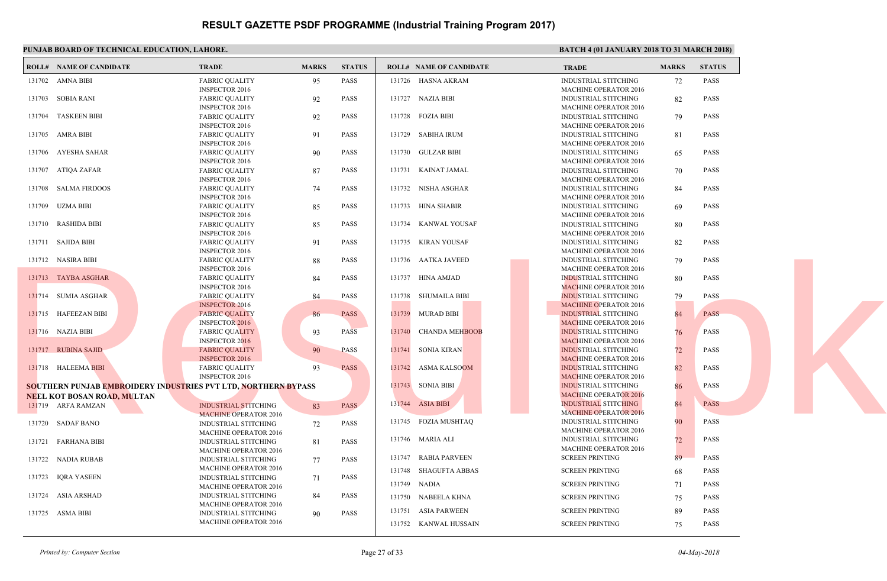# RESULT GAZETTE PSDF PROGRAMME (Industrial Training Program 2017)

**PUNJAB BOARD OF TECHNICAL EDUCATION, LAHORE.**

**BATCH 4 (01 JANUARY 2018 TO 31 MARCH 2018)**

| ROLL# | NAME OF CANDIDATE | TRADE | MARKS | STATUS |
|---|---|---|---|---|
| 131702 | AMNA BIBI | FABRIC QUALITY INSPECTOR 2016 | 95 | PASS |
| 131703 | SOBIA RANI | FABRIC QUALITY INSPECTOR 2016 | 92 | PASS |
| 131704 | TASKEEN BIBI | FABRIC QUALITY INSPECTOR 2016 | 92 | PASS |
| 131705 | AMRA BIBI | FABRIC QUALITY INSPECTOR 2016 | 91 | PASS |
| 131706 | AYESHA SAHAR | FABRIC QUALITY INSPECTOR 2016 | 90 | PASS |
| 131707 | ATIQA ZAFAR | FABRIC QUALITY INSPECTOR 2016 | 87 | PASS |
| 131708 | SALMA FIRDOOS | FABRIC QUALITY INSPECTOR 2016 | 74 | PASS |
| 131709 | UZMA BIBI | FABRIC QUALITY INSPECTOR 2016 | 85 | PASS |
| 131710 | RASHIDA BIBI | FABRIC QUALITY INSPECTOR 2016 | 85 | PASS |
| 131711 | SAJIDA BIBI | FABRIC QUALITY INSPECTOR 2016 | 91 | PASS |
| 131712 | NASIRA BIBI | FABRIC QUALITY INSPECTOR 2016 | 88 | PASS |
| 131713 | TAYBA ASGHAR | FABRIC QUALITY INSPECTOR 2016 | 84 | PASS |
| 131714 | SUMIA ASGHAR | FABRIC QUALITY INSPECTOR 2016 | 84 | PASS |
| 131715 | HAFEEZAN BIBI | FABRIC QUALITY INSPECTOR 2016 | 86 | PASS |
| 131716 | NAZIA BIBI | FABRIC QUALITY INSPECTOR 2016 | 93 | PASS |
| 131717 | RUBINA SAJID | FABRIC QUALITY INSPECTOR 2016 | 90 | PASS |
| 131718 | HALEEMA BIBI | FABRIC QUALITY INSPECTOR 2016 | 93 | PASS |

**SOUTHERN PUNJAB EMBROIDERY INDUSTRIES PVT LTD, NORTHERN BYPASS NEEL KOT BOSAN ROAD, MULTAN**

| ROLL# | NAME OF CANDIDATE | TRADE | MARKS | STATUS |
|---|---|---|---|---|
| 131719 | ARFA RAMZAN | INDUSTRIAL STITCHING MACHINE OPERATOR 2016 | 83 | PASS |
| 131720 | SADAF BANO | INDUSTRIAL STITCHING MACHINE OPERATOR 2016 | 72 | PASS |
| 131721 | FARHANA BIBI | INDUSTRIAL STITCHING MACHINE OPERATOR 2016 | 81 | PASS |
| 131722 | NADIA RUBAB | INDUSTRIAL STITCHING MACHINE OPERATOR 2016 | 77 | PASS |
| 131723 | IQRA YASEEN | INDUSTRIAL STITCHING MACHINE OPERATOR 2016 | 71 | PASS |
| 131724 | ASIA ARSHAD | INDUSTRIAL STITCHING MACHINE OPERATOR 2016 | 84 | PASS |
| 131725 | ASMA BIBI | INDUSTRIAL STITCHING MACHINE OPERATOR 2016 | 90 | PASS |
| 131726 | HASNA AKRAM | INDUSTRIAL STITCHING MACHINE OPERATOR 2016 | 72 | PASS |
| 131727 | NAZIA BIBI | INDUSTRIAL STITCHING MACHINE OPERATOR 2016 | 82 | PASS |
| 131728 | FOZIA BIBI | INDUSTRIAL STITCHING MACHINE OPERATOR 2016 | 79 | PASS |
| 131729 | SABIHA IRUM | INDUSTRIAL STITCHING MACHINE OPERATOR 2016 | 81 | PASS |
| 131730 | GULZAR BIBI | INDUSTRIAL STITCHING MACHINE OPERATOR 2016 | 65 | PASS |
| 131731 | KAINAT JAMAL | INDUSTRIAL STITCHING MACHINE OPERATOR 2016 | 70 | PASS |
| 131732 | NISHA ASGHAR | INDUSTRIAL STITCHING MACHINE OPERATOR 2016 | 84 | PASS |
| 131733 | HINA SHABIR | INDUSTRIAL STITCHING MACHINE OPERATOR 2016 | 69 | PASS |
| 131734 | KANWAL YOUSAF | INDUSTRIAL STITCHING MACHINE OPERATOR 2016 | 80 | PASS |
| 131735 | KIRAN YOUSAF | INDUSTRIAL STITCHING MACHINE OPERATOR 2016 | 82 | PASS |
| 131736 | AATKA JAVEED | INDUSTRIAL STITCHING MACHINE OPERATOR 2016 | 79 | PASS |
| 131737 | HINA AMJAD | INDUSTRIAL STITCHING MACHINE OPERATOR 2016 | 80 | PASS |
| 131738 | SHUMAILA BIBI | INDUSTRIAL STITCHING MACHINE OPERATOR 2016 | 79 | PASS |
| 131739 | MURAD BIBI | INDUSTRIAL STITCHING MACHINE OPERATOR 2016 | 84 | PASS |
| 131740 | CHANDA MEHBOOB | INDUSTRIAL STITCHING MACHINE OPERATOR 2016 | 76 | PASS |
| 131741 | SONIA KIRAN | INDUSTRIAL STITCHING MACHINE OPERATOR 2016 | 72 | PASS |
| 131742 | ASMA KALSOOM | INDUSTRIAL STITCHING MACHINE OPERATOR 2016 | 82 | PASS |
| 131743 | SONIA BIBI | INDUSTRIAL STITCHING MACHINE OPERATOR 2016 | 86 | PASS |
| 131744 | ASIA BIBI | INDUSTRIAL STITCHING MACHINE OPERATOR 2016 | 84 | PASS |
| 131745 | FOZIA MUSHTAQ | INDUSTRIAL STITCHING MACHINE OPERATOR 2016 | 90 | PASS |
| 131746 | MARIA ALI | INDUSTRIAL STITCHING MACHINE OPERATOR 2016 | 72 | PASS |
| 131747 | RABIA PARVEEN | SCREEN PRINTING | 89 | PASS |
| 131748 | SHAGUFTA ABBAS | SCREEN PRINTING | 68 | PASS |
| 131749 | NADIA | SCREEN PRINTING | 71 | PASS |
| 131750 | NABEELA KHNA | SCREEN PRINTING | 75 | PASS |
| 131751 | ASIA PARWEEN | SCREEN PRINTING | 89 | PASS |
| 131752 | KANWAL HUSSAIN | SCREEN PRINTING | 75 | PASS |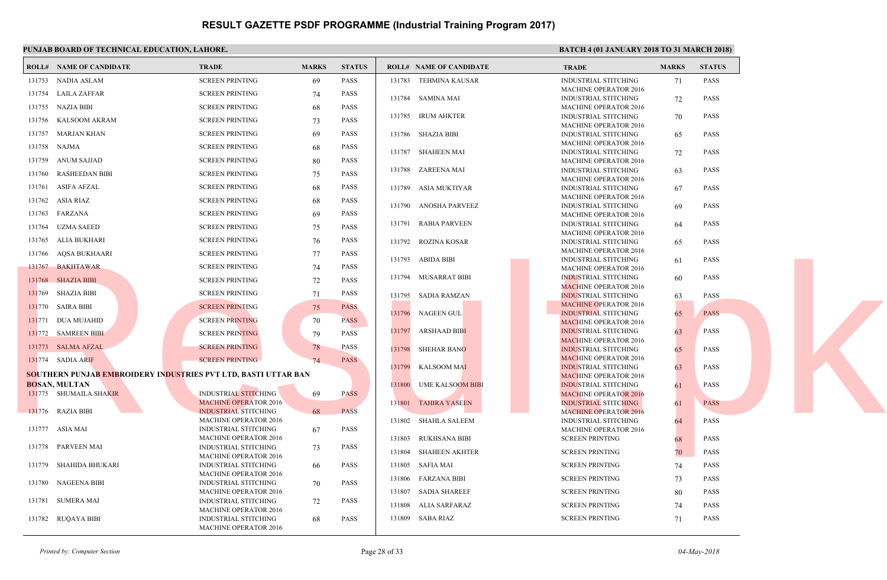# RESULT GAZETTE PSDF PROGRAMME (Industrial Training Program 2017)

**PUNJAB BOARD OF TECHNICAL EDUCATION, LAHORE.**

**BATCH 4 (01 JANUARY 2018 TO 31 MARCH 2018)**

| ROLL# | NAME OF CANDIDATE | TRADE | MARKS | STATUS |
|---|---|---|---|---|
| 131753 | NADIA ASLAM | SCREEN PRINTING | 69 | PASS |
| 131754 | LAILA ZAFFAR | SCREEN PRINTING | 74 | PASS |
| 131755 | NAZIA BIBI | SCREEN PRINTING | 68 | PASS |
| 131756 | KALSOOM AKRAM | SCREEN PRINTING | 73 | PASS |
| 131757 | MARJAN KHAN | SCREEN PRINTING | 69 | PASS |
| 131758 | NAJMA | SCREEN PRINTING | 68 | PASS |
| 131759 | ANUM SAJJAD | SCREEN PRINTING | 80 | PASS |
| 131760 | RASHEEDAN BIBI | SCREEN PRINTING | 75 | PASS |
| 131761 | ASIFA AFZAL | SCREEN PRINTING | 68 | PASS |
| 131762 | ASIA RIAZ | SCREEN PRINTING | 68 | PASS |
| 131763 | FARZANA | SCREEN PRINTING | 69 | PASS |
| 131764 | UZMA SAEED | SCREEN PRINTING | 75 | PASS |
| 131765 | ALIA BUKHARI | SCREEN PRINTING | 76 | PASS |
| 131766 | AQSA BUKHAARI | SCREEN PRINTING | 77 | PASS |
| 131767 | BAKHTAWAR | SCREEN PRINTING | 74 | PASS |
| 131768 | SHAZIA BIBI | SCREEN PRINTING | 72 | PASS |
| 131769 | SHAZIA BIBI | SCREEN PRINTING | 71 | PASS |
| 131770 | SAIRA BIBI | SCREEN PRINTING | 75 | PASS |
| 131771 | DUA MUJAHID | SCREEN PRINTING | 70 | PASS |
| 131772 | SAMREEN BIBI | SCREEN PRINTING | 79 | PASS |
| 131773 | SALMA AFZAL | SCREEN PRINTING | 78 | PASS |
| 131774 | SADIA ARIF | SCREEN PRINTING | 74 | PASS |

**SOUTHERN PUNJAB EMBROIDERY INDUSTRIES PVT LTD, BASTI UTTAR BAN BOSAN, MULTAN**

| ROLL# | NAME OF CANDIDATE | TRADE | MARKS | STATUS |
|---|---|---|---|---|
| 131775 | SHUMAILA SHAKIR | INDUSTRIAL STITCHING MACHINE OPERATOR 2016 | 69 | PASS |
| 131776 | RAZIA BIBI | INDUSTRIAL STITCHING MACHINE OPERATOR 2016 | 68 | PASS |
| 131777 | ASIA MAI | INDUSTRIAL STITCHING MACHINE OPERATOR 2016 | 67 | PASS |
| 131778 | PARVEEN MAI | INDUSTRIAL STITCHING MACHINE OPERATOR 2016 | 73 | PASS |
| 131779 | SHAHIDA BHUKARI | INDUSTRIAL STITCHING MACHINE OPERATOR 2016 | 66 | PASS |
| 131780 | NAGEENA BIBI | INDUSTRIAL STITCHING MACHINE OPERATOR 2016 | 70 | PASS |
| 131781 | SUMERA MAI | INDUSTRIAL STITCHING MACHINE OPERATOR 2016 | 72 | PASS |
| 131782 | RUQAYA BIBI | INDUSTRIAL STITCHING MACHINE OPERATOR 2016 | 68 | PASS |
| 131783 | TEHMINA KAUSAR | INDUSTRIAL STITCHING MACHINE OPERATOR 2016 | 71 | PASS |
| 131784 | SAMINA MAI | INDUSTRIAL STITCHING MACHINE OPERATOR 2016 | 72 | PASS |
| 131785 | IRUM AHKTER | INDUSTRIAL STITCHING MACHINE OPERATOR 2016 | 70 | PASS |
| 131786 | SHAZIA BIBI | INDUSTRIAL STITCHING MACHINE OPERATOR 2016 | 65 | PASS |
| 131787 | SHAHEEN MAI | INDUSTRIAL STITCHING MACHINE OPERATOR 2016 | 72 | PASS |
| 131788 | ZAREENA MAI | INDUSTRIAL STITCHING MACHINE OPERATOR 2016 | 63 | PASS |
| 131789 | ASIA MUKTIYAR | INDUSTRIAL STITCHING MACHINE OPERATOR 2016 | 67 | PASS |
| 131790 | ANOSHA PARVEEZ | INDUSTRIAL STITCHING MACHINE OPERATOR 2016 | 69 | PASS |
| 131791 | RABIA PARVEEN | INDUSTRIAL STITCHING MACHINE OPERATOR 2016 | 64 | PASS |
| 131792 | ROZINA KOSAR | INDUSTRIAL STITCHING MACHINE OPERATOR 2016 | 65 | PASS |
| 131793 | ABIDA BIBI | INDUSTRIAL STITCHING MACHINE OPERATOR 2016 | 61 | PASS |
| 131794 | MUSARRAT BIBI | INDUSTRIAL STITCHING MACHINE OPERATOR 2016 | 60 | PASS |
| 131795 | SADIA RAMZAN | INDUSTRIAL STITCHING MACHINE OPERATOR 2016 | 63 | PASS |
| 131796 | NAGEEN GUL | INDUSTRIAL STITCHING MACHINE OPERATOR 2016 | 65 | PASS |
| 131797 | ARSHAAD BIBI | INDUSTRIAL STITCHING MACHINE OPERATOR 2016 | 63 | PASS |
| 131798 | SHEHAR BANO | INDUSTRIAL STITCHING MACHINE OPERATOR 2016 | 65 | PASS |
| 131799 | KALSOOM MAI | INDUSTRIAL STITCHING MACHINE OPERATOR 2016 | 63 | PASS |
| 131800 | UME KALSOOM BIBI | INDUSTRIAL STITCHING MACHINE OPERATOR 2016 | 61 | PASS |
| 131801 | TAHIRA YASEEN | INDUSTRIAL STITCHING MACHINE OPERATOR 2016 | 61 | PASS |
| 131802 | SHAHLA SALEEM | INDUSTRIAL STITCHING MACHINE OPERATOR 2016 | 64 | PASS |
| 131803 | RUKHSANA BIBI | SCREEN PRINTING | 68 | PASS |
| 131804 | SHAHEEN AKHTER | SCREEN PRINTING | 70 | PASS |
| 131805 | SAFIA MAI | SCREEN PRINTING | 74 | PASS |
| 131806 | FARZANA BIBI | SCREEN PRINTING | 73 | PASS |
| 131807 | SADIA SHAREEF | SCREEN PRINTING | 80 | PASS |
| 131808 | ALIA SARFARAZ | SCREEN PRINTING | 74 | PASS |
| 131809 | SABA RIAZ | SCREEN PRINTING | 71 | PASS |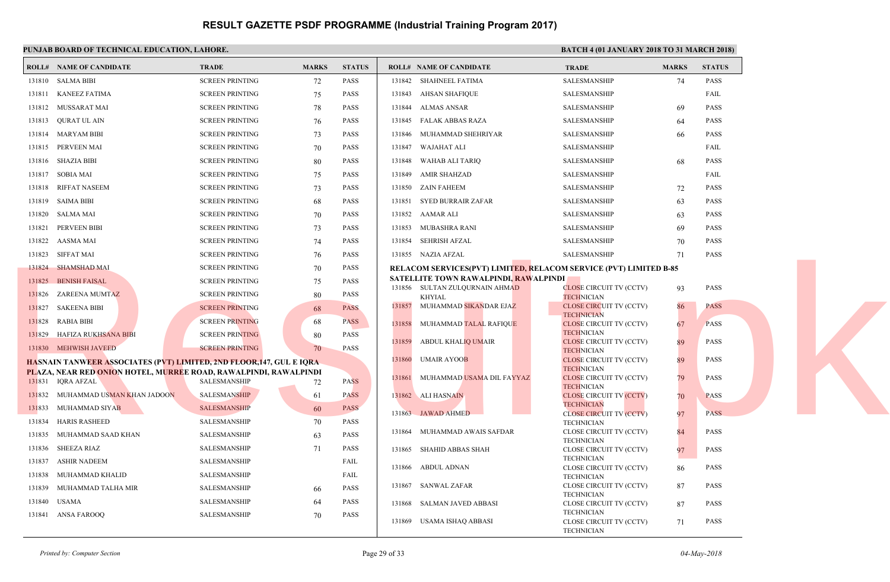# RESULT GAZETTE PSDF PROGRAMME (Industrial Training Program 2017)

**PUNJAB BOARD OF TECHNICAL EDUCATION, LAHORE.**

**BATCH 4 (01 JANUARY 2018 TO 31 MARCH 2018)**

| ROLL# | NAME OF CANDIDATE | TRADE | MARKS | STATUS |
|---|---|---|---|---|
| 131810 | SALMA BIBI | SCREEN PRINTING | 72 | PASS |
| 131811 | KANEEZ FATIMA | SCREEN PRINTING | 75 | PASS |
| 131812 | MUSSARAT MAI | SCREEN PRINTING | 78 | PASS |
| 131813 | QURAT UL AIN | SCREEN PRINTING | 76 | PASS |
| 131814 | MARYAM BIBI | SCREEN PRINTING | 73 | PASS |
| 131815 | PERVEEN MAI | SCREEN PRINTING | 70 | PASS |
| 131816 | SHAZIA BIBI | SCREEN PRINTING | 80 | PASS |
| 131817 | SOBIA MAI | SCREEN PRINTING | 75 | PASS |
| 131818 | RIFFAT NASEEM | SCREEN PRINTING | 73 | PASS |
| 131819 | SAIMA BIBI | SCREEN PRINTING | 68 | PASS |
| 131820 | SALMA MAI | SCREEN PRINTING | 70 | PASS |
| 131821 | PERVEEN BIBI | SCREEN PRINTING | 73 | PASS |
| 131822 | AASMA MAI | SCREEN PRINTING | 74 | PASS |
| 131823 | SIFFAT MAI | SCREEN PRINTING | 76 | PASS |
| 131824 | SHAMSHAD MAI | SCREEN PRINTING | 70 | PASS |
| 131825 | BENISH FAISAL | SCREEN PRINTING | 75 | PASS |
| 131826 | ZAREENA MUMTAZ | SCREEN PRINTING | 80 | PASS |
| 131827 | SAKEENA BIBI | SCREEN PRINTING | 68 | PASS |
| 131828 | RABIA BIBI | SCREEN PRINTING | 68 | PASS |
| 131829 | HAFIZA RUKHSANA BIBI | SCREEN PRINTING | 80 | PASS |
| 131830 | MEHWISH JAVEED | SCREEN PRINTING | 70 | PASS |

**HASNAIN TANWEER ASSOCIATES (PVT) LIMITED, 2ND FLOOR,147, GUL E IQRA PLAZA, NEAR RED ONION HOTEL, MURREE ROAD, RAWALPINDI, RAWALPINDI**

| ROLL# | NAME OF CANDIDATE | TRADE | MARKS | STATUS |
|---|---|---|---|---|
| 131831 | IQRA AFZAL | SALESMANSHIP | 72 | PASS |
| 131832 | MUHAMMAD USMAN KHAN JADOON | SALESMANSHIP | 61 | PASS |
| 131833 | MUHAMMAD SIYAB | SALESMANSHIP | 60 | PASS |
| 131834 | HARIS RASHEED | SALESMANSHIP | 70 | PASS |
| 131835 | MUHAMMAD SAAD KHAN | SALESMANSHIP | 63 | PASS |
| 131836 | SHEEZA RIAZ | SALESMANSHIP | 71 | PASS |
| 131837 | ASHIR NADEEM | SALESMANSHIP | | FAIL |
| 131838 | MUHAMMAD KHALID | SALESMANSHIP | | FAIL |
| 131839 | MUHAMMAD TALHA MIR | SALESMANSHIP | 66 | PASS |
| 131840 | USAMA | SALESMANSHIP | 64 | PASS |
| 131841 | ANSA FAROOQ | SALESMANSHIP | 70 | PASS |
| 131842 | SHAHNEEL FATIMA | SALESMANSHIP | 74 | PASS |
| 131843 | AHSAN SHAFIQUE | SALESMANSHIP | | FAIL |
| 131844 | ALMAS ANSAR | SALESMANSHIP | 69 | PASS |
| 131845 | FALAK ABBAS RAZA | SALESMANSHIP | 64 | PASS |
| 131846 | MUHAMMAD SHEHRIYAR | SALESMANSHIP | 66 | PASS |
| 131847 | WAJAHAT ALI | SALESMANSHIP | | FAIL |
| 131848 | WAHAB ALI TARIQ | SALESMANSHIP | 68 | PASS |
| 131849 | AMIR SHAHZAD | SALESMANSHIP | | FAIL |
| 131850 | ZAIN FAHEEM | SALESMANSHIP | 72 | PASS |
| 131851 | SYED BURRAIR ZAFAR | SALESMANSHIP | 63 | PASS |
| 131852 | AAMAR ALI | SALESMANSHIP | 63 | PASS |
| 131853 | MUBASHRA RANI | SALESMANSHIP | 69 | PASS |
| 131854 | SEHRISH AFZAL | SALESMANSHIP | 70 | PASS |
| 131855 | NAZIA AFZAL | SALESMANSHIP | 71 | PASS |

**RELACOM SERVICES(PVT) LIMITED, RELACOM SERVICE (PVT) LIMITED B-85 SATELLITE TOWN RAWALPINDI, RAWALPINDI**

| ROLL# | NAME OF CANDIDATE | TRADE | MARKS | STATUS |
|---|---|---|---|---|
| 131856 | SULTAN ZULQURNAIN AHMAD KHYIAL | CLOSE CIRCUIT TV (CCTV) TECHNICIAN | 93 | PASS |
| 131857 | MUHAMMAD SIKANDAR EJAZ | CLOSE CIRCUIT TV (CCTV) TECHNICIAN | 86 | PASS |
| 131858 | MUHAMMAD TALAL RAFIQUE | CLOSE CIRCUIT TV (CCTV) TECHNICIAN | 67 | PASS |
| 131859 | ABDUL KHALIQ UMAIR | CLOSE CIRCUIT TV (CCTV) TECHNICIAN | 89 | PASS |
| 131860 | UMAIR AYOOB | CLOSE CIRCUIT TV (CCTV) TECHNICIAN | 89 | PASS |
| 131861 | MUHAMMAD USAMA DIL FAYYAZ | CLOSE CIRCUIT TV (CCTV) TECHNICIAN | 79 | PASS |
| 131862 | ALI HASNAIN | CLOSE CIRCUIT TV (CCTV) TECHNICIAN | 70 | PASS |
| 131863 | JAWAD AHMED | CLOSE CIRCUIT TV (CCTV) TECHNICIAN | 97 | PASS |
| 131864 | MUHAMMAD AWAIS SAFDAR | CLOSE CIRCUIT TV (CCTV) TECHNICIAN | 84 | PASS |
| 131865 | SHAHID ABBAS SHAH | CLOSE CIRCUIT TV (CCTV) TECHNICIAN | 97 | PASS |
| 131866 | ABDUL ADNAN | CLOSE CIRCUIT TV (CCTV) TECHNICIAN | 86 | PASS |
| 131867 | SANWAL ZAFAR | CLOSE CIRCUIT TV (CCTV) TECHNICIAN | 87 | PASS |
| 131868 | SALMAN JAVED ABBASI | CLOSE CIRCUIT TV (CCTV) TECHNICIAN | 87 | PASS |
| 131869 | USAMA ISHAQ ABBASI | CLOSE CIRCUIT TV (CCTV) TECHNICIAN | 71 | PASS |

*Printed by: Computer Section*

*04-May-2018*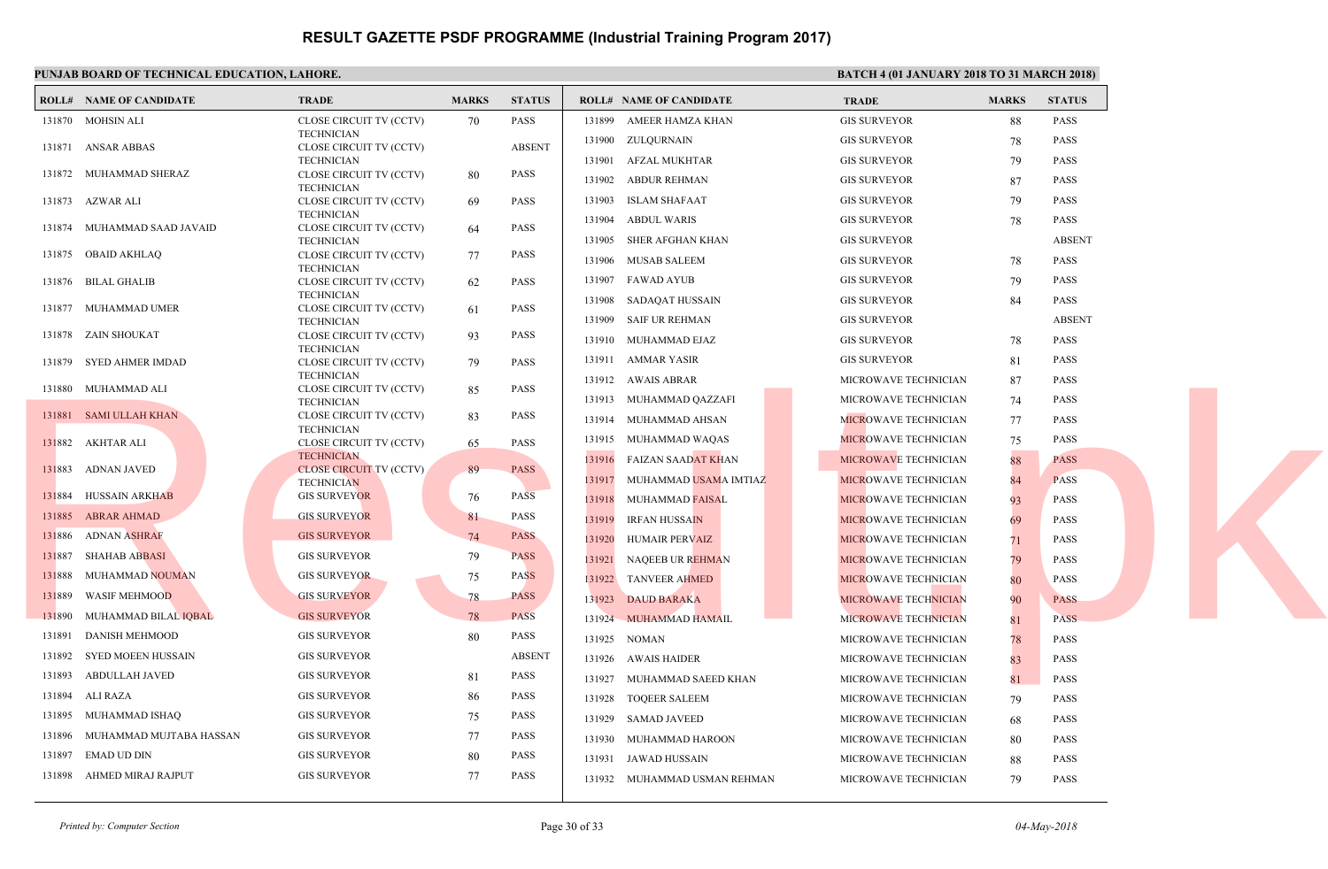# RESULT GAZETTE PSDF PROGRAMME (Industrial Training Program 2017)

**PUNJAB BOARD OF TECHNICAL EDUCATION, LAHORE.**

**BATCH 4 (01 JANUARY 2018 TO 31 MARCH 2018)**

| ROLL# | NAME OF CANDIDATE | TRADE | MARKS | STATUS |
|---|---|---|---|---|
| 131870 | MOHSIN ALI | CLOSE CIRCUIT TV (CCTV) TECHNICIAN | 70 | PASS |
| 131871 | ANSAR ABBAS | CLOSE CIRCUIT TV (CCTV) TECHNICIAN | | ABSENT |
| 131872 | MUHAMMAD SHERAZ | CLOSE CIRCUIT TV (CCTV) TECHNICIAN | 80 | PASS |
| 131873 | AZWAR ALI | CLOSE CIRCUIT TV (CCTV) TECHNICIAN | 69 | PASS |
| 131874 | MUHAMMAD SAAD JAVAID | CLOSE CIRCUIT TV (CCTV) TECHNICIAN | 64 | PASS |
| 131875 | OBAID AKHLAQ | CLOSE CIRCUIT TV (CCTV) TECHNICIAN | 77 | PASS |
| 131876 | BILAL GHALIB | CLOSE CIRCUIT TV (CCTV) TECHNICIAN | 62 | PASS |
| 131877 | MUHAMMAD UMER | CLOSE CIRCUIT TV (CCTV) TECHNICIAN | 61 | PASS |
| 131878 | ZAIN SHOUKAT | CLOSE CIRCUIT TV (CCTV) TECHNICIAN | 93 | PASS |
| 131879 | SYED AHMER IMDAD | CLOSE CIRCUIT TV (CCTV) TECHNICIAN | 79 | PASS |
| 131880 | MUHAMMAD ALI | CLOSE CIRCUIT TV (CCTV) TECHNICIAN | 85 | PASS |
| 131881 | SAMI ULLAH KHAN | CLOSE CIRCUIT TV (CCTV) TECHNICIAN | 83 | PASS |
| 131882 | AKHTAR ALI | CLOSE CIRCUIT TV (CCTV) TECHNICIAN | 65 | PASS |
| 131883 | ADNAN JAVED | CLOSE CIRCUIT TV (CCTV) TECHNICIAN | 89 | PASS |
| 131884 | HUSSAIN ARKHAB | GIS SURVEYOR | 76 | PASS |
| 131885 | ABRAR AHMAD | GIS SURVEYOR | 81 | PASS |
| 131886 | ADNAN ASHRAF | GIS SURVEYOR | 74 | PASS |
| 131887 | SHAHAB ABBASI | GIS SURVEYOR | 79 | PASS |
| 131888 | MUHAMMAD NOUMAN | GIS SURVEYOR | 75 | PASS |
| 131889 | WASIF MEHMOOD | GIS SURVEYOR | 78 | PASS |
| 131890 | MUHAMMAD BILAL IQBAL | GIS SURVEYOR | 78 | PASS |
| 131891 | DANISH MEHMOOD | GIS SURVEYOR | 80 | PASS |
| 131892 | SYED MOEEN HUSSAIN | GIS SURVEYOR | | ABSENT |
| 131893 | ABDULLAH JAVED | GIS SURVEYOR | 81 | PASS |
| 131894 | ALI RAZA | GIS SURVEYOR | 86 | PASS |
| 131895 | MUHAMMAD ISHAQ | GIS SURVEYOR | 75 | PASS |
| 131896 | MUHAMMAD MUJTABA HASSAN | GIS SURVEYOR | 77 | PASS |
| 131897 | EMAD UD DIN | GIS SURVEYOR | 80 | PASS |
| 131898 | AHMED MIRAJ RAJPUT | GIS SURVEYOR | 77 | PASS |
| 131899 | AMEER HAMZA KHAN | GIS SURVEYOR | 88 | PASS |
| 131900 | ZULQURNAIN | GIS SURVEYOR | 78 | PASS |
| 131901 | AFZAL MUKHTAR | GIS SURVEYOR | 79 | PASS |
| 131902 | ABDUR REHMAN | GIS SURVEYOR | 87 | PASS |
| 131903 | ISLAM SHAFAAT | GIS SURVEYOR | 79 | PASS |
| 131904 | ABDUL WARIS | GIS SURVEYOR | 78 | PASS |
| 131905 | SHER AFGHAN KHAN | GIS SURVEYOR | | ABSENT |
| 131906 | MUSAB SALEEM | GIS SURVEYOR | 78 | PASS |
| 131907 | FAWAD AYUB | GIS SURVEYOR | 79 | PASS |
| 131908 | SADAQAT HUSSAIN | GIS SURVEYOR | 84 | PASS |
| 131909 | SAIF UR REHMAN | GIS SURVEYOR | | ABSENT |
| 131910 | MUHAMMAD EJAZ | GIS SURVEYOR | 78 | PASS |
| 131911 | AMMAR YASIR | GIS SURVEYOR | 81 | PASS |
| 131912 | AWAIS ABRAR | MICROWAVE TECHNICIAN | 87 | PASS |
| 131913 | MUHAMMAD QAZZAFI | MICROWAVE TECHNICIAN | 74 | PASS |
| 131914 | MUHAMMAD AHSAN | MICROWAVE TECHNICIAN | 77 | PASS |
| 131915 | MUHAMMAD WAQAS | MICROWAVE TECHNICIAN | 75 | PASS |
| 131916 | FAIZAN SAADAT KHAN | MICROWAVE TECHNICIAN | 88 | PASS |
| 131917 | MUHAMMAD USAMA IMTIAZ | MICROWAVE TECHNICIAN | 84 | PASS |
| 131918 | MUHAMMAD FAISAL | MICROWAVE TECHNICIAN | 93 | PASS |
| 131919 | IRFAN HUSSAIN | MICROWAVE TECHNICIAN | 69 | PASS |
| 131920 | HUMAIR PERVAIZ | MICROWAVE TECHNICIAN | 71 | PASS |
| 131921 | NAQEEB UR REHMAN | MICROWAVE TECHNICIAN | 79 | PASS |
| 131922 | TANVEER AHMED | MICROWAVE TECHNICIAN | 80 | PASS |
| 131923 | DAUD BARAKA | MICROWAVE TECHNICIAN | 90 | PASS |
| 131924 | MUHAMMAD HAMAIL | MICROWAVE TECHNICIAN | 81 | PASS |
| 131925 | NOMAN | MICROWAVE TECHNICIAN | 78 | PASS |
| 131926 | AWAIS HAIDER | MICROWAVE TECHNICIAN | 83 | PASS |
| 131927 | MUHAMMAD SAEED KHAN | MICROWAVE TECHNICIAN | 81 | PASS |
| 131928 | TOQEER SALEEM | MICROWAVE TECHNICIAN | 79 | PASS |
| 131929 | SAMAD JAVEED | MICROWAVE TECHNICIAN | 68 | PASS |
| 131930 | MUHAMMAD HAROON | MICROWAVE TECHNICIAN | 80 | PASS |
| 131931 | JAWAD HUSSAIN | MICROWAVE TECHNICIAN | 88 | PASS |
| 131932 | MUHAMMAD USMAN REHMAN | MICROWAVE TECHNICIAN | 79 | PASS |

*Printed by: Computer Section*

*04-May-2018*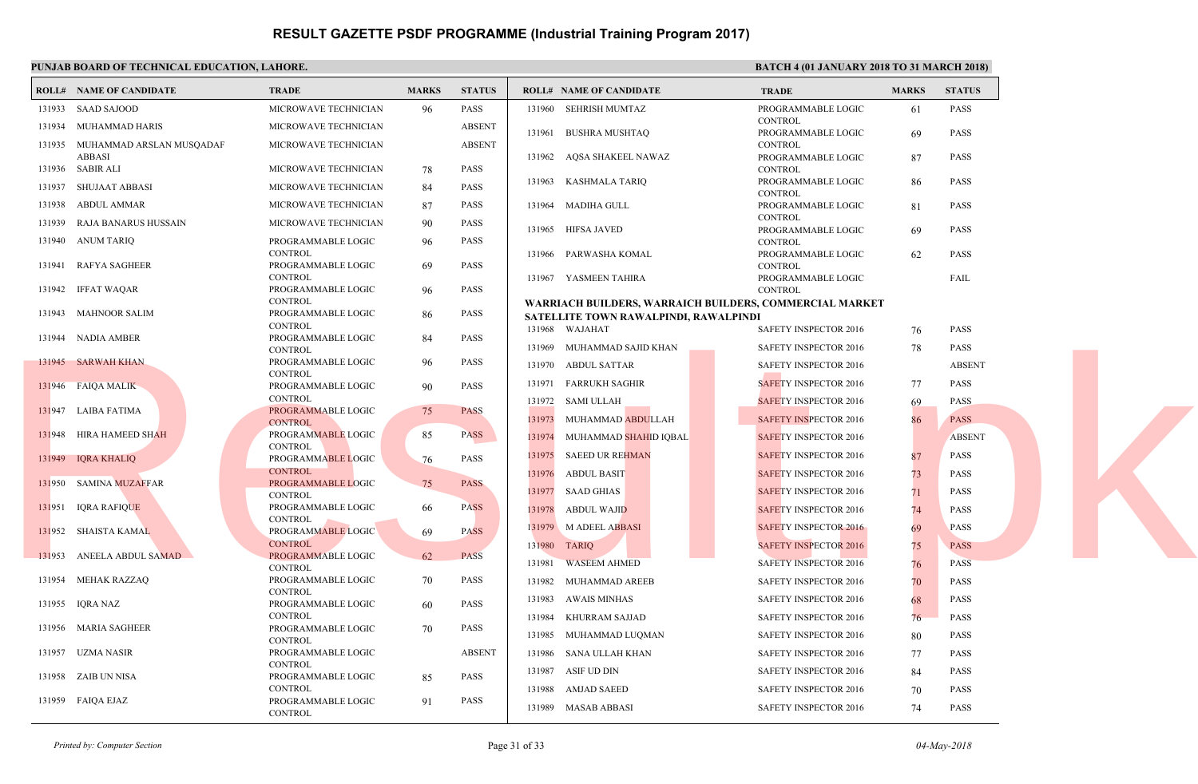# RESULT GAZETTE PSDF PROGRAMME (Industrial Training Program 2017)

**PUNJAB BOARD OF TECHNICAL EDUCATION, LAHORE.**

**BATCH 4 (01 JANUARY 2018 TO 31 MARCH 2018)**

| ROLL# | NAME OF CANDIDATE | TRADE | MARKS | STATUS |
|---|---|---|---|---|
| 131933 | SAAD SAJOOD | MICROWAVE TECHNICIAN | 96 | PASS |
| 131934 | MUHAMMAD HARIS | MICROWAVE TECHNICIAN | | ABSENT |
| 131935 | MUHAMMAD ARSLAN MUSQADAF ABBASI | MICROWAVE TECHNICIAN | | ABSENT |
| 131936 | SABIR ALI | MICROWAVE TECHNICIAN | 78 | PASS |
| 131937 | SHUJAAT ABBASI | MICROWAVE TECHNICIAN | 84 | PASS |
| 131938 | ABDUL AMMAR | MICROWAVE TECHNICIAN | 87 | PASS |
| 131939 | RAJA BANARUS HUSSAIN | MICROWAVE TECHNICIAN | 90 | PASS |
| 131940 | ANUM TARIQ | PROGRAMMABLE LOGIC CONTROL | 96 | PASS |
| 131941 | RAFYA SAGHEER | PROGRAMMABLE LOGIC CONTROL | 69 | PASS |
| 131942 | IFFAT WAQAR | PROGRAMMABLE LOGIC CONTROL | 96 | PASS |
| 131943 | MAHNOOR SALIM | PROGRAMMABLE LOGIC CONTROL | 86 | PASS |
| 131944 | NADIA AMBER | PROGRAMMABLE LOGIC CONTROL | 84 | PASS |
| 131945 | SARWAH KHAN | PROGRAMMABLE LOGIC CONTROL | 96 | PASS |
| 131946 | FAIQA MALIK | PROGRAMMABLE LOGIC CONTROL | 90 | PASS |
| 131947 | LAIBA FATIMA | PROGRAMMABLE LOGIC CONTROL | 75 | PASS |
| 131948 | HIRA HAMEED SHAH | PROGRAMMABLE LOGIC CONTROL | 85 | PASS |
| 131949 | IQRA KHALIQ | PROGRAMMABLE LOGIC CONTROL | 76 | PASS |
| 131950 | SAMINA MUZAFFAR | PROGRAMMABLE LOGIC CONTROL | 75 | PASS |
| 131951 | IQRA RAFIQUE | PROGRAMMABLE LOGIC CONTROL | 66 | PASS |
| 131952 | SHAISTA KAMAL | PROGRAMMABLE LOGIC CONTROL | 69 | PASS |
| 131953 | ANEELA ABDUL SAMAD | PROGRAMMABLE LOGIC CONTROL | 62 | PASS |
| 131954 | MEHAK RAZZAQ | PROGRAMMABLE LOGIC CONTROL | 70 | PASS |
| 131955 | IQRA NAZ | PROGRAMMABLE LOGIC CONTROL | 60 | PASS |
| 131956 | MARIA SAGHEER | PROGRAMMABLE LOGIC CONTROL | 70 | PASS |
| 131957 | UZMA NASIR | PROGRAMMABLE LOGIC CONTROL | | ABSENT |
| 131958 | ZAIB UN NISA | PROGRAMMABLE LOGIC CONTROL | 85 | PASS |
| 131959 | FAIQA EJAZ | PROGRAMMABLE LOGIC CONTROL | 91 | PASS |
| 131960 | SEHRISH MUMTAZ | PROGRAMMABLE LOGIC CONTROL | 61 | PASS |
| 131961 | BUSHRA MUSHTAQ | PROGRAMMABLE LOGIC CONTROL | 69 | PASS |
| 131962 | AQSA SHAKEEL NAWAZ | PROGRAMMABLE LOGIC CONTROL | 87 | PASS |
| 131963 | KASHMALA TARIQ | PROGRAMMABLE LOGIC CONTROL | 86 | PASS |
| 131964 | MADIHA GULL | PROGRAMMABLE LOGIC CONTROL | 81 | PASS |
| 131965 | HIFSA JAVED | PROGRAMMABLE LOGIC CONTROL | 69 | PASS |
| 131966 | PARWASHA KOMAL | PROGRAMMABLE LOGIC CONTROL | 62 | PASS |
| 131967 | YASMEEN TAHIRA | PROGRAMMABLE LOGIC CONTROL | | FAIL |

**WARRIACH BUILDERS, WARRAICH BUILDERS, COMMERCIAL MARKET SATELLITE TOWN RAWALPINDI, RAWALPINDI**

| ROLL# | NAME OF CANDIDATE | TRADE | MARKS | STATUS |
|---|---|---|---|---|
| 131968 | WAJAHAT | SAFETY INSPECTOR 2016 | 76 | PASS |
| 131969 | MUHAMMAD SAJID KHAN | SAFETY INSPECTOR 2016 | 78 | PASS |
| 131970 | ABDUL SATTAR | SAFETY INSPECTOR 2016 | | ABSENT |
| 131971 | FARRUKH SAGHIR | SAFETY INSPECTOR 2016 | 77 | PASS |
| 131972 | SAMI ULLAH | SAFETY INSPECTOR 2016 | 69 | PASS |
| 131973 | MUHAMMAD ABDULLAH | SAFETY INSPECTOR 2016 | 86 | PASS |
| 131974 | MUHAMMAD SHAHID IQBAL | SAFETY INSPECTOR 2016 | | ABSENT |
| 131975 | SAEED UR REHMAN | SAFETY INSPECTOR 2016 | 87 | PASS |
| 131976 | ABDUL BASIT | SAFETY INSPECTOR 2016 | 73 | PASS |
| 131977 | SAAD GHIAS | SAFETY INSPECTOR 2016 | 71 | PASS |
| 131978 | ABDUL WAJID | SAFETY INSPECTOR 2016 | 74 | PASS |
| 131979 | M ADEEL ABBASI | SAFETY INSPECTOR 2016 | 69 | PASS |
| 131980 | TARIQ | SAFETY INSPECTOR 2016 | 75 | PASS |
| 131981 | WASEEM AHMED | SAFETY INSPECTOR 2016 | 76 | PASS |
| 131982 | MUHAMMAD AREEB | SAFETY INSPECTOR 2016 | 70 | PASS |
| 131983 | AWAIS MINHAS | SAFETY INSPECTOR 2016 | 68 | PASS |
| 131984 | KHURRAM SAJJAD | SAFETY INSPECTOR 2016 | 76 | PASS |
| 131985 | MUHAMMAD LUQMAN | SAFETY INSPECTOR 2016 | 80 | PASS |
| 131986 | SANA ULLAH KHAN | SAFETY INSPECTOR 2016 | 77 | PASS |
| 131987 | ASIF UD DIN | SAFETY INSPECTOR 2016 | 84 | PASS |
| 131988 | AMJAD SAEED | SAFETY INSPECTOR 2016 | 70 | PASS |
| 131989 | MASAB ABBASI | SAFETY INSPECTOR 2016 | 74 | PASS |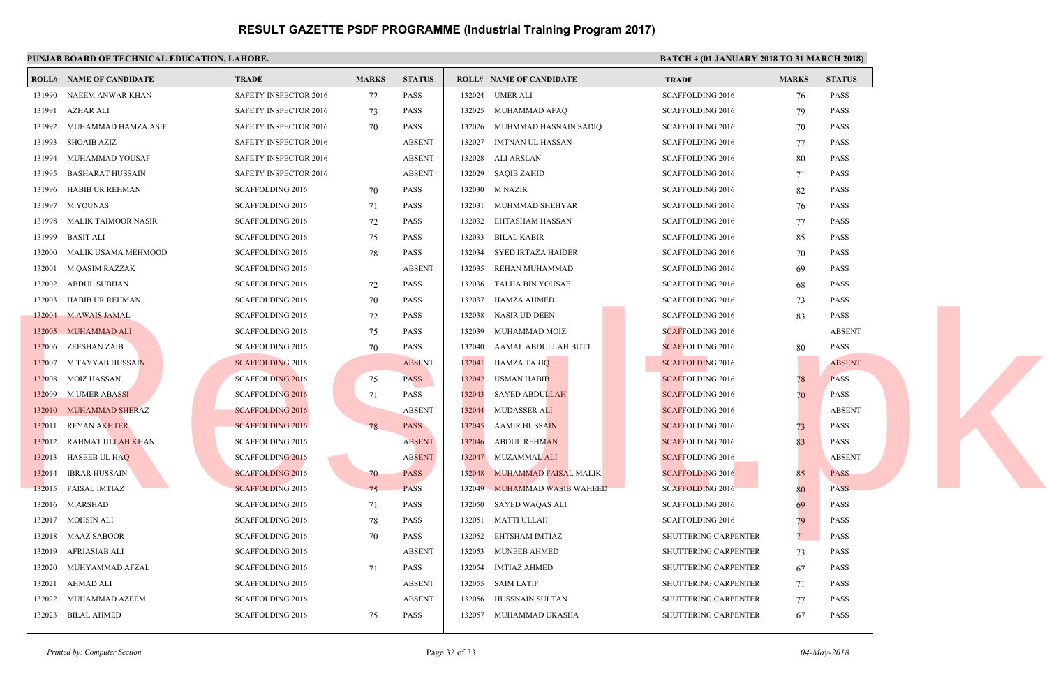# RESULT GAZETTE PSDF PROGRAMME (Industrial Training Program 2017)

**PUNJAB BOARD OF TECHNICAL EDUCATION, LAHORE.**

**BATCH 4 (01 JANUARY 2018 TO 31 MARCH 2018)**

| ROLL# | NAME OF CANDIDATE | TRADE | MARKS | STATUS |
|---|---|---|---|---|
| 131990 | NAEEM ANWAR KHAN | SAFETY INSPECTOR 2016 | 72 | PASS |
| 131991 | AZHAR ALI | SAFETY INSPECTOR 2016 | 73 | PASS |
| 131992 | MUHAMMAD HAMZA ASIF | SAFETY INSPECTOR 2016 | 70 | PASS |
| 131993 | SHOAIB AZIZ | SAFETY INSPECTOR 2016 | | ABSENT |
| 131994 | MUHAMMAD YOUSAF | SAFETY INSPECTOR 2016 | | ABSENT |
| 131995 | BASHARAT HUSSAIN | SAFETY INSPECTOR 2016 | | ABSENT |
| 131996 | HABIB UR REHMAN | SCAFFOLDING 2016 | 70 | PASS |
| 131997 | M.YOUNAS | SCAFFOLDING 2016 | 71 | PASS |
| 131998 | MALIK TAIMOOR NASIR | SCAFFOLDING 2016 | 72 | PASS |
| 131999 | BASIT ALI | SCAFFOLDING 2016 | 75 | PASS |
| 132000 | MALIK USAMA MEHMOOD | SCAFFOLDING 2016 | 78 | PASS |
| 132001 | M.QASIM RAZZAK | SCAFFOLDING 2016 | | ABSENT |
| 132002 | ABDUL SUBHAN | SCAFFOLDING 2016 | 72 | PASS |
| 132003 | HABIB UR REHMAN | SCAFFOLDING 2016 | 70 | PASS |
| 132004 | M.AWAIS JAMAL | SCAFFOLDING 2016 | 72 | PASS |
| 132005 | MUHAMMAD ALI | SCAFFOLDING 2016 | 75 | PASS |
| 132006 | ZEESHAN ZAIB | SCAFFOLDING 2016 | 70 | PASS |
| 132007 | M.TAYYAB HUSSAIN | SCAFFOLDING 2016 | | ABSENT |
| 132008 | MOIZ HASSAN | SCAFFOLDING 2016 | 75 | PASS |
| 132009 | M.UMER ABASSI | SCAFFOLDING 2016 | 71 | PASS |
| 132010 | MUHAMMAD SHERAZ | SCAFFOLDING 2016 | | ABSENT |
| 132011 | REYAN AKHTER | SCAFFOLDING 2016 | 78 | PASS |
| 132012 | RAHMAT ULLAH KHAN | SCAFFOLDING 2016 | | ABSENT |
| 132013 | HASEEB UL HAQ | SCAFFOLDING 2016 | | ABSENT |
| 132014 | IBRAR HUSSAIN | SCAFFOLDING 2016 | 70 | PASS |
| 132015 | FAISAL IMTIAZ | SCAFFOLDING 2016 | 75 | PASS |
| 132016 | M.ARSHAD | SCAFFOLDING 2016 | 71 | PASS |
| 132017 | MOHSIN ALI | SCAFFOLDING 2016 | 78 | PASS |
| 132018 | MAAZ SABOOR | SCAFFOLDING 2016 | 70 | PASS |
| 132019 | AFRIASIAB ALI | SCAFFOLDING 2016 | | ABSENT |
| 132020 | MUHYAMMAD AFZAL | SCAFFOLDING 2016 | 71 | PASS |
| 132021 | AHMAD ALI | SCAFFOLDING 2016 | | ABSENT |
| 132022 | MUHAMMAD AZEEM | SCAFFOLDING 2016 | | ABSENT |
| 132023 | BILAL AHMED | SCAFFOLDING 2016 | 75 | PASS |
| 132024 | UMER ALI | SCAFFOLDING 2016 | 76 | PASS |
| 132025 | MUHAMMAD AFAQ | SCAFFOLDING 2016 | 79 | PASS |
| 132026 | MUHMMAD HASNAIN SADIQ | SCAFFOLDING 2016 | 70 | PASS |
| 132027 | IMTNAN UL HASSAN | SCAFFOLDING 2016 | 77 | PASS |
| 132028 | ALI ARSLAN | SCAFFOLDING 2016 | 80 | PASS |
| 132029 | SAQIB ZAHID | SCAFFOLDING 2016 | 71 | PASS |
| 132030 | M NAZIR | SCAFFOLDING 2016 | 82 | PASS |
| 132031 | MUHMMAD SHEHYAR | SCAFFOLDING 2016 | 76 | PASS |
| 132032 | EHTASHAM HASSAN | SCAFFOLDING 2016 | 77 | PASS |
| 132033 | BILAL KABIR | SCAFFOLDING 2016 | 85 | PASS |
| 132034 | SYED IRTAZA HAIDER | SCAFFOLDING 2016 | 70 | PASS |
| 132035 | REHAN MUHAMMAD | SCAFFOLDING 2016 | 69 | PASS |
| 132036 | TALHA BIN YOUSAF | SCAFFOLDING 2016 | 68 | PASS |
| 132037 | HAMZA AHMED | SCAFFOLDING 2016 | 73 | PASS |
| 132038 | NASIR UD DEEN | SCAFFOLDING 2016 | 83 | PASS |
| 132039 | MUHAMMAD MOIZ | SCAFFOLDING 2016 | | ABSENT |
| 132040 | AAMAL ABDULLAH BUTT | SCAFFOLDING 2016 | 80 | PASS |
| 132041 | HAMZA TARIQ | SCAFFOLDING 2016 | | ABSENT |
| 132042 | USMAN HABIB | SCAFFOLDING 2016 | 78 | PASS |
| 132043 | SAYED ABDULLAH | SCAFFOLDING 2016 | 70 | PASS |
| 132044 | MUDASSER ALI | SCAFFOLDING 2016 | | ABSENT |
| 132045 | AAMIR HUSSAIN | SCAFFOLDING 2016 | 73 | PASS |
| 132046 | ABDUL REHMAN | SCAFFOLDING 2016 | 83 | PASS |
| 132047 | MUZAMMAL ALI | SCAFFOLDING 2016 | | ABSENT |
| 132048 | MUHAMMAD FAISAL MALIK | SCAFFOLDING 2016 | 85 | PASS |
| 132049 | MUHAMMAD WASIB WAHEED | SCAFFOLDING 2016 | 80 | PASS |
| 132050 | SAYED WAQAS ALI | SCAFFOLDING 2016 | 69 | PASS |
| 132051 | MATTI ULLAH | SCAFFOLDING 2016 | 79 | PASS |
| 132052 | EHTSHAM IMTIAZ | SHUTTERING CARPENTER | 71 | PASS |
| 132053 | MUNEEB AHMED | SHUTTERING CARPENTER | 73 | PASS |
| 132054 | IMTIAZ AHMED | SHUTTERING CARPENTER | 67 | PASS |
| 132055 | SAIM LATIF | SHUTTERING CARPENTER | 71 | PASS |
| 132056 | HUSSNAIN SULTAN | SHUTTERING CARPENTER | 77 | PASS |
| 132057 | MUHAMMAD UKASHA | SHUTTERING CARPENTER | 67 | PASS |

*Printed by: Computer Section*

*04-May-2018*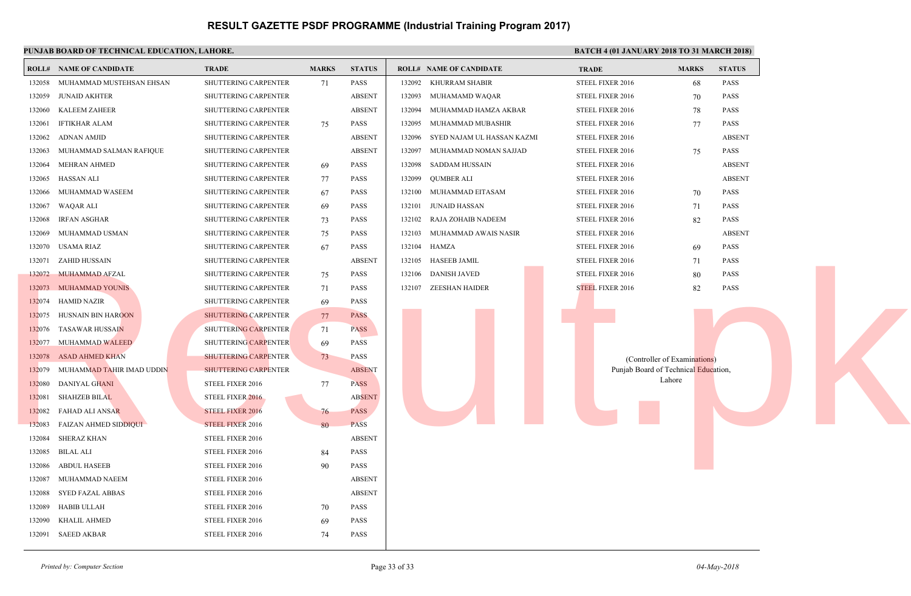# RESULT GAZETTE PSDF PROGRAMME (Industrial Training Program 2017)

**PUNJAB BOARD OF TECHNICAL EDUCATION, LAHORE.**

**BATCH 4 (01 JANUARY 2018 TO 31 MARCH 2018)**

| ROLL# | NAME OF CANDIDATE | TRADE | MARKS | STATUS |
|---|---|---|---|---|
| 132058 | MUHAMMAD MUSTEHSAN EHSAN | SHUTTERING CARPENTER | 71 | PASS |
| 132059 | JUNAID AKHTER | SHUTTERING CARPENTER | | ABSENT |
| 132060 | KALEEM ZAHEER | SHUTTERING CARPENTER | | ABSENT |
| 132061 | IFTIKHAR ALAM | SHUTTERING CARPENTER | 75 | PASS |
| 132062 | ADNAN AMJID | SHUTTERING CARPENTER | | ABSENT |
| 132063 | MUHAMMAD SALMAN RAFIQUE | SHUTTERING CARPENTER | | ABSENT |
| 132064 | MEHRAN AHMED | SHUTTERING CARPENTER | 69 | PASS |
| 132065 | HASSAN ALI | SHUTTERING CARPENTER | 77 | PASS |
| 132066 | MUHAMMAD WASEEM | SHUTTERING CARPENTER | 67 | PASS |
| 132067 | WAQAR ALI | SHUTTERING CARPENTER | 69 | PASS |
| 132068 | IRFAN ASGHAR | SHUTTERING CARPENTER | 73 | PASS |
| 132069 | MUHAMMAD USMAN | SHUTTERING CARPENTER | 75 | PASS |
| 132070 | USAMA RIAZ | SHUTTERING CARPENTER | 67 | PASS |
| 132071 | ZAHID HUSSAIN | SHUTTERING CARPENTER | | ABSENT |
| 132072 | MUHAMMAD AFZAL | SHUTTERING CARPENTER | 75 | PASS |
| 132073 | MUHAMMAD YOUNIS | SHUTTERING CARPENTER | 71 | PASS |
| 132074 | HAMID NAZIR | SHUTTERING CARPENTER | 69 | PASS |
| 132075 | HUSNAIN BIN HAROON | SHUTTERING CARPENTER | 77 | PASS |
| 132076 | TASAWAR HUSSAIN | SHUTTERING CARPENTER | 71 | PASS |
| 132077 | MUHAMMAD WALEED | SHUTTERING CARPENTER | 69 | PASS |
| 132078 | ASAD AHMED KHAN | SHUTTERING CARPENTER | 73 | PASS |
| 132079 | MUHAMMAD TAHIR IMAD UDDIN | SHUTTERING CARPENTER | | ABSENT |
| 132080 | DANIYAL GHANI | STEEL FIXER 2016 | 77 | PASS |
| 132081 | SHAHZEB BILAL | STEEL FIXER 2016 | | ABSENT |
| 132082 | FAHAD ALI ANSAR | STEEL FIXER 2016 | 76 | PASS |
| 132083 | FAIZAN AHMED SIDDIQUI | STEEL FIXER 2016 | 80 | PASS |
| 132084 | SHERAZ KHAN | STEEL FIXER 2016 | | ABSENT |
| 132085 | BILAL ALI | STEEL FIXER 2016 | 84 | PASS |
| 132086 | ABDUL HASEEB | STEEL FIXER 2016 | 90 | PASS |
| 132087 | MUHAMMAD NAEEM | STEEL FIXER 2016 | | ABSENT |
| 132088 | SYED FAZAL ABBAS | STEEL FIXER 2016 | | ABSENT |
| 132089 | HABIB ULLAH | STEEL FIXER 2016 | 70 | PASS |
| 132090 | KHALIL AHMED | STEEL FIXER 2016 | 69 | PASS |
| 132091 | SAEED AKBAR | STEEL FIXER 2016 | 74 | PASS |
| 132092 | KHURRAM SHABIR | STEEL FIXER 2016 | 68 | PASS |
| 132093 | MUHAMAMD WAQAR | STEEL FIXER 2016 | 70 | PASS |
| 132094 | MUHAMMAD HAMZA AKBAR | STEEL FIXER 2016 | 78 | PASS |
| 132095 | MUHAMMAD MUBASHIR | STEEL FIXER 2016 | 77 | PASS |
| 132096 | SYED NAJAM UL HASSAN KAZMI | STEEL FIXER 2016 | | ABSENT |
| 132097 | MUHAMMAD NOMAN SAJJAD | STEEL FIXER 2016 | 75 | PASS |
| 132098 | SADDAM HUSSAIN | STEEL FIXER 2016 | | ABSENT |
| 132099 | QUMBER ALI | STEEL FIXER 2016 | | ABSENT |
| 132100 | MUHAMMAD EITASAM | STEEL FIXER 2016 | 70 | PASS |
| 132101 | JUNAID HASSAN | STEEL FIXER 2016 | 71 | PASS |
| 132102 | RAJA ZOHAIB NADEEM | STEEL FIXER 2016 | 82 | PASS |
| 132103 | MUHAMMAD AWAIS NASIR | STEEL FIXER 2016 | | ABSENT |
| 132104 | HAMZA | STEEL FIXER 2016 | 69 | PASS |
| 132105 | HASEEB JAMIL | STEEL FIXER 2016 | 71 | PASS |
| 132106 | DANISH JAVED | STEEL FIXER 2016 | 80 | PASS |
| 132107 | ZEESHAN HAIDER | STEEL FIXER 2016 | 82 | PASS |

(Controller of Examinations)
Punjab Board of Technical Education,
Lahore

*Printed by: Computer Section*

*04-May-2018*